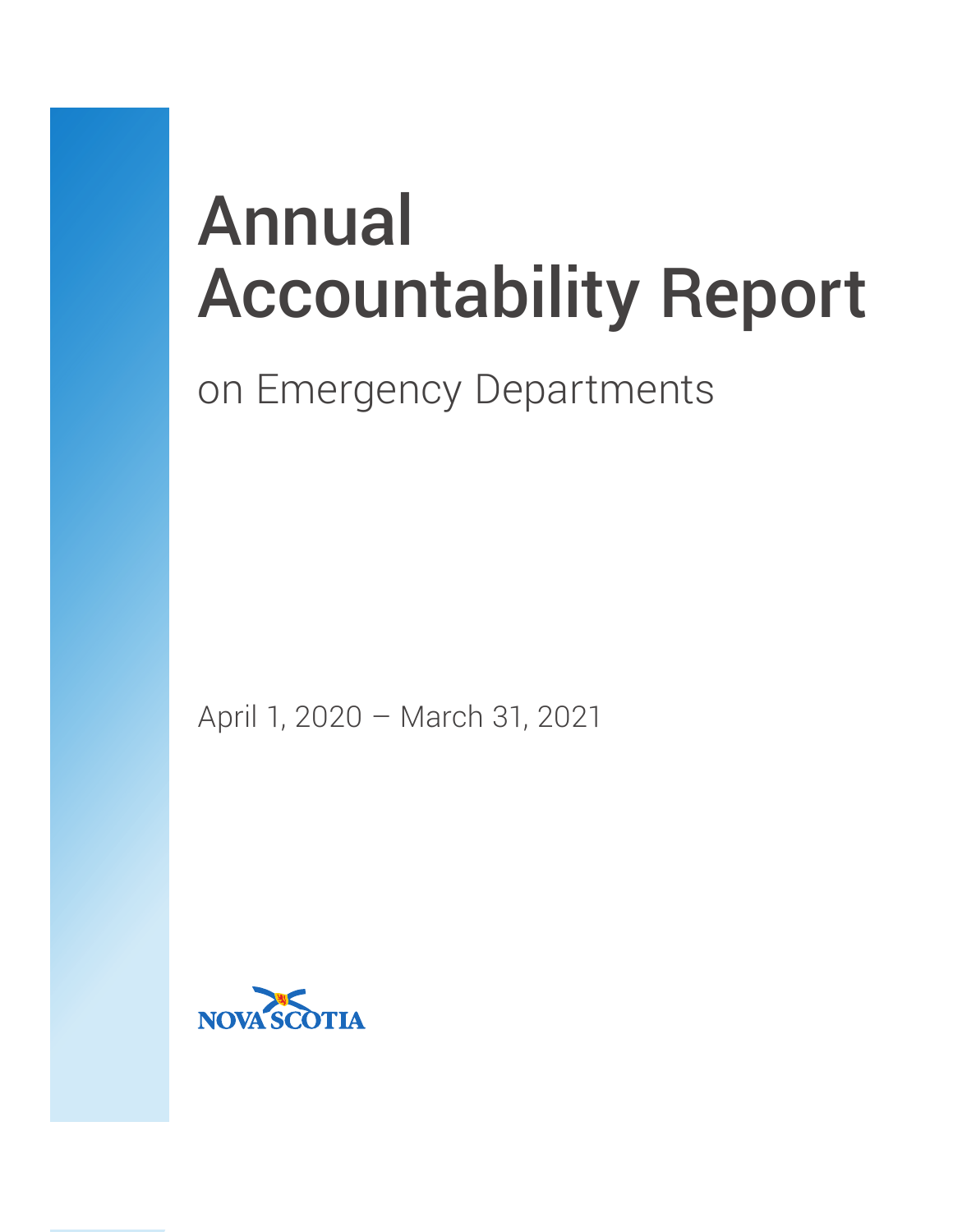# Annual Accountability Report

## on Emergency Departments

April 1, 2020 – March 31, 2021

NOVA SCOTIA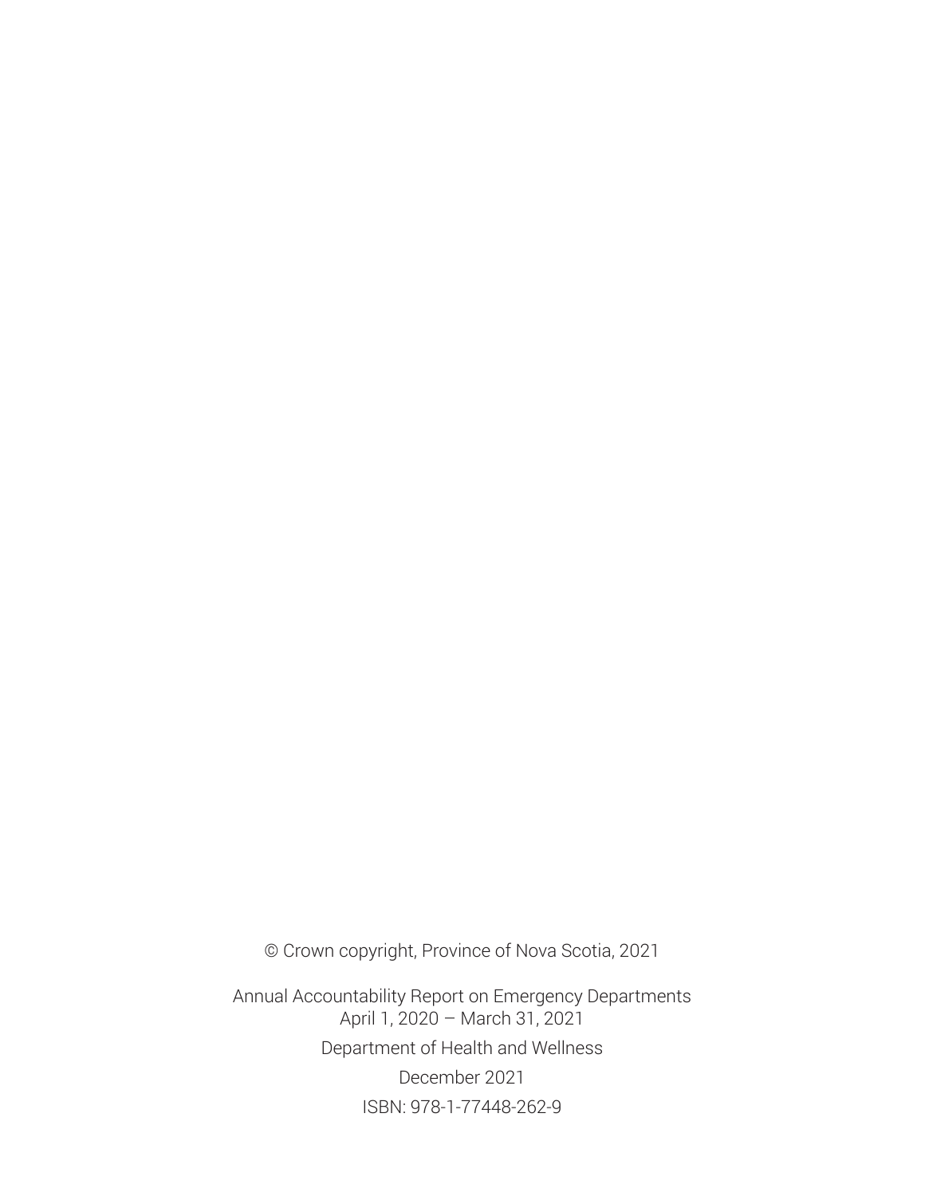© Crown copyright, Province of Nova Scotia, 2021

Annual Accountability Report on Emergency Departments
April 1, 2020 – March 31, 2021

Department of Health and Wellness

December 2021

ISBN: 978-1-77448-262-9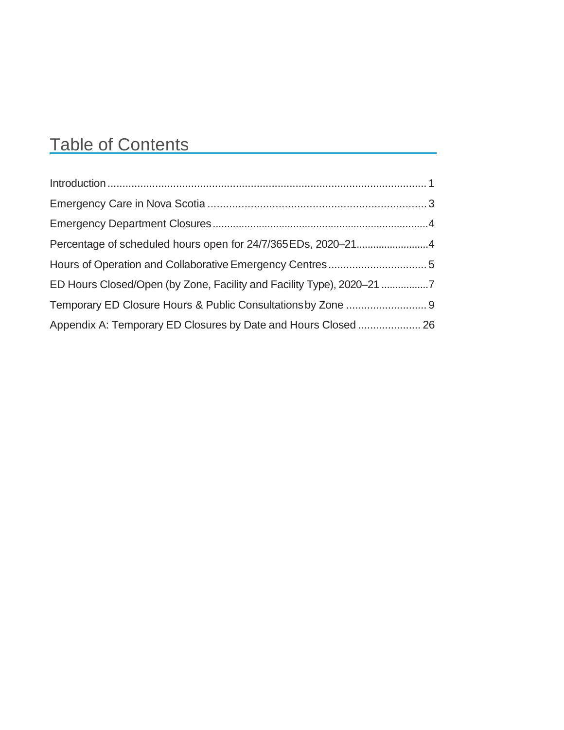# Table of Contents

Introduction .......................................................................................................... 1

Emergency Care in Nova Scotia ....................................................................... 3

Emergency Department Closures ......................................................................... 4

Percentage of scheduled hours open for 24/7/365 EDs, 2020–21 ......................... 4

Hours of Operation and Collaborative Emergency Centres ................................ 5

ED Hours Closed/Open (by Zone, Facility and Facility Type), 2020–21 ................ 7

Temporary ED Closure Hours & Public Consultations by Zone ........................... 9

Appendix A: Temporary ED Closures by Date and Hours Closed ..................... 26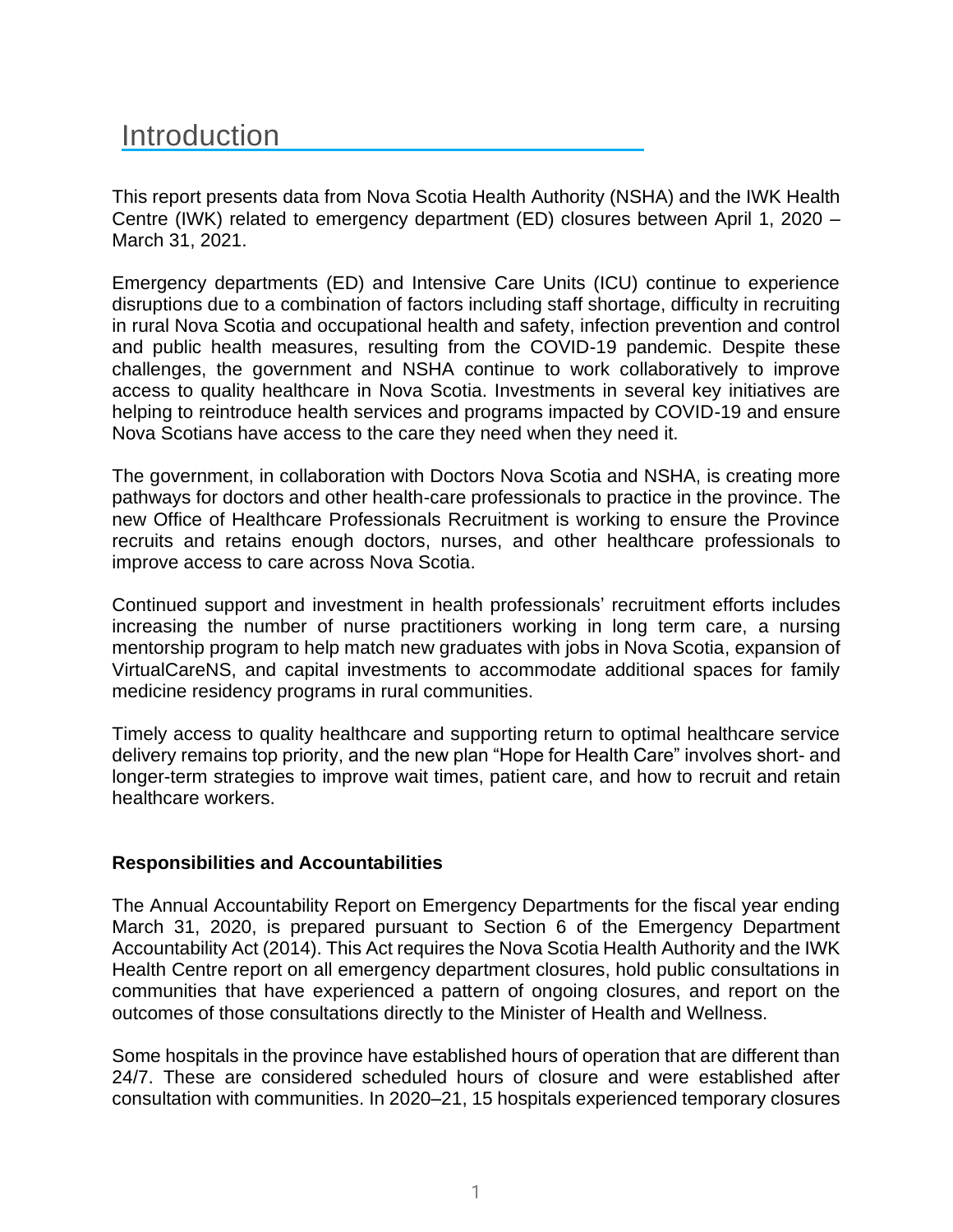# Introduction

This report presents data from Nova Scotia Health Authority (NSHA) and the IWK Health Centre (IWK) related to emergency department (ED) closures between April 1, 2020 – March 31, 2021.

Emergency departments (ED) and Intensive Care Units (ICU) continue to experience disruptions due to a combination of factors including staff shortage, difficulty in recruiting in rural Nova Scotia and occupational health and safety, infection prevention and control and public health measures, resulting from the COVID-19 pandemic. Despite these challenges, the government and NSHA continue to work collaboratively to improve access to quality healthcare in Nova Scotia. Investments in several key initiatives are helping to reintroduce health services and programs impacted by COVID-19 and ensure Nova Scotians have access to the care they need when they need it.

The government, in collaboration with Doctors Nova Scotia and NSHA, is creating more pathways for doctors and other health-care professionals to practice in the province. The new Office of Healthcare Professionals Recruitment is working to ensure the Province recruits and retains enough doctors, nurses, and other healthcare professionals to improve access to care across Nova Scotia.

Continued support and investment in health professionals' recruitment efforts includes increasing the number of nurse practitioners working in long term care, a nursing mentorship program to help match new graduates with jobs in Nova Scotia, expansion of VirtualCareNS, and capital investments to accommodate additional spaces for family medicine residency programs in rural communities.

Timely access to quality healthcare and supporting return to optimal healthcare service delivery remains top priority, and the new plan "Hope for Health Care" involves short- and longer-term strategies to improve wait times, patient care, and how to recruit and retain healthcare workers.

**Responsibilities and Accountabilities**

The Annual Accountability Report on Emergency Departments for the fiscal year ending March 31, 2020, is prepared pursuant to Section 6 of the Emergency Department Accountability Act (2014). This Act requires the Nova Scotia Health Authority and the IWK Health Centre report on all emergency department closures, hold public consultations in communities that have experienced a pattern of ongoing closures, and report on the outcomes of those consultations directly to the Minister of Health and Wellness.

Some hospitals in the province have established hours of operation that are different than 24/7. These are considered scheduled hours of closure and were established after consultation with communities. In 2020–21, 15 hospitals experienced temporary closures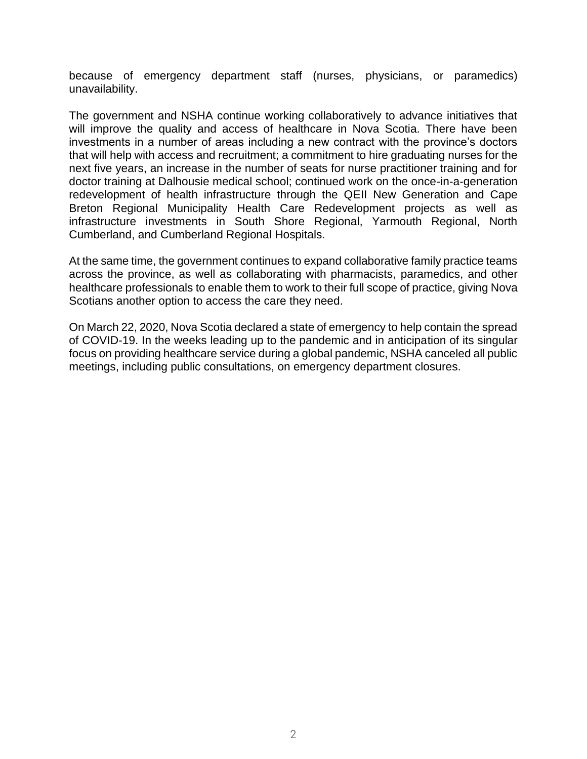because of emergency department staff (nurses, physicians, or paramedics) unavailability.

The government and NSHA continue working collaboratively to advance initiatives that will improve the quality and access of healthcare in Nova Scotia. There have been investments in a number of areas including a new contract with the province's doctors that will help with access and recruitment; a commitment to hire graduating nurses for the next five years, an increase in the number of seats for nurse practitioner training and for doctor training at Dalhousie medical school; continued work on the once-in-a-generation redevelopment of health infrastructure through the QEII New Generation and Cape Breton Regional Municipality Health Care Redevelopment projects as well as infrastructure investments in South Shore Regional, Yarmouth Regional, North Cumberland, and Cumberland Regional Hospitals.

At the same time, the government continues to expand collaborative family practice teams across the province, as well as collaborating with pharmacists, paramedics, and other healthcare professionals to enable them to work to their full scope of practice, giving Nova Scotians another option to access the care they need.

On March 22, 2020, Nova Scotia declared a state of emergency to help contain the spread of COVID-19. In the weeks leading up to the pandemic and in anticipation of its singular focus on providing healthcare service during a global pandemic, NSHA canceled all public meetings, including public consultations, on emergency department closures.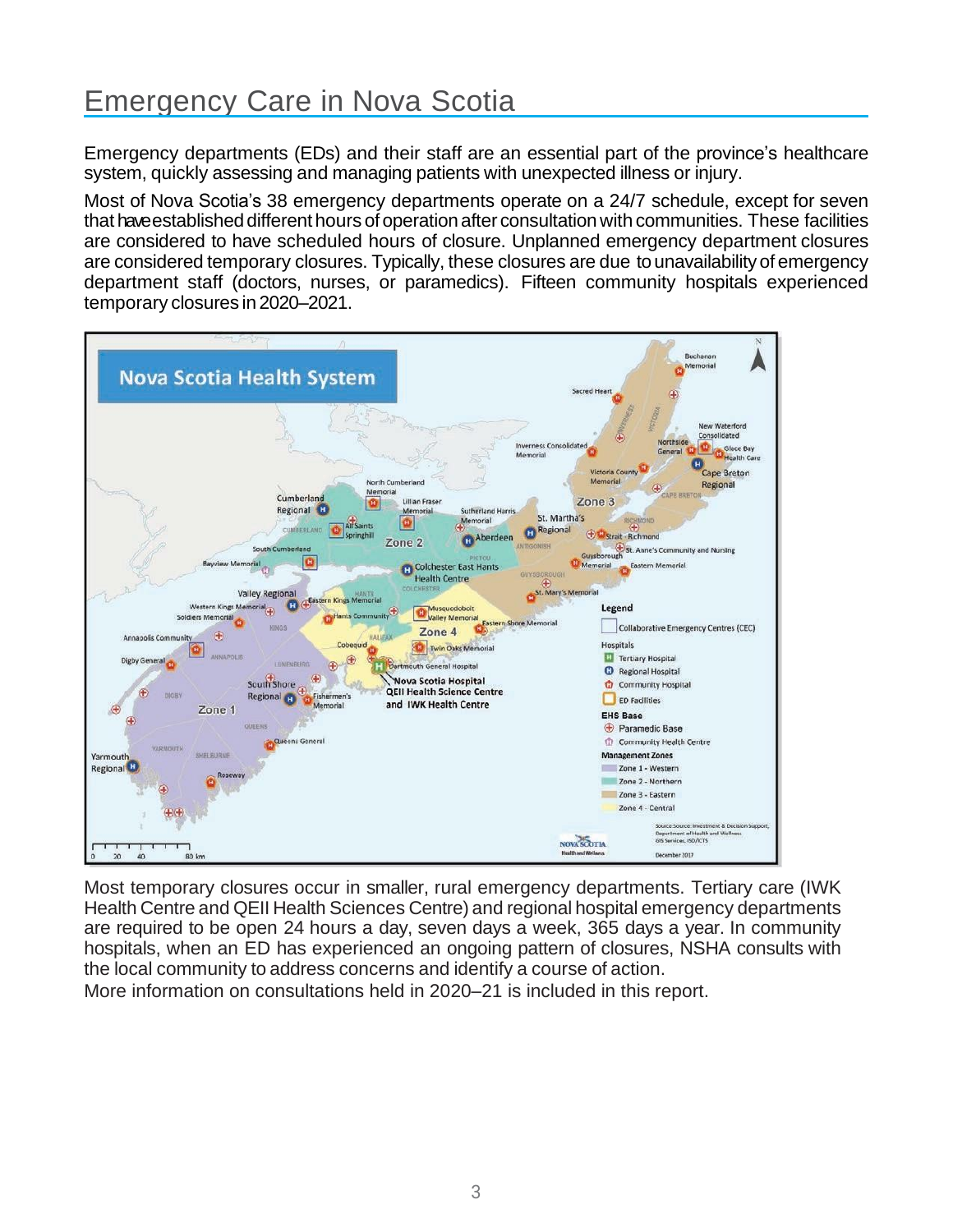# Emergency Care in Nova Scotia

Emergency departments (EDs) and their staff are an essential part of the province's healthcare system, quickly assessing and managing patients with unexpected illness or injury.

Most of Nova Scotia's 38 emergency departments operate on a 24/7 schedule, except for seven that have established different hours of operation after consultation with communities. These facilities are considered to have scheduled hours of closure. Unplanned emergency department closures are considered temporary closures. Typically, these closures are due to unavailability of emergency department staff (doctors, nurses, or paramedics). Fifteen community hospitals experienced temporary closures in 2020–2021.

Most temporary closures occur in smaller, rural emergency departments. Tertiary care (IWK Health Centre and QEII Health Sciences Centre) and regional hospital emergency departments are required to be open 24 hours a day, seven days a week, 365 days a year. In community hospitals, when an ED has experienced an ongoing pattern of closures, NSHA consults with the local community to address concerns and identify a course of action.

More information on consultations held in 2020–21 is included in this report.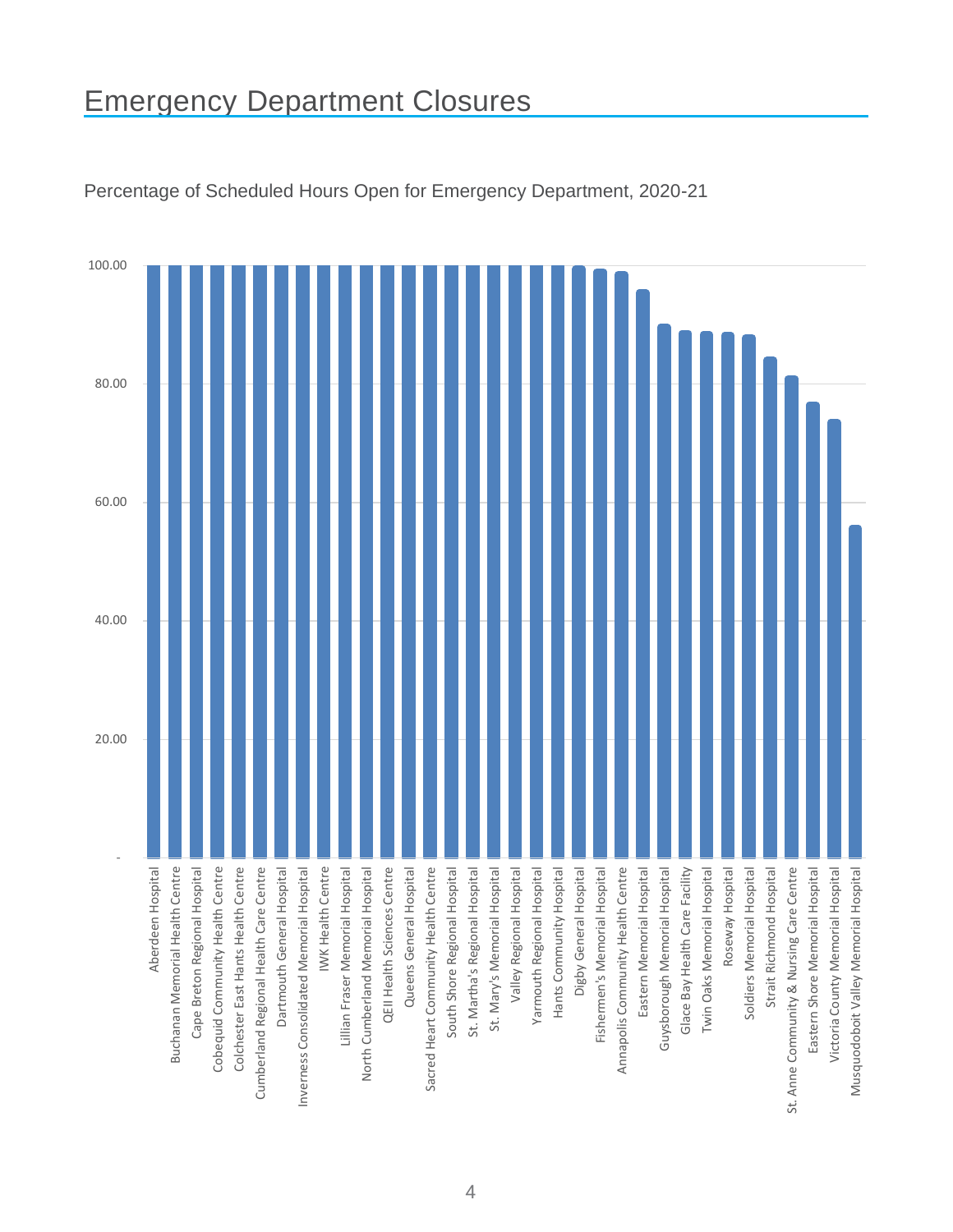# Emergency Department Closures

Percentage of Scheduled Hours Open for Emergency Department, 2020-21

| Facility | Percentage (approx.) |
| --- | --- |
| Aberdeen Hospital | 100.00 |
| Buchanan Memorial Health Centre | 100.00 |
| Cape Breton Regional Hospital | 100.00 |
| Cobequid Community Health Centre | 100.00 |
| Colchester East Hants Health Centre | 100.00 |
| Cumberland Regional Health Care Centre | 100.00 |
| Dartmouth General Hospital | 100.00 |
| Inverness Consolidated Memorial Hospital | 100.00 |
| IWK Health Centre | 100.00 |
| Lillian Fraser Memorial Hospital | 100.00 |
| North Cumberland Memorial Hospital | 100.00 |
| QEII Health Sciences Centre | 100.00 |
| Queens General Hospital | 100.00 |
| Sacred Heart Community Health Centre | 100.00 |
| South Shore Regional Hospital | 100.00 |
| St. Martha's Regional Hospital | 100.00 |
| St. Mary's Memorial Hospital | 100.00 |
| Valley Regional Hospital | 100.00 |
| Yarmouth Regional Hospital | 100.00 |
| Hants Community Hospital | 100.00 |
| Digby General Hospital | ~100 |
| Fishermen's Memorial Hospital | ~99.5 |
| Annapolis Community Health Centre | ~99 |
| Eastern Memorial Hospital | ~96 |
| Guysborough Memorial Hospital | ~90 |
| Glace Bay Health Care Facility | ~89 |
| Twin Oaks Memorial Hospital | ~89 |
| Roseway Hospital | ~88.5 |
| Soldiers Memorial Hospital | ~88 |
| Strait Richmond Hospital | ~84.5 |
| St. Anne Community & Nursing Care Centre | ~81 |
| Eastern Shore Memorial Hospital | ~77 |
| Victoria County Memorial Hospital | ~74 |
| Musquodoboit Valley Memorial Hospital | ~56 |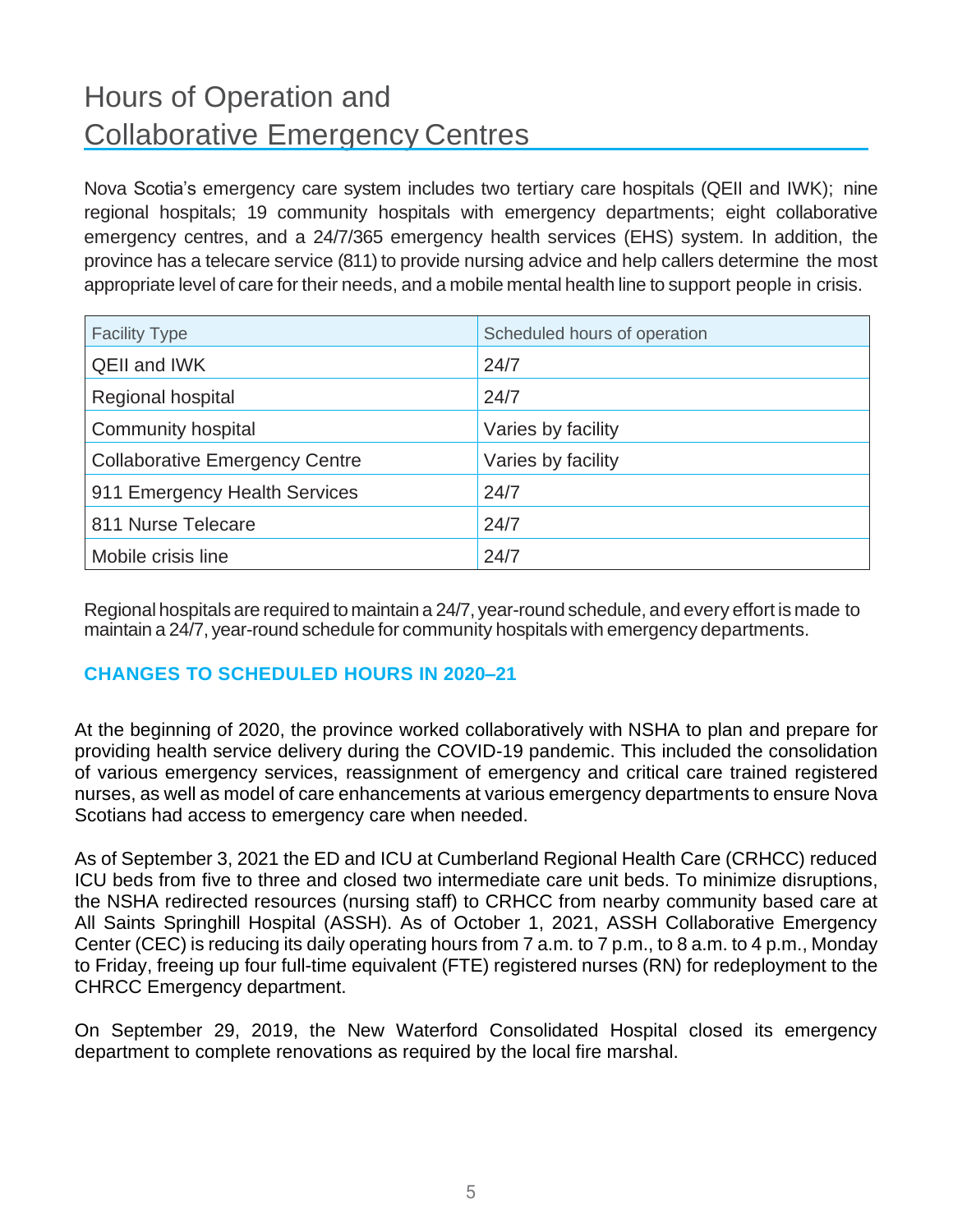# Hours of Operation and Collaborative Emergency Centres

Nova Scotia's emergency care system includes two tertiary care hospitals (QEII and IWK); nine regional hospitals; 19 community hospitals with emergency departments; eight collaborative emergency centres, and a 24/7/365 emergency health services (EHS) system. In addition, the province has a telecare service (811) to provide nursing advice and help callers determine the most appropriate level of care for their needs, and a mobile mental health line to support people in crisis.

| Facility Type | Scheduled hours of operation |
|---|---|
| QEII and IWK | 24/7 |
| Regional hospital | 24/7 |
| Community hospital | Varies by facility |
| Collaborative Emergency Centre | Varies by facility |
| 911 Emergency Health Services | 24/7 |
| 811 Nurse Telecare | 24/7 |
| Mobile crisis line | 24/7 |

Regional hospitals are required to maintain a 24/7, year-round schedule, and every effort is made to maintain a 24/7, year-round schedule for community hospitals with emergency departments.

### CHANGES TO SCHEDULED HOURS IN 2020–21

At the beginning of 2020, the province worked collaboratively with NSHA to plan and prepare for providing health service delivery during the COVID-19 pandemic. This included the consolidation of various emergency services, reassignment of emergency and critical care trained registered nurses, as well as model of care enhancements at various emergency departments to ensure Nova Scotians had access to emergency care when needed.

As of September 3, 2021 the ED and ICU at Cumberland Regional Health Care (CRHCC) reduced ICU beds from five to three and closed two intermediate care unit beds. To minimize disruptions, the NSHA redirected resources (nursing staff) to CRHCC from nearby community based care at All Saints Springhill Hospital (ASSH). As of October 1, 2021, ASSH Collaborative Emergency Center (CEC) is reducing its daily operating hours from 7 a.m. to 7 p.m., to 8 a.m. to 4 p.m., Monday to Friday, freeing up four full-time equivalent (FTE) registered nurses (RN) for redeployment to the CHRCC Emergency department.

On September 29, 2019, the New Waterford Consolidated Hospital closed its emergency department to complete renovations as required by the local fire marshal.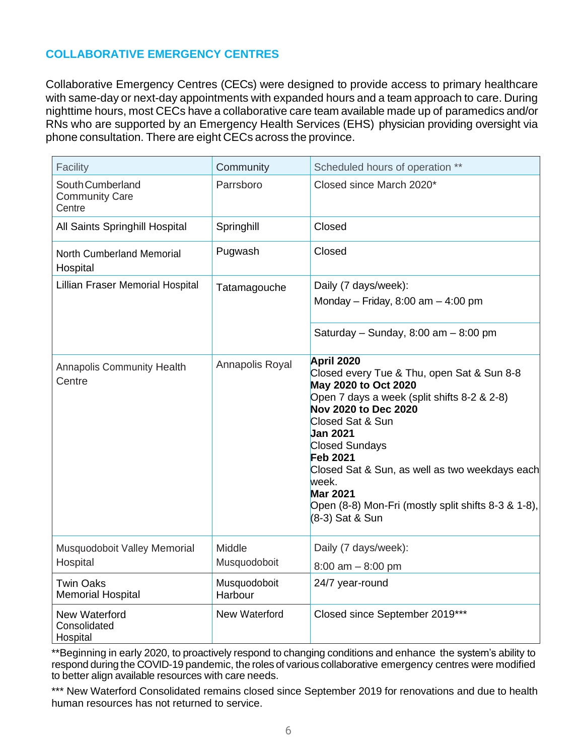## COLLABORATIVE EMERGENCY CENTRES

Collaborative Emergency Centres (CECs) were designed to provide access to primary healthcare with same-day or next-day appointments with expanded hours and a team approach to care. During nighttime hours, most CECs have a collaborative care team available made up of paramedics and/or RNs who are supported by an Emergency Health Services (EHS) physician providing oversight via phone consultation. There are eight CECs across the province.

| Facility | Community | Scheduled hours of operation ** |
|---|---|---|
| South Cumberland Community Care Centre | Parrsboro | Closed since March 2020* |
| All Saints Springhill Hospital | Springhill | Closed |
| North Cumberland Memorial Hospital | Pugwash | Closed |
| Lillian Fraser Memorial Hospital | Tatamagouche | Daily (7 days/week):<br>Monday – Friday, 8:00 am – 4:00 pm<br>Saturday – Sunday, 8:00 am – 8:00 pm |
| Annapolis Community Health Centre | Annapolis Royal | **April 2020**<br>Closed every Tue & Thu, open Sat & Sun 8-8<br>**May 2020 to Oct 2020**<br>Open 7 days a week (split shifts 8-2 & 2-8)<br>**Nov 2020 to Dec 2020**<br>Closed Sat & Sun<br>**Jan 2021**<br>Closed Sundays<br>**Feb 2021**<br>Closed Sat & Sun, as well as two weekdays each week.<br>**Mar 2021**<br>Open (8-8) Mon-Fri (mostly split shifts 8-3 & 1-8), (8-3) Sat & Sun |
| Musquodoboit Valley Memorial Hospital | Middle Musquodoboit | Daily (7 days/week):<br>8:00 am – 8:00 pm |
| Twin Oaks Memorial Hospital | Musquodoboit Harbour | 24/7 year-round |
| New Waterford Consolidated Hospital | New Waterford | Closed since September 2019*** |

**Beginning in early 2020, to proactively respond to changing conditions and enhance the system's ability to respond during the COVID-19 pandemic, the roles of various collaborative emergency centres were modified to better align available resources with care needs.

*** New Waterford Consolidated remains closed since September 2019 for renovations and due to health human resources has not returned to service.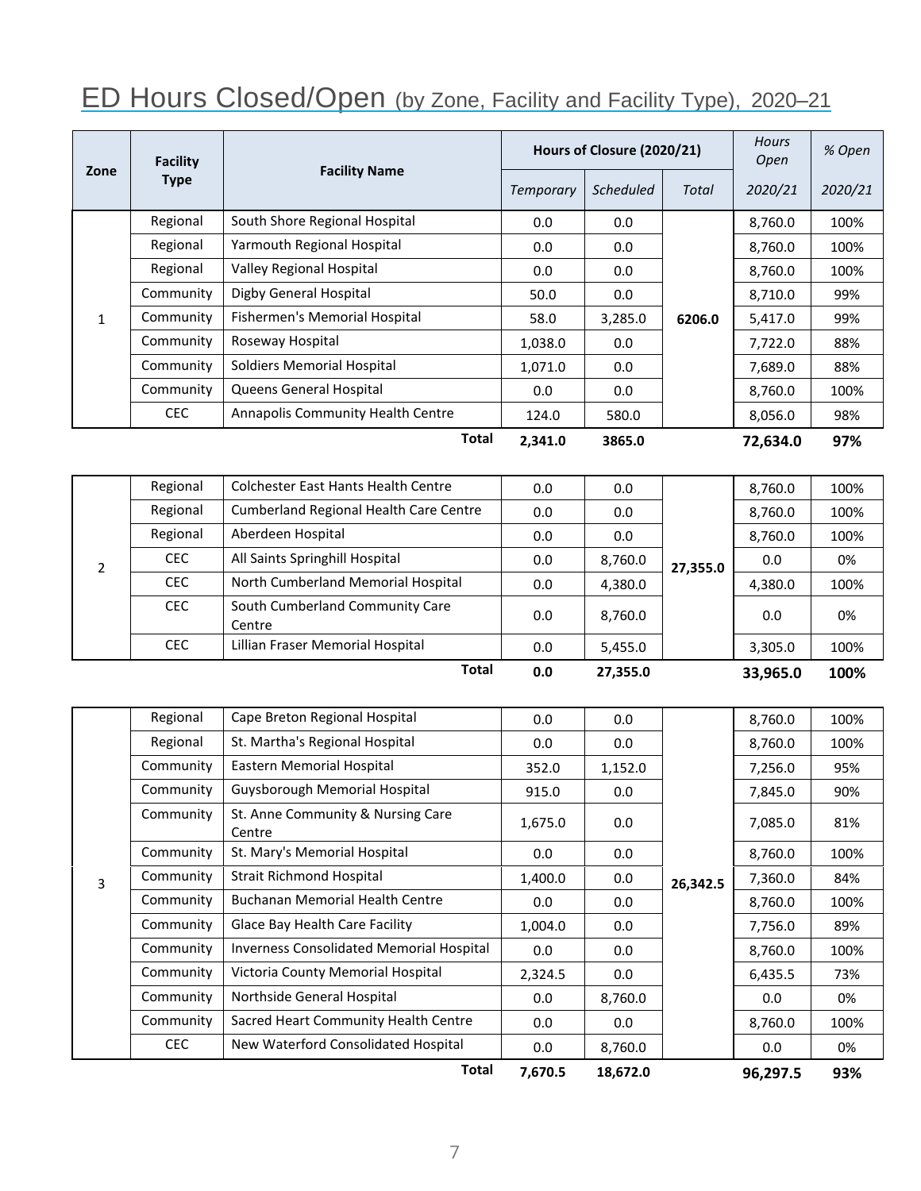# ED Hours Closed/Open (by Zone, Facility and Facility Type), 2020–21

| Zone | Facility Type | Facility Name | Hours of Closure (2020/21) | | | Hours Open | % Open |
|---|---|---|---|---|---|---|---|
| | | | *Temporary* | *Scheduled* | *Total* | *2020/21* | *2020/21* |
| 1 | Regional | South Shore Regional Hospital | 0.0 | 0.0 | **6206.0** | 8,760.0 | 100% |
| | Regional | Yarmouth Regional Hospital | 0.0 | 0.0 | | 8,760.0 | 100% |
| | Regional | Valley Regional Hospital | 0.0 | 0.0 | | 8,760.0 | 100% |
| | Community | Digby General Hospital | 50.0 | 0.0 | | 8,710.0 | 99% |
| | Community | Fishermen's Memorial Hospital | 58.0 | 3,285.0 | | 5,417.0 | 99% |
| | Community | Roseway Hospital | 1,038.0 | 0.0 | | 7,722.0 | 88% |
| | Community | Soldiers Memorial Hospital | 1,071.0 | 0.0 | | 7,689.0 | 88% |
| | Community | Queens General Hospital | 0.0 | 0.0 | | 8,760.0 | 100% |
| | CEC | Annapolis Community Health Centre | 124.0 | 580.0 | | 8,056.0 | 98% |
| | | **Total** | **2,341.0** | **3865.0** | | **72,634.0** | **97%** |
| 2 | Regional | Colchester East Hants Health Centre | 0.0 | 0.0 | **27,355.0** | 8,760.0 | 100% |
| | Regional | Cumberland Regional Health Care Centre | 0.0 | 0.0 | | 8,760.0 | 100% |
| | Regional | Aberdeen Hospital | 0.0 | 0.0 | | 8,760.0 | 100% |
| | CEC | All Saints Springhill Hospital | 0.0 | 8,760.0 | | 0.0 | 0% |
| | CEC | North Cumberland Memorial Hospital | 0.0 | 4,380.0 | | 4,380.0 | 100% |
| | CEC | South Cumberland Community Care Centre | 0.0 | 8,760.0 | | 0.0 | 0% |
| | CEC | Lillian Fraser Memorial Hospital | 0.0 | 5,455.0 | | 3,305.0 | 100% |
| | | **Total** | **0.0** | **27,355.0** | | **33,965.0** | **100%** |
| 3 | Regional | Cape Breton Regional Hospital | 0.0 | 0.0 | **26,342.5** | 8,760.0 | 100% |
| | Regional | St. Martha's Regional Hospital | 0.0 | 0.0 | | 8,760.0 | 100% |
| | Community | Eastern Memorial Hospital | 352.0 | 1,152.0 | | 7,256.0 | 95% |
| | Community | Guysborough Memorial Hospital | 915.0 | 0.0 | | 7,845.0 | 90% |
| | Community | St. Anne Community & Nursing Care Centre | 1,675.0 | 0.0 | | 7,085.0 | 81% |
| | Community | St. Mary's Memorial Hospital | 0.0 | 0.0 | | 8,760.0 | 100% |
| | Community | Strait Richmond Hospital | 1,400.0 | 0.0 | | 7,360.0 | 84% |
| | Community | Buchanan Memorial Health Centre | 0.0 | 0.0 | | 8,760.0 | 100% |
| | Community | Glace Bay Health Care Facility | 1,004.0 | 0.0 | | 7,756.0 | 89% |
| | Community | Inverness Consolidated Memorial Hospital | 0.0 | 0.0 | | 8,760.0 | 100% |
| | Community | Victoria County Memorial Hospital | 2,324.5 | 0.0 | | 6,435.5 | 73% |
| | Community | Northside General Hospital | 0.0 | 8,760.0 | | 0.0 | 0% |
| | Community | Sacred Heart Community Health Centre | 0.0 | 0.0 | | 8,760.0 | 100% |
| | CEC | New Waterford Consolidated Hospital | 0.0 | 8,760.0 | | 0.0 | 0% |
| | | **Total** | **7,670.5** | **18,672.0** | | **96,297.5** | **93%** |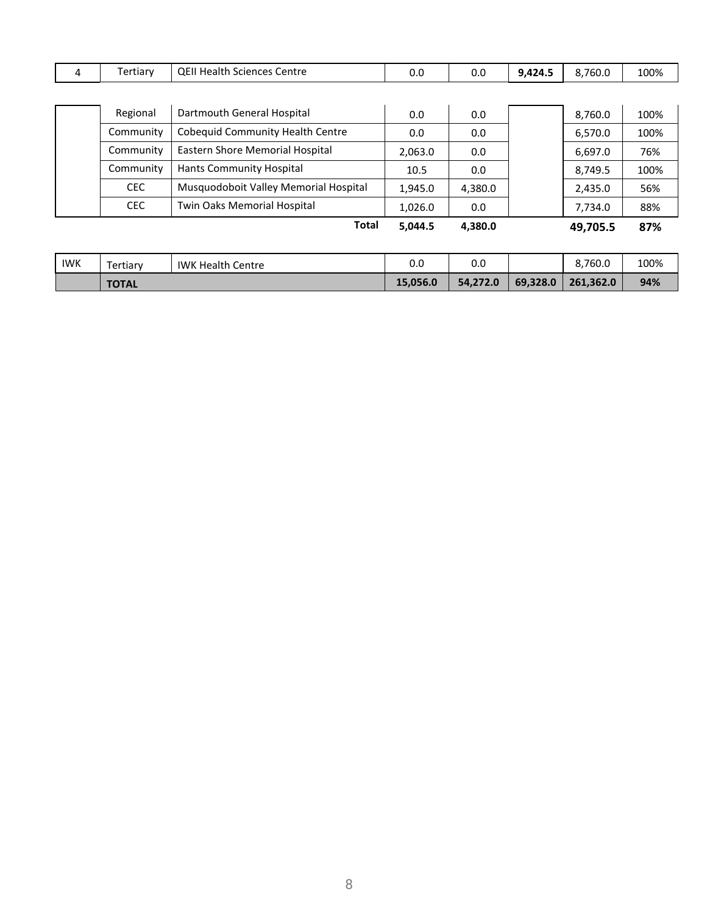| 4 | Tertiary | QEII Health Sciences Centre | 0.0 | 0.0 | **9,424.5** | 8,760.0 | 100% |
|---|---|---|---|---|---|---|---|
| | Regional | Dartmouth General Hospital | 0.0 | 0.0 | | 8,760.0 | 100% |
| | Community | Cobequid Community Health Centre | 0.0 | 0.0 | | 6,570.0 | 100% |
| | Community | Eastern Shore Memorial Hospital | 2,063.0 | 0.0 | | 6,697.0 | 76% |
| | Community | Hants Community Hospital | 10.5 | 0.0 | | 8,749.5 | 100% |
| | CEC | Musquodoboit Valley Memorial Hospital | 1,945.0 | 4,380.0 | | 2,435.0 | 56% |
| | CEC | Twin Oaks Memorial Hospital | 1,026.0 | 0.0 | | 7,734.0 | 88% |
| | | **Total** | **5,044.5** | **4,380.0** | | **49,705.5** | **87%** |
| IWK | Tertiary | IWK Health Centre | 0.0 | 0.0 | | 8,760.0 | 100% |
| | **TOTAL** | | **15,056.0** | **54,272.0** | **69,328.0** | **261,362.0** | **94%** |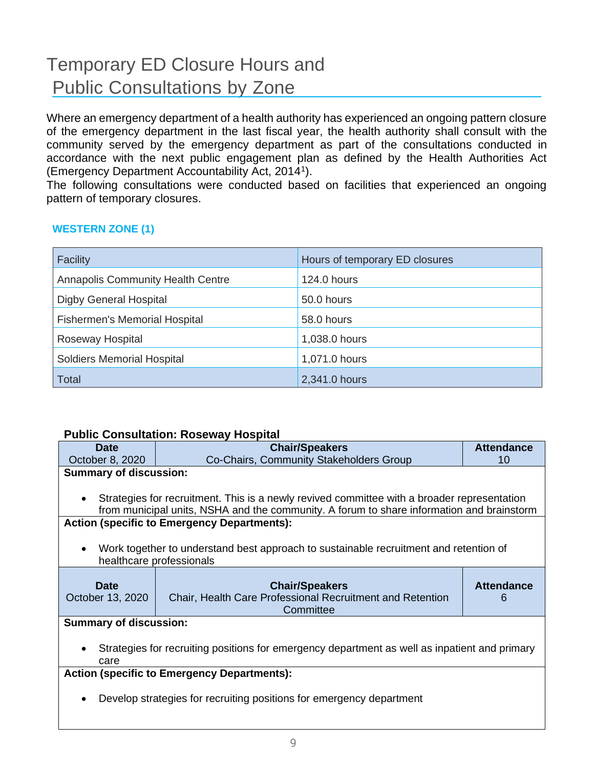# Temporary ED Closure Hours and Public Consultations by Zone

Where an emergency department of a health authority has experienced an ongoing pattern closure of the emergency department in the last fiscal year, the health authority shall consult with the community served by the emergency department as part of the consultations conducted in accordance with the next public engagement plan as defined by the Health Authorities Act (Emergency Department Accountability Act, 2014[1]).

The following consultations were conducted based on facilities that experienced an ongoing pattern of temporary closures.

### WESTERN ZONE (1)

| Facility | Hours of temporary ED closures |
|---|---|
| Annapolis Community Health Centre | 124.0 hours |
| Digby General Hospital | 50.0 hours |
| Fishermen's Memorial Hospital | 58.0 hours |
| Roseway Hospital | 1,038.0 hours |
| Soldiers Memorial Hospital | 1,071.0 hours |
| Total | 2,341.0 hours |

**Public Consultation: Roseway Hospital**

| Date | Chair/Speakers | Attendance |
|---|---|---|
| October 8, 2020 | Co-Chairs, Community Stakeholders Group | 10 |

**Summary of discussion:**

- Strategies for recruitment. This is a newly revived committee with a broader representation from municipal units, NSHA and the community. A forum to share information and brainstorm

**Action (specific to Emergency Departments):**

- Work together to understand best approach to sustainable recruitment and retention of healthcare professionals

| Date | Chair/Speakers | Attendance |
|---|---|---|
| October 13, 2020 | Chair, Health Care Professional Recruitment and Retention Committee | 6 |

**Summary of discussion:**

- Strategies for recruiting positions for emergency department as well as inpatient and primary care

**Action (specific to Emergency Departments):**

- Develop strategies for recruiting positions for emergency department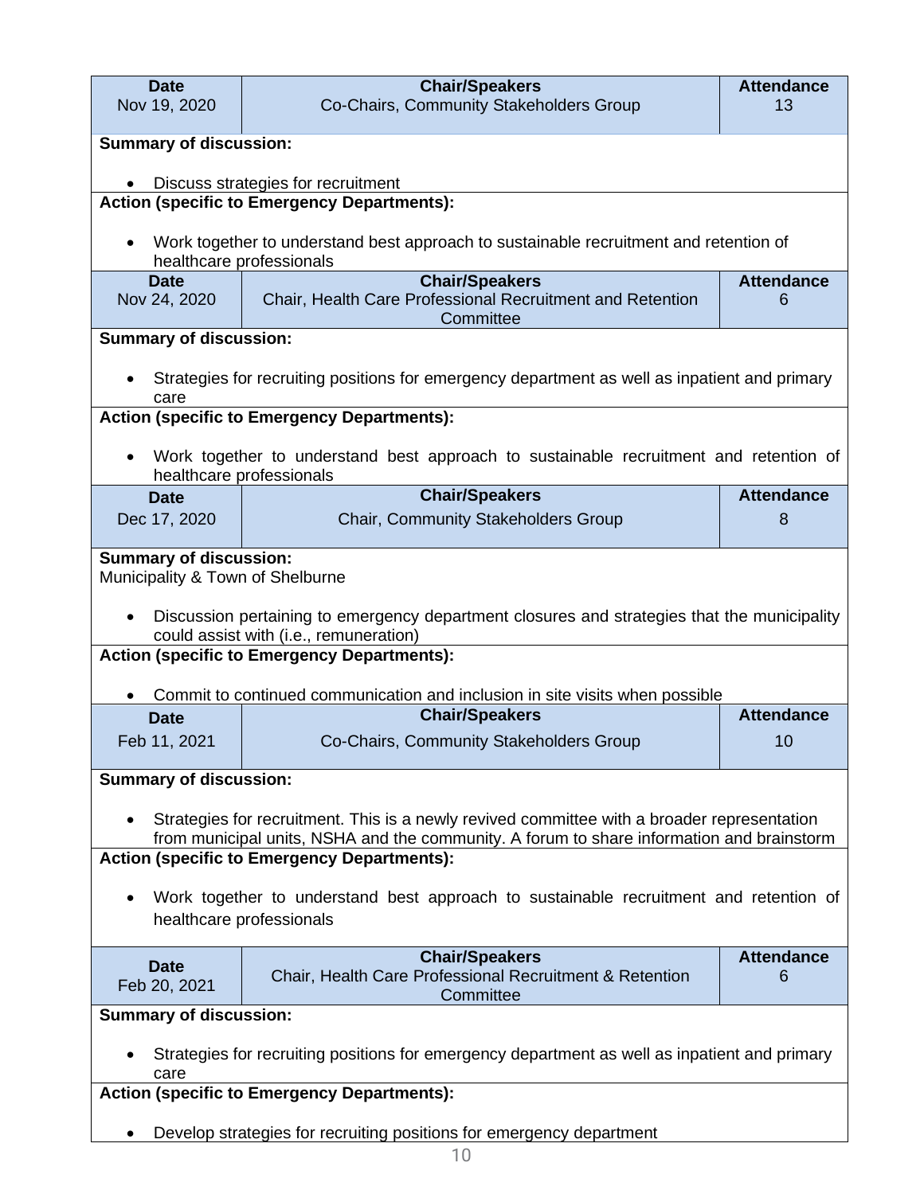| Date | Chair/Speakers | Attendance |
|---|---|---|
| Nov 19, 2020 | Co-Chairs, Community Stakeholders Group | 13 |

**Summary of discussion:**

- Discuss strategies for recruitment

**Action (specific to Emergency Departments):**

- Work together to understand best approach to sustainable recruitment and retention of healthcare professionals

| Date | Chair/Speakers | Attendance |
|---|---|---|
| Nov 24, 2020 | Chair, Health Care Professional Recruitment and Retention Committee | 6 |

**Summary of discussion:**

- Strategies for recruiting positions for emergency department as well as inpatient and primary care

**Action (specific to Emergency Departments):**

- Work together to understand best approach to sustainable recruitment and retention of healthcare professionals

| Date | Chair/Speakers | Attendance |
|---|---|---|
| Dec 17, 2020 | Chair, Community Stakeholders Group | 8 |

**Summary of discussion:**
Municipality & Town of Shelburne

- Discussion pertaining to emergency department closures and strategies that the municipality could assist with (i.e., remuneration)

**Action (specific to Emergency Departments):**

- Commit to continued communication and inclusion in site visits when possible

| Date | Chair/Speakers | Attendance |
|---|---|---|
| Feb 11, 2021 | Co-Chairs, Community Stakeholders Group | 10 |

**Summary of discussion:**

- Strategies for recruitment. This is a newly revived committee with a broader representation from municipal units, NSHA and the community. A forum to share information and brainstorm

**Action (specific to Emergency Departments):**

- Work together to understand best approach to sustainable recruitment and retention of healthcare professionals

| Date | Chair/Speakers | Attendance |
|---|---|---|
| Feb 20, 2021 | Chair, Health Care Professional Recruitment & Retention Committee | 6 |

**Summary of discussion:**

- Strategies for recruiting positions for emergency department as well as inpatient and primary care

**Action (specific to Emergency Departments):**

- Develop strategies for recruiting positions for emergency department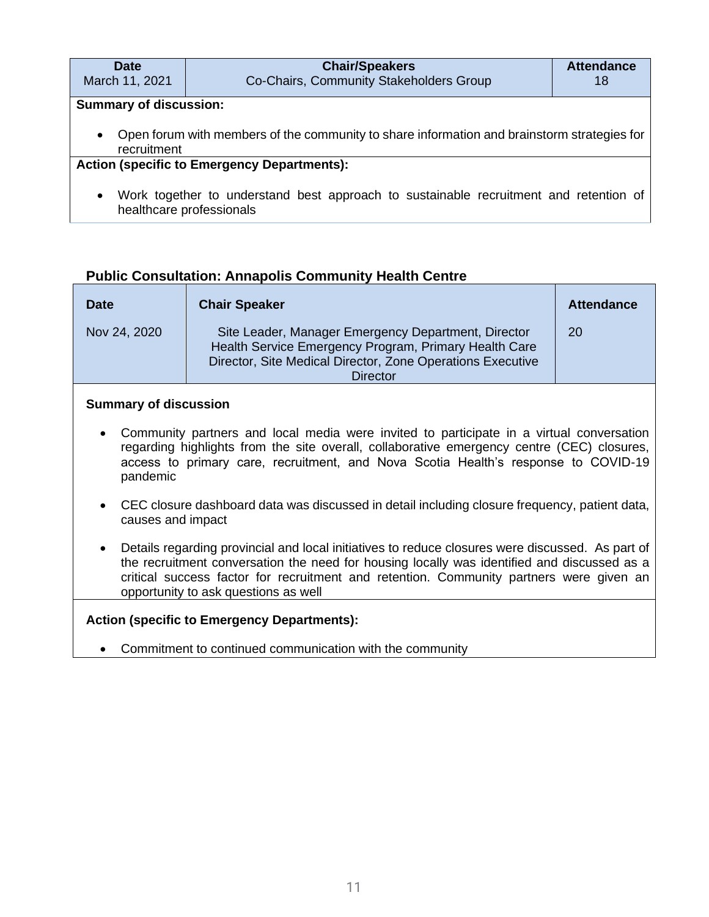| Date | Chair/Speakers | Attendance |
|---|---|---|
| March 11, 2021 | Co-Chairs, Community Stakeholders Group | 18 |

**Summary of discussion:**

- Open forum with members of the community to share information and brainstorm strategies for recruitment

**Action (specific to Emergency Departments):**

- Work together to understand best approach to sustainable recruitment and retention of healthcare professionals

### Public Consultation: Annapolis Community Health Centre

| Date | Chair Speaker | Attendance |
|---|---|---|
| Nov 24, 2020 | Site Leader, Manager Emergency Department, Director Health Service Emergency Program, Primary Health Care Director, Site Medical Director, Zone Operations Executive Director | 20 |

**Summary of discussion**

- Community partners and local media were invited to participate in a virtual conversation regarding highlights from the site overall, collaborative emergency centre (CEC) closures, access to primary care, recruitment, and Nova Scotia Health's response to COVID-19 pandemic
- CEC closure dashboard data was discussed in detail including closure frequency, patient data, causes and impact
- Details regarding provincial and local initiatives to reduce closures were discussed. As part of the recruitment conversation the need for housing locally was identified and discussed as a critical success factor for recruitment and retention. Community partners were given an opportunity to ask questions as well

**Action (specific to Emergency Departments):**

- Commitment to continued communication with the community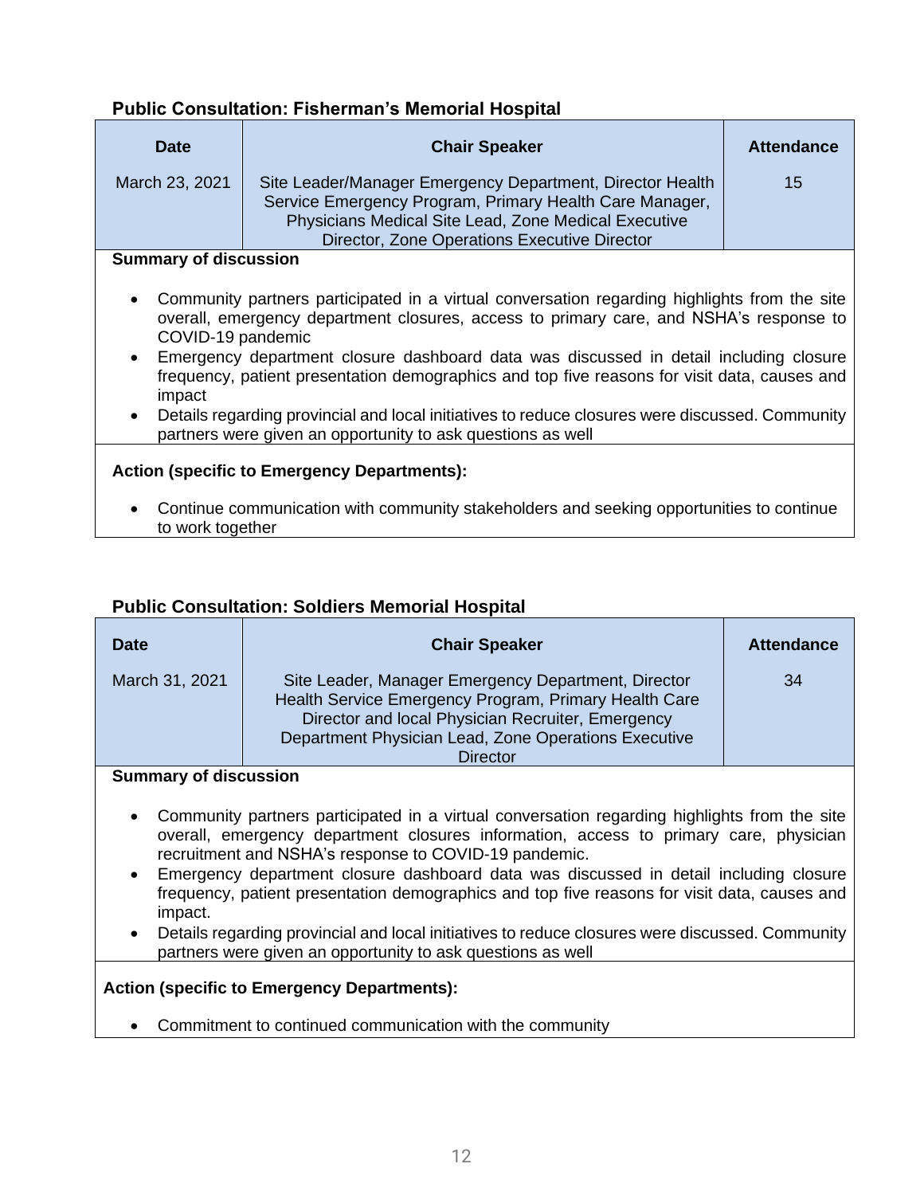### Public Consultation: Fisherman's Memorial Hospital

| Date | Chair Speaker | Attendance |
|---|---|---|
| March 23, 2021 | Site Leader/Manager Emergency Department, Director Health Service Emergency Program, Primary Health Care Manager, Physicians Medical Site Lead, Zone Medical Executive Director, Zone Operations Executive Director | 15 |

**Summary of discussion**

- Community partners participated in a virtual conversation regarding highlights from the site overall, emergency department closures, access to primary care, and NSHA's response to COVID-19 pandemic
- Emergency department closure dashboard data was discussed in detail including closure frequency, patient presentation demographics and top five reasons for visit data, causes and impact
- Details regarding provincial and local initiatives to reduce closures were discussed. Community partners were given an opportunity to ask questions as well

**Action (specific to Emergency Departments):**

- Continue communication with community stakeholders and seeking opportunities to continue to work together

### Public Consultation: Soldiers Memorial Hospital

| Date | Chair Speaker | Attendance |
|---|---|---|
| March 31, 2021 | Site Leader, Manager Emergency Department, Director Health Service Emergency Program, Primary Health Care Director and local Physician Recruiter, Emergency Department Physician Lead, Zone Operations Executive Director | 34 |

**Summary of discussion**

- Community partners participated in a virtual conversation regarding highlights from the site overall, emergency department closures information, access to primary care, physician recruitment and NSHA's response to COVID-19 pandemic.
- Emergency department closure dashboard data was discussed in detail including closure frequency, patient presentation demographics and top five reasons for visit data, causes and impact.
- Details regarding provincial and local initiatives to reduce closures were discussed. Community partners were given an opportunity to ask questions as well

**Action (specific to Emergency Departments):**

- Commitment to continued communication with the community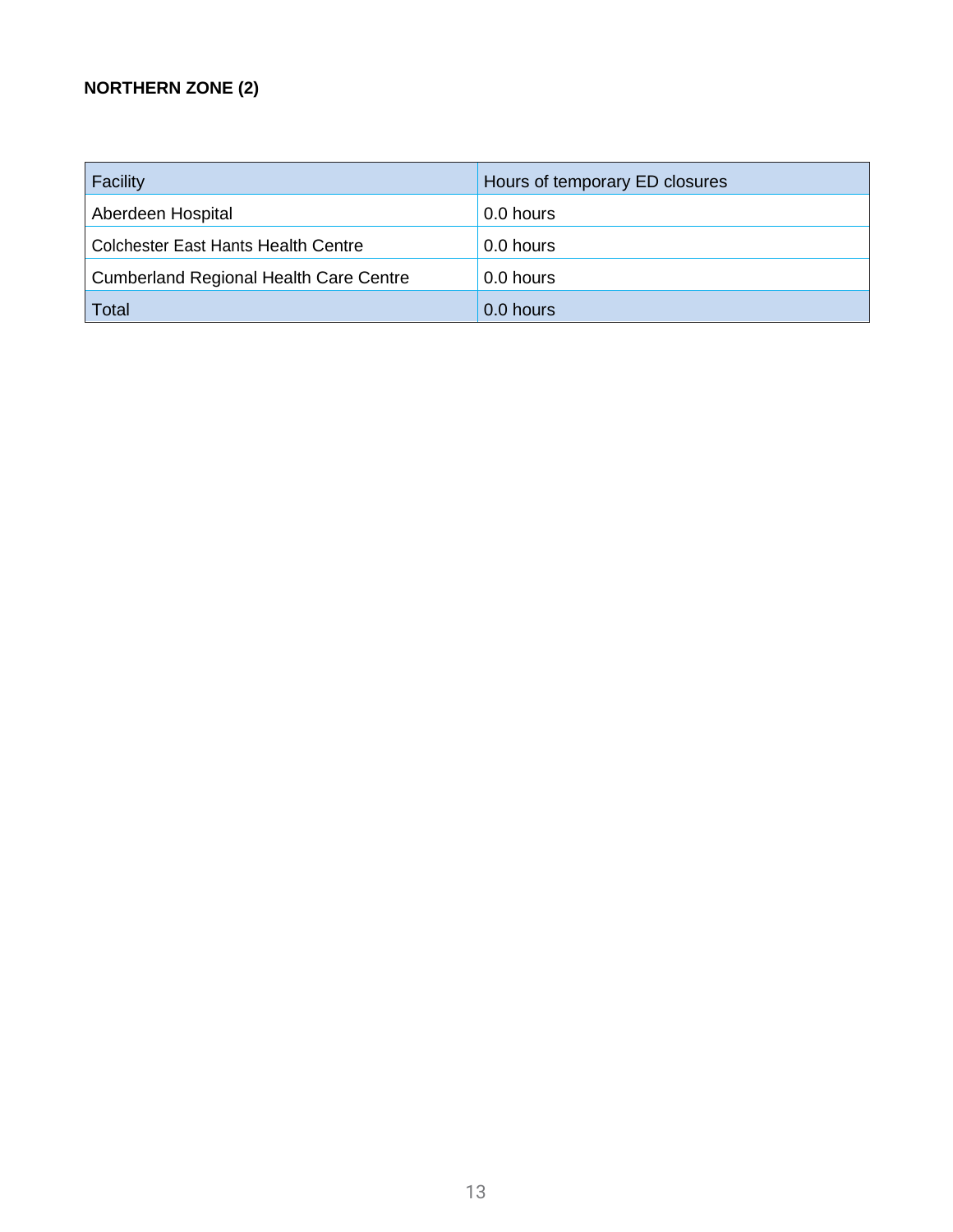**NORTHERN ZONE (2)**

| Facility | Hours of temporary ED closures |
| --- | --- |
| Aberdeen Hospital | 0.0 hours |
| Colchester East Hants Health Centre | 0.0 hours |
| Cumberland Regional Health Care Centre | 0.0 hours |
| Total | 0.0 hours |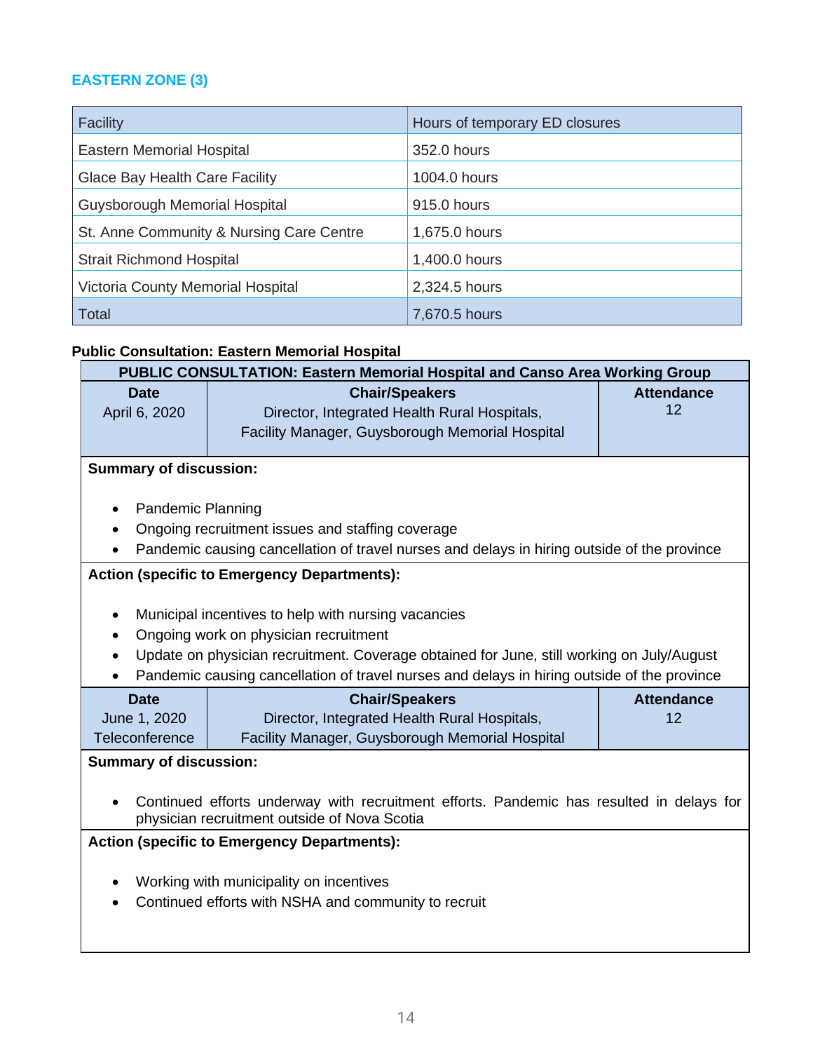## EASTERN ZONE (3)

| Facility | Hours of temporary ED closures |
| --- | --- |
| Eastern Memorial Hospital | 352.0 hours |
| Glace Bay Health Care Facility | 1004.0 hours |
| Guysborough Memorial Hospital | 915.0 hours |
| St. Anne Community & Nursing Care Centre | 1,675.0 hours |
| Strait Richmond Hospital | 1,400.0 hours |
| Victoria County Memorial Hospital | 2,324.5 hours |
| Total | 7,670.5 hours |

**Public Consultation: Eastern Memorial Hospital**

**PUBLIC CONSULTATION: Eastern Memorial Hospital and Canso Area Working Group**

| Date | Chair/Speakers | Attendance |
| --- | --- | --- |
| April 6, 2020 | Director, Integrated Health Rural Hospitals, Facility Manager, Guysborough Memorial Hospital | 12 |

**Summary of discussion:**

- Pandemic Planning
- Ongoing recruitment issues and staffing coverage
- Pandemic causing cancellation of travel nurses and delays in hiring outside of the province

**Action (specific to Emergency Departments):**

- Municipal incentives to help with nursing vacancies
- Ongoing work on physician recruitment
- Update on physician recruitment. Coverage obtained for June, still working on July/August
- Pandemic causing cancellation of travel nurses and delays in hiring outside of the province

| Date | Chair/Speakers | Attendance |
| --- | --- | --- |
| June 1, 2020 Teleconference | Director, Integrated Health Rural Hospitals, Facility Manager, Guysborough Memorial Hospital | 12 |

**Summary of discussion:**

- Continued efforts underway with recruitment efforts. Pandemic has resulted in delays for physician recruitment outside of Nova Scotia

**Action (specific to Emergency Departments):**

- Working with municipality on incentives
- Continued efforts with NSHA and community to recruit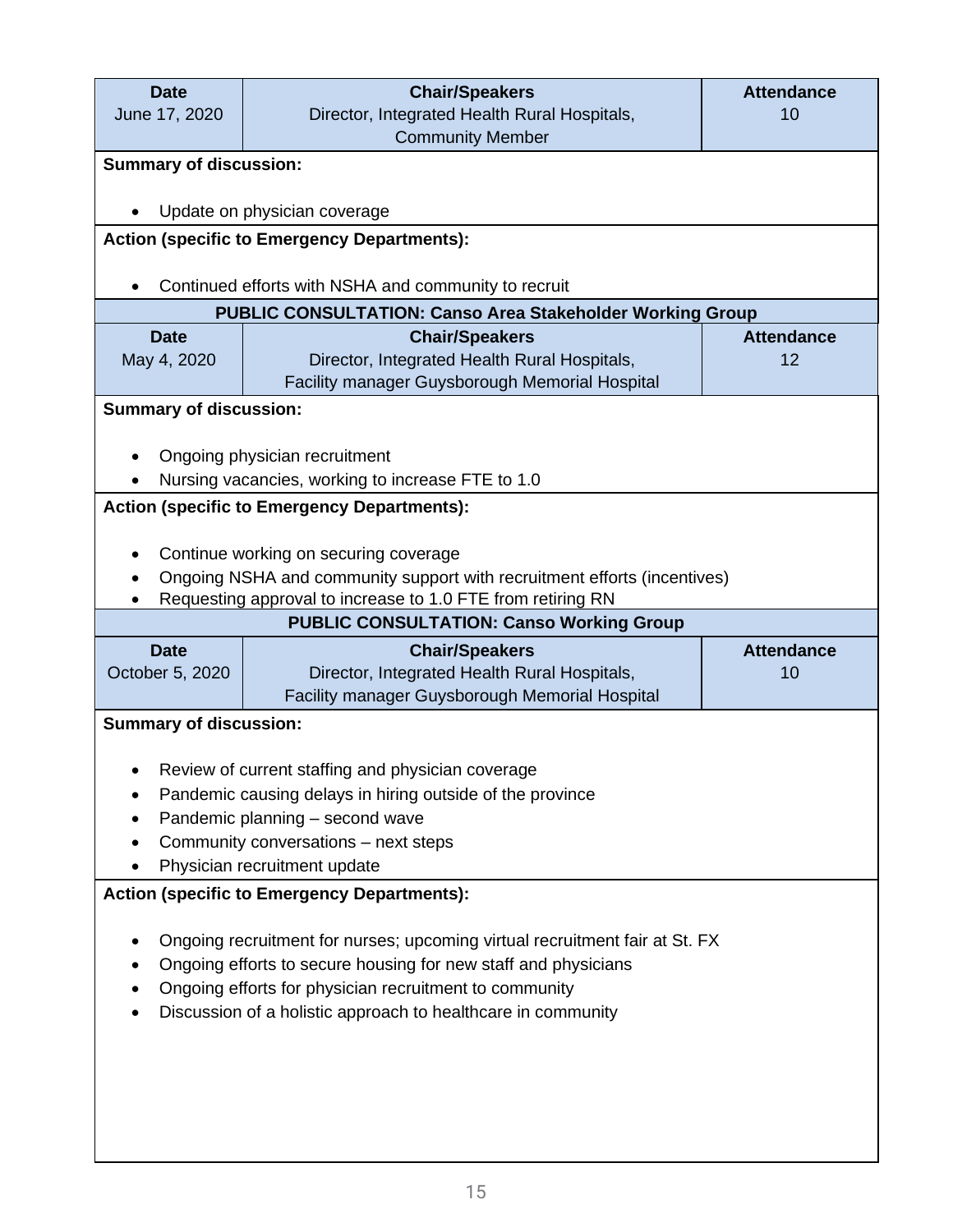| Date | Chair/Speakers | Attendance |
|---|---|---|
| June 17, 2020 | Director, Integrated Health Rural Hospitals, Community Member | 10 |

**Summary of discussion:**

- Update on physician coverage

**Action (specific to Emergency Departments):**

- Continued efforts with NSHA and community to recruit

**PUBLIC CONSULTATION: Canso Area Stakeholder Working Group**

| Date | Chair/Speakers | Attendance |
|---|---|---|
| May 4, 2020 | Director, Integrated Health Rural Hospitals, Facility manager Guysborough Memorial Hospital | 12 |

**Summary of discussion:**

- Ongoing physician recruitment
- Nursing vacancies, working to increase FTE to 1.0

**Action (specific to Emergency Departments):**

- Continue working on securing coverage
- Ongoing NSHA and community support with recruitment efforts (incentives)
- Requesting approval to increase to 1.0 FTE from retiring RN

**PUBLIC CONSULTATION: Canso Working Group**

| Date | Chair/Speakers | Attendance |
|---|---|---|
| October 5, 2020 | Director, Integrated Health Rural Hospitals, Facility manager Guysborough Memorial Hospital | 10 |

**Summary of discussion:**

- Review of current staffing and physician coverage
- Pandemic causing delays in hiring outside of the province
- Pandemic planning – second wave
- Community conversations – next steps
- Physician recruitment update

**Action (specific to Emergency Departments):**

- Ongoing recruitment for nurses; upcoming virtual recruitment fair at St. FX
- Ongoing efforts to secure housing for new staff and physicians
- Ongoing efforts for physician recruitment to community
- Discussion of a holistic approach to healthcare in community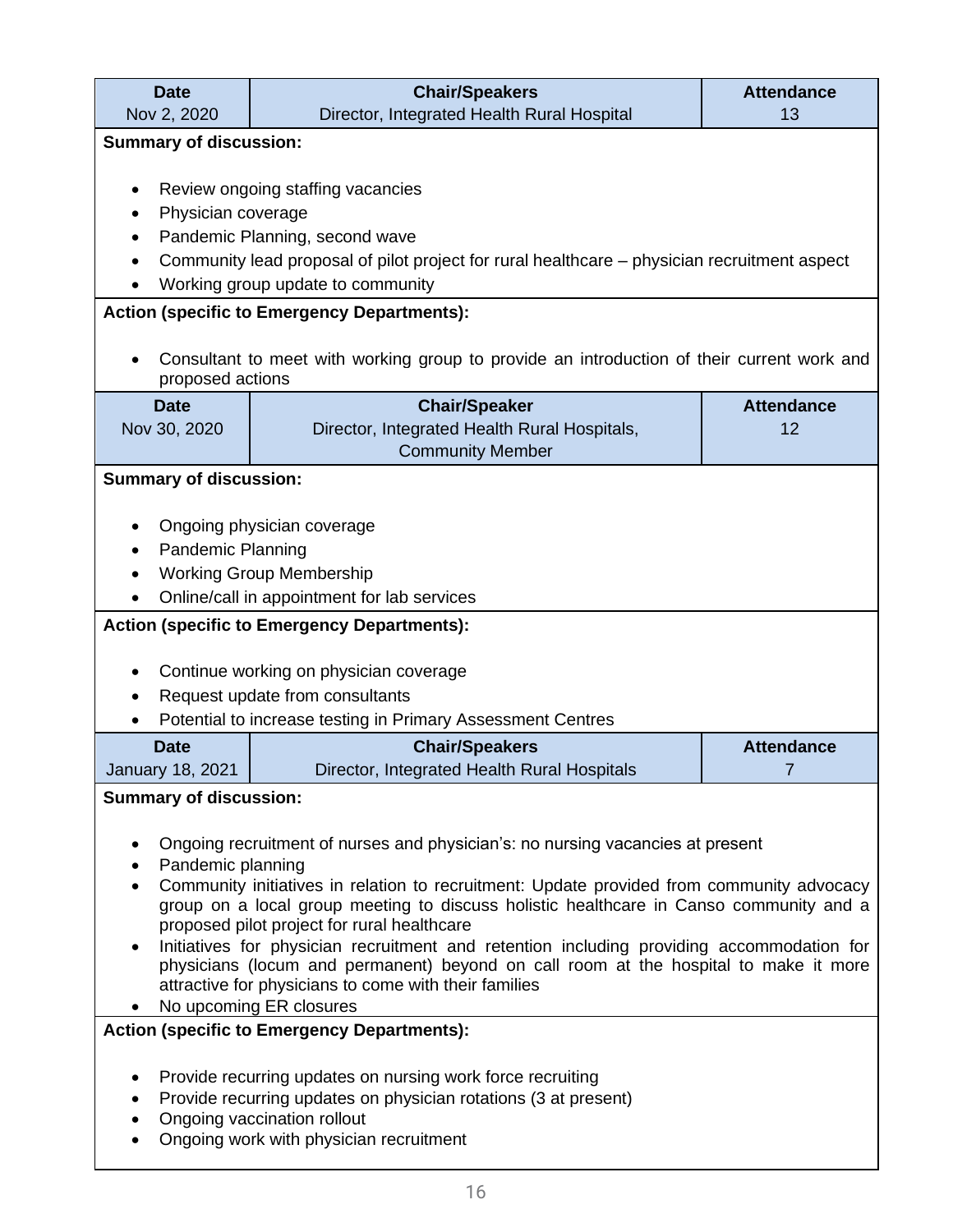| Date | Chair/Speakers | Attendance |
|---|---|---|
| Nov 2, 2020 | Director, Integrated Health Rural Hospital | 13 |

**Summary of discussion:**

- Review ongoing staffing vacancies
- Physician coverage
- Pandemic Planning, second wave
- Community lead proposal of pilot project for rural healthcare – physician recruitment aspect
- Working group update to community

**Action (specific to Emergency Departments):**

- Consultant to meet with working group to provide an introduction of their current work and proposed actions

| Date | Chair/Speaker | Attendance |
|---|---|---|
| Nov 30, 2020 | Director, Integrated Health Rural Hospitals, Community Member | 12 |

**Summary of discussion:**

- Ongoing physician coverage
- Pandemic Planning
- Working Group Membership
- Online/call in appointment for lab services

**Action (specific to Emergency Departments):**

- Continue working on physician coverage
- Request update from consultants
- Potential to increase testing in Primary Assessment Centres

| Date | Chair/Speakers | Attendance |
|---|---|---|
| January 18, 2021 | Director, Integrated Health Rural Hospitals | 7 |

**Summary of discussion:**

- Ongoing recruitment of nurses and physician's: no nursing vacancies at present
- Pandemic planning
- Community initiatives in relation to recruitment: Update provided from community advocacy group on a local group meeting to discuss holistic healthcare in Canso community and a proposed pilot project for rural healthcare
- Initiatives for physician recruitment and retention including providing accommodation for physicians (locum and permanent) beyond on call room at the hospital to make it more attractive for physicians to come with their families
- No upcoming ER closures

**Action (specific to Emergency Departments):**

- Provide recurring updates on nursing work force recruiting
- Provide recurring updates on physician rotations (3 at present)
- Ongoing vaccination rollout
- Ongoing work with physician recruitment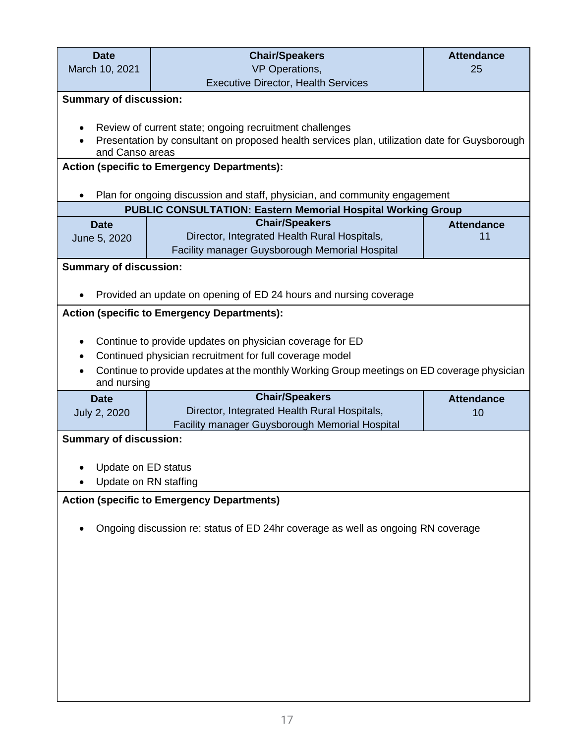| Date | Chair/Speakers | Attendance |
|---|---|---|
| March 10, 2021 | VP Operations, Executive Director, Health Services | 25 |

**Summary of discussion:**

- Review of current state; ongoing recruitment challenges
- Presentation by consultant on proposed health services plan, utilization date for Guysborough and Canso areas

**Action (specific to Emergency Departments):**

- Plan for ongoing discussion and staff, physician, and community engagement

**PUBLIC CONSULTATION: Eastern Memorial Hospital Working Group**

| Date | Chair/Speakers | Attendance |
|---|---|---|
| June 5, 2020 | Director, Integrated Health Rural Hospitals, Facility manager Guysborough Memorial Hospital | 11 |

**Summary of discussion:**

- Provided an update on opening of ED 24 hours and nursing coverage

**Action (specific to Emergency Departments):**

- Continue to provide updates on physician coverage for ED
- Continued physician recruitment for full coverage model
- Continue to provide updates at the monthly Working Group meetings on ED coverage physician and nursing

| Date | Chair/Speakers | Attendance |
|---|---|---|
| July 2, 2020 | Director, Integrated Health Rural Hospitals, Facility manager Guysborough Memorial Hospital | 10 |

**Summary of discussion:**

- Update on ED status
- Update on RN staffing

**Action (specific to Emergency Departments)**

- Ongoing discussion re: status of ED 24hr coverage as well as ongoing RN coverage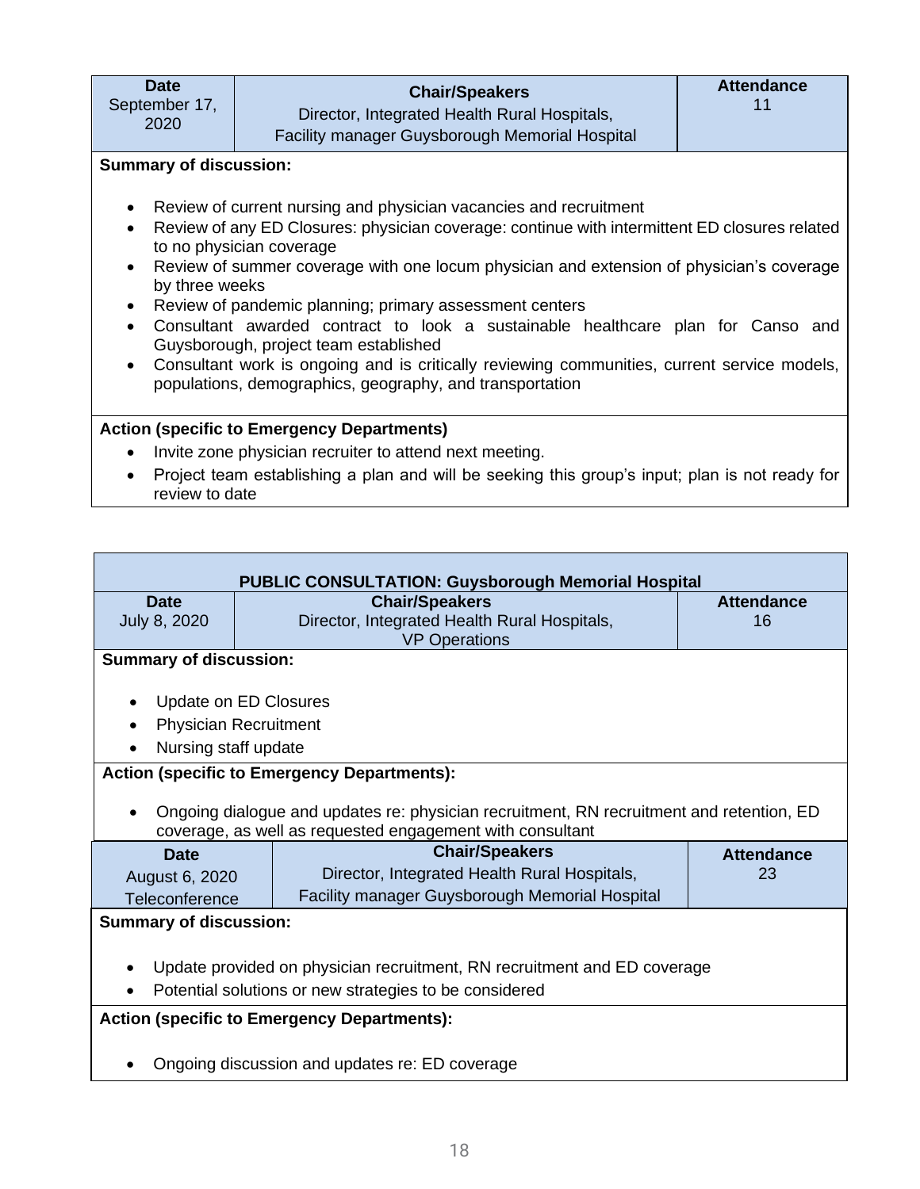| Date | Chair/Speakers | Attendance |
|---|---|---|
| September 17, 2020 | Director, Integrated Health Rural Hospitals, Facility manager Guysborough Memorial Hospital | 11 |

**Summary of discussion:**

- Review of current nursing and physician vacancies and recruitment
- Review of any ED Closures: physician coverage: continue with intermittent ED closures related to no physician coverage
- Review of summer coverage with one locum physician and extension of physician's coverage by three weeks
- Review of pandemic planning; primary assessment centers
- Consultant awarded contract to look a sustainable healthcare plan for Canso and Guysborough, project team established
- Consultant work is ongoing and is critically reviewing communities, current service models, populations, demographics, geography, and transportation

**Action (specific to Emergency Departments)**

- Invite zone physician recruiter to attend next meeting.
- Project team establishing a plan and will be seeking this group's input; plan is not ready for review to date

**PUBLIC CONSULTATION: Guysborough Memorial Hospital**

| Date | Chair/Speakers | Attendance |
|---|---|---|
| July 8, 2020 | Director, Integrated Health Rural Hospitals, VP Operations | 16 |

**Summary of discussion:**

- Update on ED Closures
- Physician Recruitment
- Nursing staff update

**Action (specific to Emergency Departments):**

- Ongoing dialogue and updates re: physician recruitment, RN recruitment and retention, ED coverage, as well as requested engagement with consultant

| Date | Chair/Speakers | Attendance |
|---|---|---|
| August 6, 2020 Teleconference | Director, Integrated Health Rural Hospitals, Facility manager Guysborough Memorial Hospital | 23 |

**Summary of discussion:**

- Update provided on physician recruitment, RN recruitment and ED coverage
- Potential solutions or new strategies to be considered

**Action (specific to Emergency Departments):**

- Ongoing discussion and updates re: ED coverage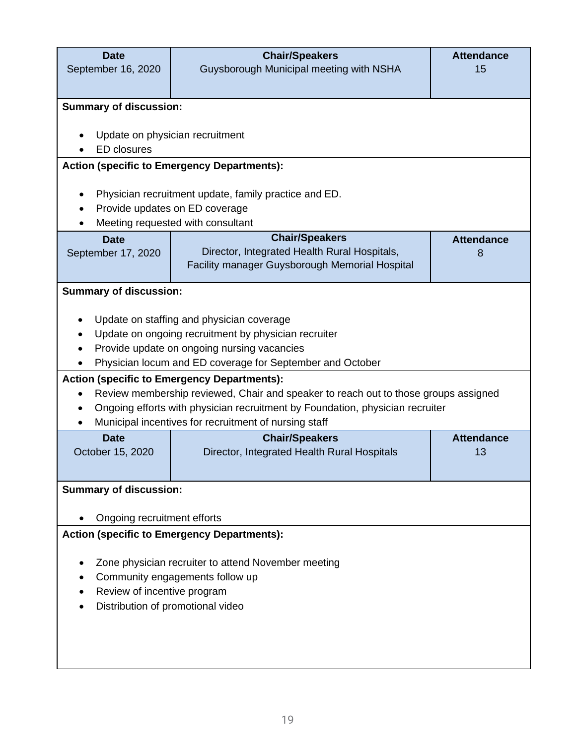| Date | Chair/Speakers | Attendance |
|---|---|---|
| September 16, 2020 | Guysborough Municipal meeting with NSHA | 15 |

**Summary of discussion:**

- Update on physician recruitment
- ED closures

**Action (specific to Emergency Departments):**

- Physician recruitment update, family practice and ED.
- Provide updates on ED coverage
- Meeting requested with consultant

| Date | Chair/Speakers | Attendance |
|---|---|---|
| September 17, 2020 | Director, Integrated Health Rural Hospitals, Facility manager Guysborough Memorial Hospital | 8 |

**Summary of discussion:**

- Update on staffing and physician coverage
- Update on ongoing recruitment by physician recruiter
- Provide update on ongoing nursing vacancies
- Physician locum and ED coverage for September and October

**Action (specific to Emergency Departments):**

- Review membership reviewed, Chair and speaker to reach out to those groups assigned
- Ongoing efforts with physician recruitment by Foundation, physician recruiter
- Municipal incentives for recruitment of nursing staff

| Date | Chair/Speakers | Attendance |
|---|---|---|
| October 15, 2020 | Director, Integrated Health Rural Hospitals | 13 |

**Summary of discussion:**

- Ongoing recruitment efforts

**Action (specific to Emergency Departments):**

- Zone physician recruiter to attend November meeting
- Community engagements follow up
- Review of incentive program
- Distribution of promotional video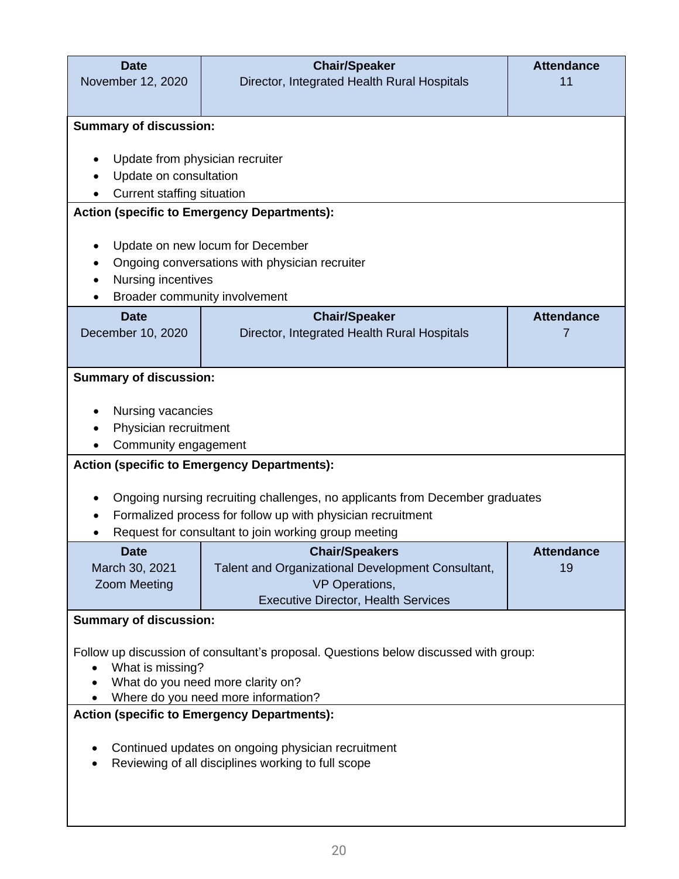| Date | Chair/Speaker | Attendance |
|---|---|---|
| November 12, 2020 | Director, Integrated Health Rural Hospitals | 11 |

**Summary of discussion:**

- Update from physician recruiter
- Update on consultation
- Current staffing situation

**Action (specific to Emergency Departments):**

- Update on new locum for December
- Ongoing conversations with physician recruiter
- Nursing incentives
- Broader community involvement

| Date | Chair/Speaker | Attendance |
|---|---|---|
| December 10, 2020 | Director, Integrated Health Rural Hospitals | 7 |

**Summary of discussion:**

- Nursing vacancies
- Physician recruitment
- Community engagement

**Action (specific to Emergency Departments):**

- Ongoing nursing recruiting challenges, no applicants from December graduates
- Formalized process for follow up with physician recruitment
- Request for consultant to join working group meeting

| Date | Chair/Speakers | Attendance |
|---|---|---|
| March 30, 2021<br>Zoom Meeting | Talent and Organizational Development Consultant,<br>VP Operations,<br>Executive Director, Health Services | 19 |

**Summary of discussion:**

Follow up discussion of consultant's proposal. Questions below discussed with group:

- What is missing?
- What do you need more clarity on?
- Where do you need more information?

**Action (specific to Emergency Departments):**

- Continued updates on ongoing physician recruitment
- Reviewing of all disciplines working to full scope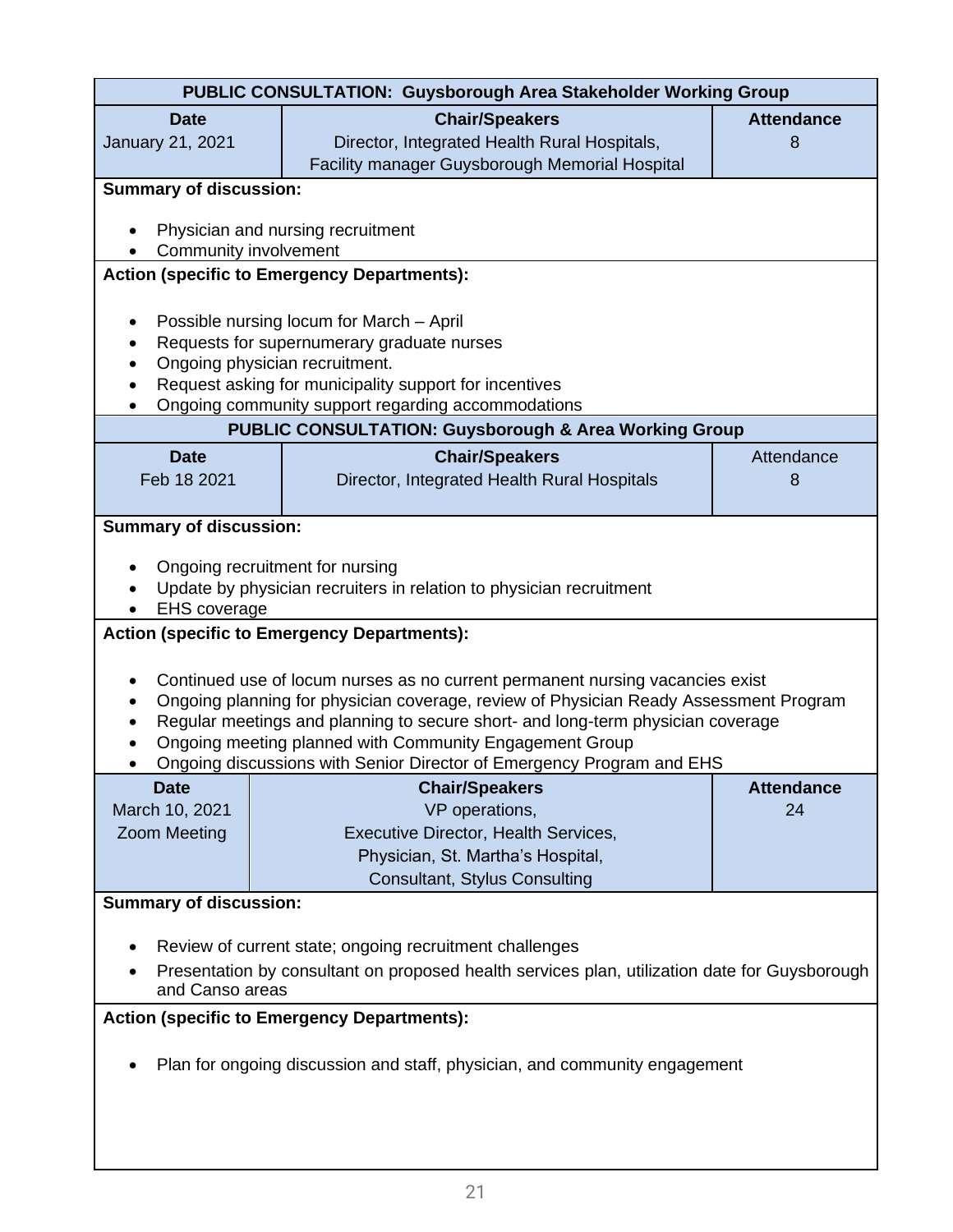**PUBLIC CONSULTATION: Guysborough Area Stakeholder Working Group**

| Date | Chair/Speakers | Attendance |
|---|---|---|
| January 21, 2021 | Director, Integrated Health Rural Hospitals, Facility manager Guysborough Memorial Hospital | 8 |

**Summary of discussion:**

- Physician and nursing recruitment
- Community involvement

**Action (specific to Emergency Departments):**

- Possible nursing locum for March – April
- Requests for supernumerary graduate nurses
- Ongoing physician recruitment.
- Request asking for municipality support for incentives
- Ongoing community support regarding accommodations

**PUBLIC CONSULTATION: Guysborough & Area Working Group**

| Date | Chair/Speakers | Attendance |
|---|---|---|
| Feb 18 2021 | Director, Integrated Health Rural Hospitals | 8 |

**Summary of discussion:**

- Ongoing recruitment for nursing
- Update by physician recruiters in relation to physician recruitment
- EHS coverage

**Action (specific to Emergency Departments):**

- Continued use of locum nurses as no current permanent nursing vacancies exist
- Ongoing planning for physician coverage, review of Physician Ready Assessment Program
- Regular meetings and planning to secure short- and long-term physician coverage
- Ongoing meeting planned with Community Engagement Group
- Ongoing discussions with Senior Director of Emergency Program and EHS

| Date | Chair/Speakers | Attendance |
|---|---|---|
| March 10, 2021<br>Zoom Meeting | VP operations,<br>Executive Director, Health Services,<br>Physician, St. Martha's Hospital,<br>Consultant, Stylus Consulting | 24 |

**Summary of discussion:**

- Review of current state; ongoing recruitment challenges
- Presentation by consultant on proposed health services plan, utilization date for Guysborough and Canso areas

**Action (specific to Emergency Departments):**

- Plan for ongoing discussion and staff, physician, and community engagement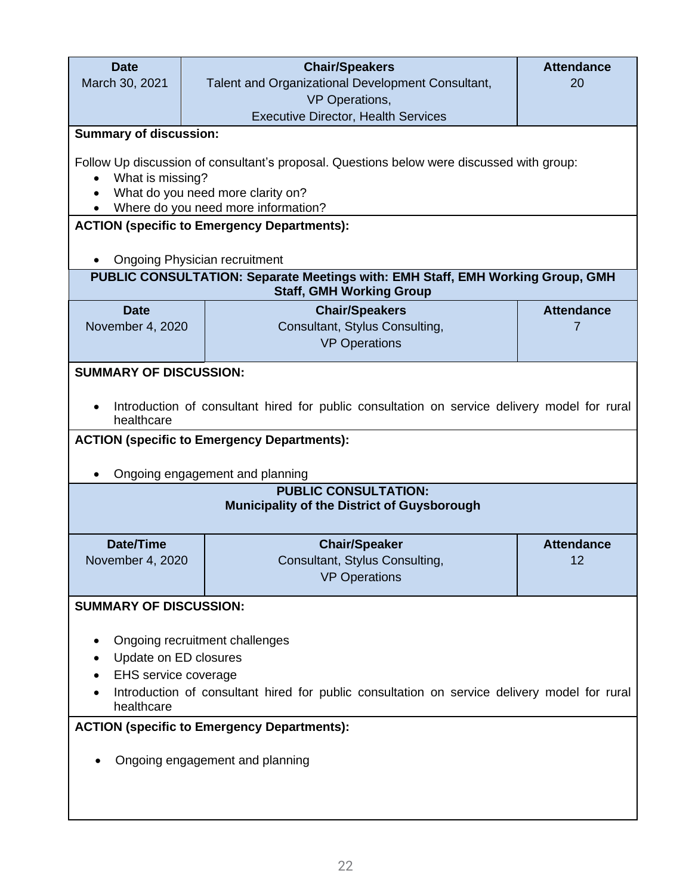| Date | Chair/Speakers | Attendance |
|---|---|---|
| March 30, 2021 | Talent and Organizational Development Consultant, VP Operations, Executive Director, Health Services | 20 |

**Summary of discussion:**

Follow Up discussion of consultant's proposal. Questions below were discussed with group:

- What is missing?
- What do you need more clarity on?
- Where do you need more information?

**ACTION (specific to Emergency Departments):**

- Ongoing Physician recruitment

**PUBLIC CONSULTATION: Separate Meetings with: EMH Staff, EMH Working Group, GMH Staff, GMH Working Group**

| Date | Chair/Speakers | Attendance |
|---|---|---|
| November 4, 2020 | Consultant, Stylus Consulting, VP Operations | 7 |

**SUMMARY OF DISCUSSION:**

- Introduction of consultant hired for public consultation on service delivery model for rural healthcare

**ACTION (specific to Emergency Departments):**

- Ongoing engagement and planning

**PUBLIC CONSULTATION:**
**Municipality of the District of Guysborough**

| Date/Time | Chair/Speaker | Attendance |
|---|---|---|
| November 4, 2020 | Consultant, Stylus Consulting, VP Operations | 12 |

**SUMMARY OF DISCUSSION:**

- Ongoing recruitment challenges
- Update on ED closures
- EHS service coverage
- Introduction of consultant hired for public consultation on service delivery model for rural healthcare

**ACTION (specific to Emergency Departments):**

- Ongoing engagement and planning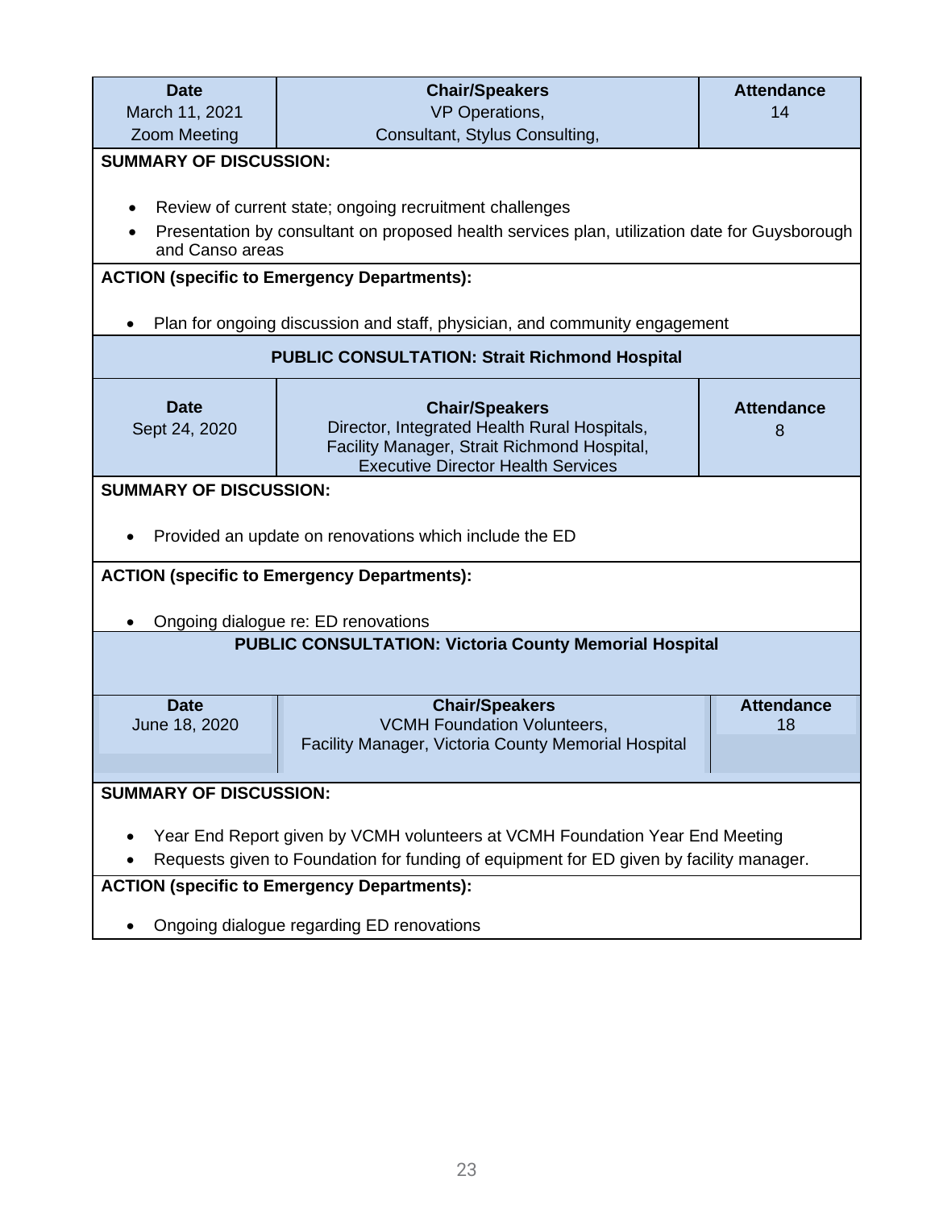| Date | Chair/Speakers | Attendance |
| --- | --- | --- |
| March 11, 2021<br>Zoom Meeting | VP Operations,<br>Consultant, Stylus Consulting, | 14 |

**SUMMARY OF DISCUSSION:**

- Review of current state; ongoing recruitment challenges
- Presentation by consultant on proposed health services plan, utilization date for Guysborough and Canso areas

**ACTION (specific to Emergency Departments):**

- Plan for ongoing discussion and staff, physician, and community engagement

**PUBLIC CONSULTATION: Strait Richmond Hospital**

| Date | Chair/Speakers | Attendance |
| --- | --- | --- |
| Sept 24, 2020 | Director, Integrated Health Rural Hospitals,<br>Facility Manager, Strait Richmond Hospital,<br>Executive Director Health Services | 8 |

**SUMMARY OF DISCUSSION:**

- Provided an update on renovations which include the ED

**ACTION (specific to Emergency Departments):**

- Ongoing dialogue re: ED renovations

**PUBLIC CONSULTATION: Victoria County Memorial Hospital**

| Date | Chair/Speakers | Attendance |
| --- | --- | --- |
| June 18, 2020 | VCMH Foundation Volunteers,<br>Facility Manager, Victoria County Memorial Hospital | 18 |

**SUMMARY OF DISCUSSION:**

- Year End Report given by VCMH volunteers at VCMH Foundation Year End Meeting
- Requests given to Foundation for funding of equipment for ED given by facility manager.

**ACTION (specific to Emergency Departments):**

- Ongoing dialogue regarding ED renovations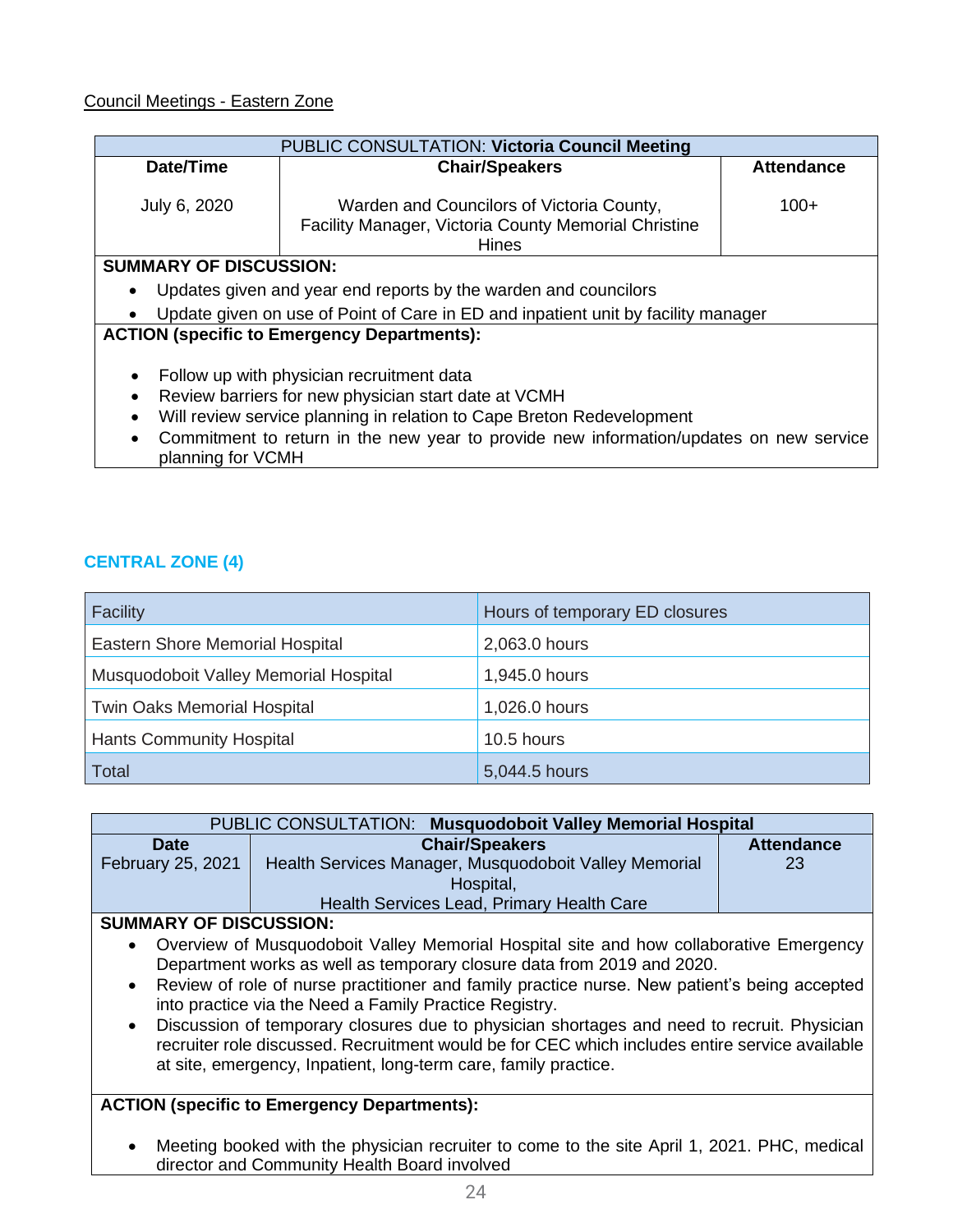Council Meetings - Eastern Zone

| PUBLIC CONSULTATION: **Victoria Council Meeting** | | |
|---|---|---|
| **Date/Time** | **Chair/Speakers** | **Attendance** |
| July 6, 2020 | Warden and Councilors of Victoria County, Facility Manager, Victoria County Memorial Christine Hines | 100+ |

**SUMMARY OF DISCUSSION:**

- Updates given and year end reports by the warden and councilors
- Update given on use of Point of Care in ED and inpatient unit by facility manager

**ACTION (specific to Emergency Departments):**

- Follow up with physician recruitment data
- Review barriers for new physician start date at VCMH
- Will review service planning in relation to Cape Breton Redevelopment
- Commitment to return in the new year to provide new information/updates on new service planning for VCMH

## CENTRAL ZONE (4)

| Facility | Hours of temporary ED closures |
|---|---|
| Eastern Shore Memorial Hospital | 2,063.0 hours |
| Musquodoboit Valley Memorial Hospital | 1,945.0 hours |
| Twin Oaks Memorial Hospital | 1,026.0 hours |
| Hants Community Hospital | 10.5 hours |
| Total | 5,044.5 hours |

| PUBLIC CONSULTATION: **Musquodoboit Valley Memorial Hospital** | | |
|---|---|---|
| **Date** | **Chair/Speakers** | **Attendance** |
| February 25, 2021 | Health Services Manager, Musquodoboit Valley Memorial Hospital, Health Services Lead, Primary Health Care | 23 |

**SUMMARY OF DISCUSSION:**

- Overview of Musquodoboit Valley Memorial Hospital site and how collaborative Emergency Department works as well as temporary closure data from 2019 and 2020.
- Review of role of nurse practitioner and family practice nurse. New patient's being accepted into practice via the Need a Family Practice Registry.
- Discussion of temporary closures due to physician shortages and need to recruit. Physician recruiter role discussed. Recruitment would be for CEC which includes entire service available at site, emergency, Inpatient, long-term care, family practice.

**ACTION (specific to Emergency Departments):**

- Meeting booked with the physician recruiter to come to the site April 1, 2021. PHC, medical director and Community Health Board involved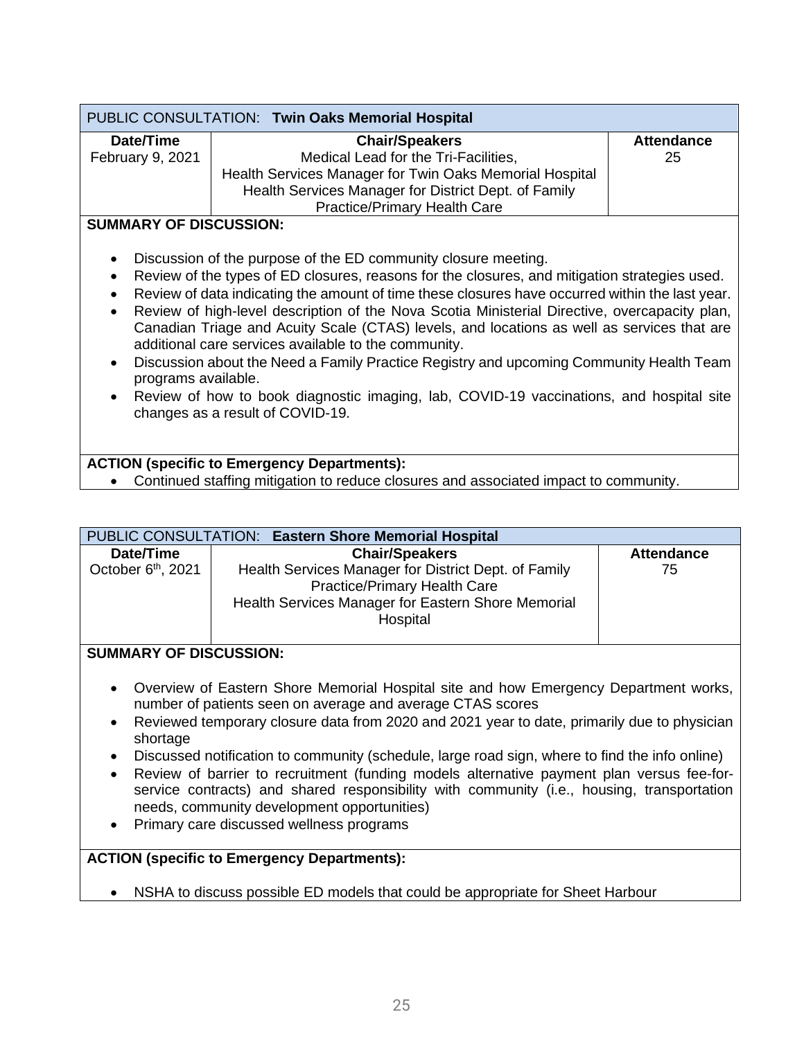| PUBLIC CONSULTATION: **Twin Oaks Memorial Hospital** | | |
|---|---|---|
| **Date/Time** | **Chair/Speakers** | **Attendance** |
| February 9, 2021 | Medical Lead for the Tri-Facilities,<br>Health Services Manager for Twin Oaks Memorial Hospital<br>Health Services Manager for District Dept. of Family Practice/Primary Health Care | 25 |

**SUMMARY OF DISCUSSION:**

- Discussion of the purpose of the ED community closure meeting.
- Review of the types of ED closures, reasons for the closures, and mitigation strategies used.
- Review of data indicating the amount of time these closures have occurred within the last year.
- Review of high-level description of the Nova Scotia Ministerial Directive, overcapacity plan, Canadian Triage and Acuity Scale (CTAS) levels, and locations as well as services that are additional care services available to the community.
- Discussion about the Need a Family Practice Registry and upcoming Community Health Team programs available.
- Review of how to book diagnostic imaging, lab, COVID-19 vaccinations, and hospital site changes as a result of COVID-19.

**ACTION (specific to Emergency Departments):**

- Continued staffing mitigation to reduce closures and associated impact to community.

| PUBLIC CONSULTATION: **Eastern Shore Memorial Hospital** | | |
|---|---|---|
| **Date/Time** | **Chair/Speakers** | **Attendance** |
| October 6th, 2021 | Health Services Manager for District Dept. of Family Practice/Primary Health Care<br>Health Services Manager for Eastern Shore Memorial Hospital | 75 |

**SUMMARY OF DISCUSSION:**

- Overview of Eastern Shore Memorial Hospital site and how Emergency Department works, number of patients seen on average and average CTAS scores
- Reviewed temporary closure data from 2020 and 2021 year to date, primarily due to physician shortage
- Discussed notification to community (schedule, large road sign, where to find the info online)
- Review of barrier to recruitment (funding models alternative payment plan versus fee-for-service contracts) and shared responsibility with community (i.e., housing, transportation needs, community development opportunities)
- Primary care discussed wellness programs

**ACTION (specific to Emergency Departments):**

- NSHA to discuss possible ED models that could be appropriate for Sheet Harbour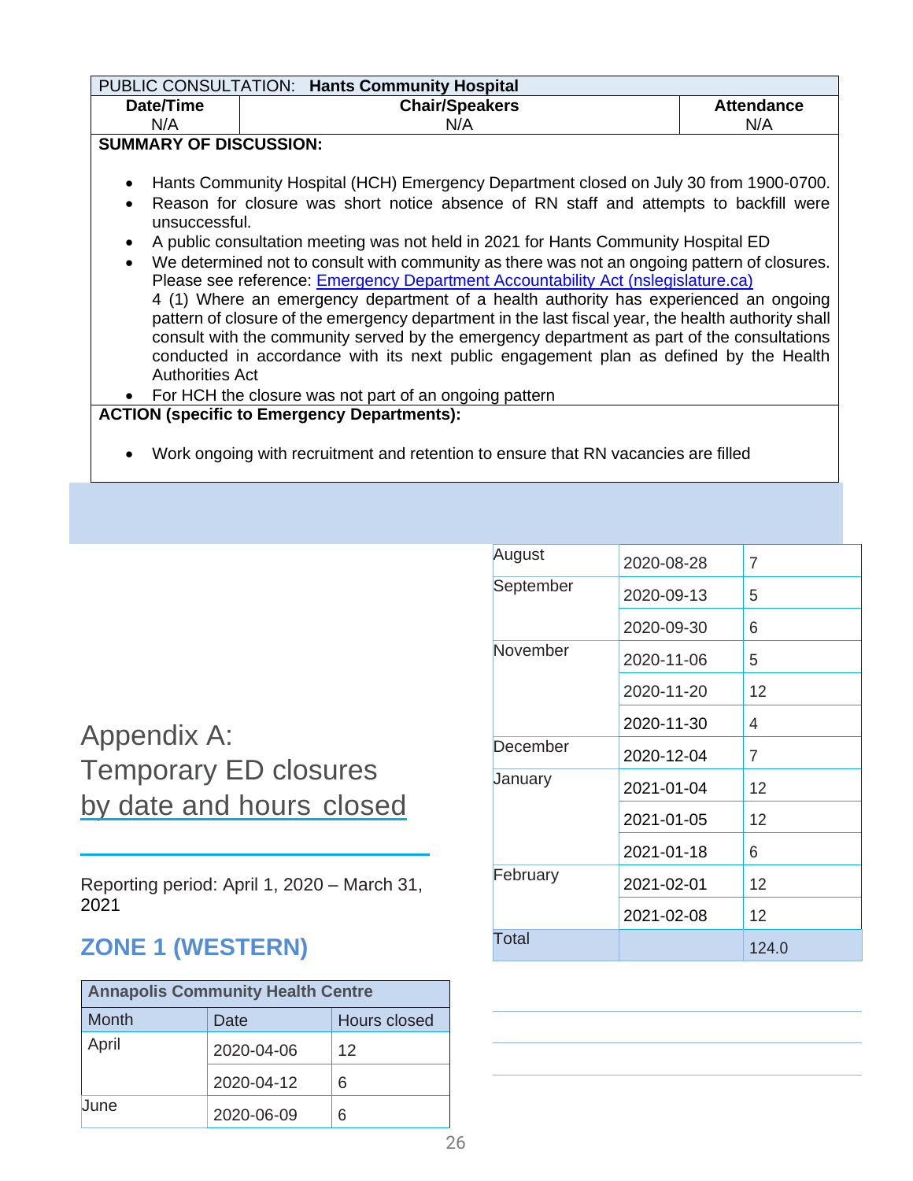| PUBLIC CONSULTATION: **Hants Community Hospital** | | |
|---|---|---|
| **Date/Time** | **Chair/Speakers** | **Attendance** |
| N/A | N/A | N/A |

**SUMMARY OF DISCUSSION:**

- Hants Community Hospital (HCH) Emergency Department closed on July 30 from 1900-0700.
- Reason for closure was short notice absence of RN staff and attempts to backfill were unsuccessful.
- A public consultation meeting was not held in 2021 for Hants Community Hospital ED
- We determined not to consult with community as there was not an ongoing pattern of closures. Please see reference: [Emergency Department Accountability Act (nslegislature.ca)]
  4 (1) Where an emergency department of a health authority has experienced an ongoing pattern of closure of the emergency department in the last fiscal year, the health authority shall consult with the community served by the emergency department as part of the consultations conducted in accordance with its next public engagement plan as defined by the Health Authorities Act
- For HCH the closure was not part of an ongoing pattern

**ACTION (specific to Emergency Departments):**

- Work ongoing with recruitment and retention to ensure that RN vacancies are filled

# Appendix A: Temporary ED closures by date and hours closed

Reporting period: April 1, 2020 – March 31, 2021

## ZONE 1 (WESTERN)

| Annapolis Community Health Centre | | |
|---|---|---|
| Month | Date | Hours closed |
| April | 2020-04-06 | 12 |
| | 2020-04-12 | 6 |
| June | 2020-06-09 | 6 |
| August | 2020-08-28 | 7 |
| September | 2020-09-13 | 5 |
| | 2020-09-30 | 6 |
| November | 2020-11-06 | 5 |
| | 2020-11-20 | 12 |
| | 2020-11-30 | 4 |
| December | 2020-12-04 | 7 |
| January | 2021-01-04 | 12 |
| | 2021-01-05 | 12 |
| | 2021-01-18 | 6 |
| February | 2021-02-01 | 12 |
| | 2021-02-08 | 12 |
| Total | | 124.0 |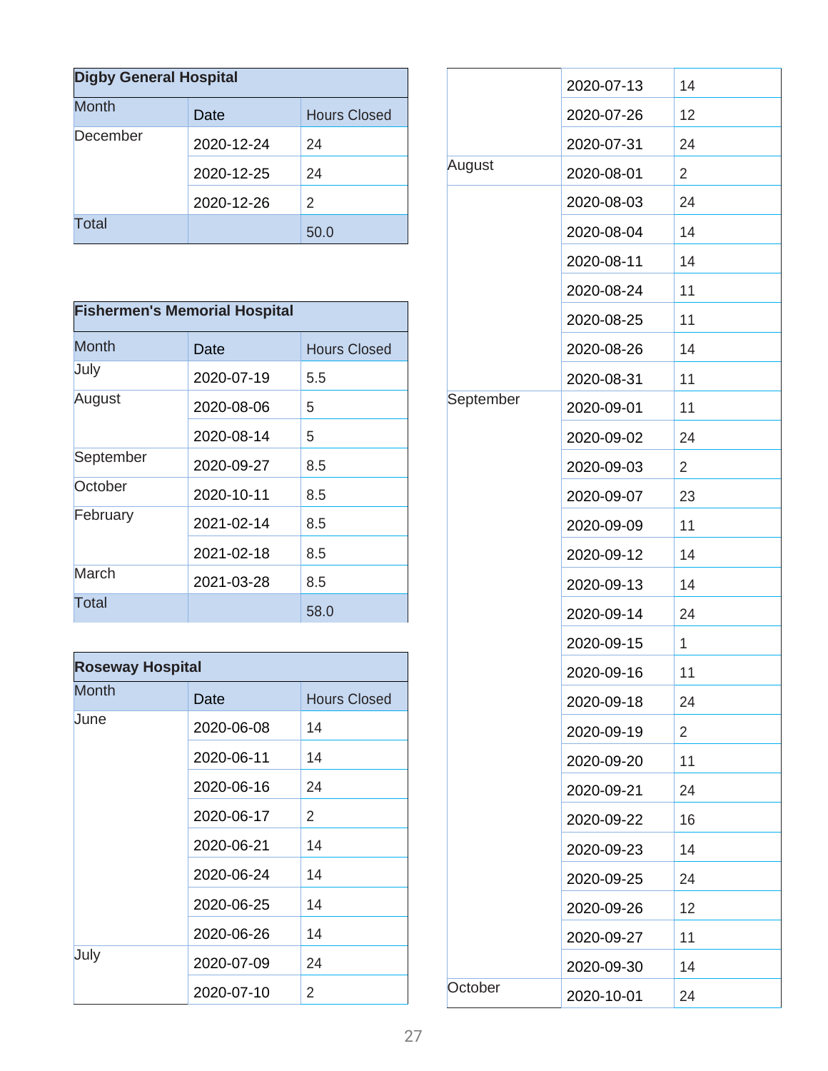| Digby General Hospital | | |
|---|---|---|
| Month | Date | Hours Closed |
| December | 2020-12-24 | 24 |
| | 2020-12-25 | 24 |
| | 2020-12-26 | 2 |
| Total | | 50.0 |

| Fishermen's Memorial Hospital | | |
|---|---|---|
| Month | Date | Hours Closed |
| July | 2020-07-19 | 5.5 |
| August | 2020-08-06 | 5 |
| | 2020-08-14 | 5 |
| September | 2020-09-27 | 8.5 |
| October | 2020-10-11 | 8.5 |
| February | 2021-02-14 | 8.5 |
| | 2021-02-18 | 8.5 |
| March | 2021-03-28 | 8.5 |
| Total | | 58.0 |

| Roseway Hospital | | |
|---|---|---|
| Month | Date | Hours Closed |
| June | 2020-06-08 | 14 |
| | 2020-06-11 | 14 |
| | 2020-06-16 | 24 |
| | 2020-06-17 | 2 |
| | 2020-06-21 | 14 |
| | 2020-06-24 | 14 |
| | 2020-06-25 | 14 |
| | 2020-06-26 | 14 |
| July | 2020-07-09 | 24 |
| | 2020-07-10 | 2 |
| | 2020-07-13 | 14 |
| | 2020-07-26 | 12 |
| | 2020-07-31 | 24 |
| August | 2020-08-01 | 2 |
| | 2020-08-03 | 24 |
| | 2020-08-04 | 14 |
| | 2020-08-11 | 14 |
| | 2020-08-24 | 11 |
| | 2020-08-25 | 11 |
| | 2020-08-26 | 14 |
| | 2020-08-31 | 11 |
| September | 2020-09-01 | 11 |
| | 2020-09-02 | 24 |
| | 2020-09-03 | 2 |
| | 2020-09-07 | 23 |
| | 2020-09-09 | 11 |
| | 2020-09-12 | 14 |
| | 2020-09-13 | 14 |
| | 2020-09-14 | 24 |
| | 2020-09-15 | 1 |
| | 2020-09-16 | 11 |
| | 2020-09-18 | 24 |
| | 2020-09-19 | 2 |
| | 2020-09-20 | 11 |
| | 2020-09-21 | 24 |
| | 2020-09-22 | 16 |
| | 2020-09-23 | 14 |
| | 2020-09-25 | 24 |
| | 2020-09-26 | 12 |
| | 2020-09-27 | 11 |
| | 2020-09-30 | 14 |
| October | 2020-10-01 | 24 |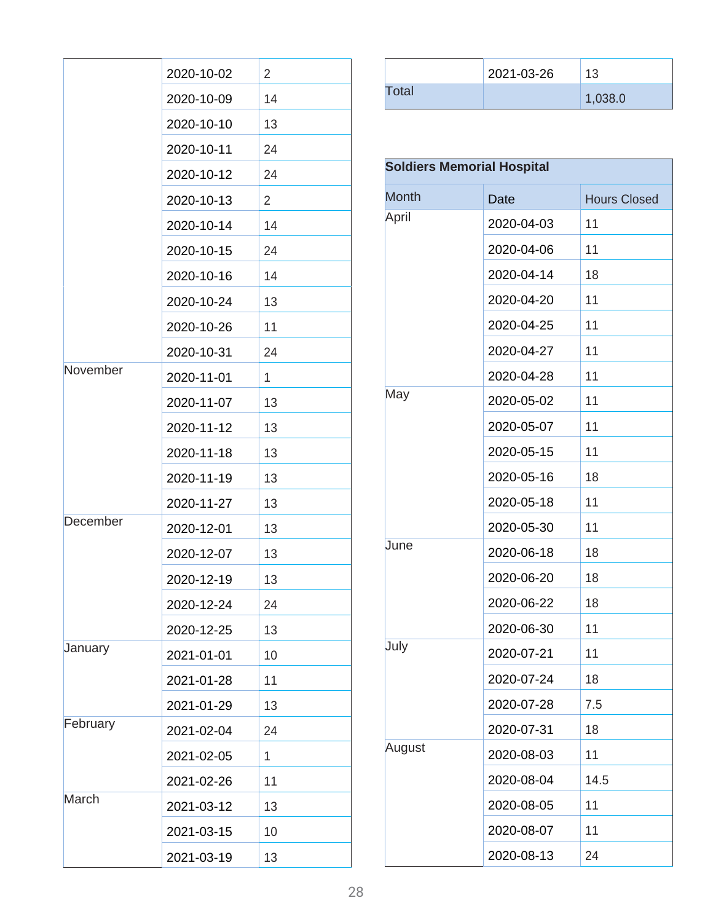| | | |
|---|---|---|
| | 2020-10-02 | 2 |
| | 2020-10-09 | 14 |
| | 2020-10-10 | 13 |
| | 2020-10-11 | 24 |
| | 2020-10-12 | 24 |
| | 2020-10-13 | 2 |
| | 2020-10-14 | 14 |
| | 2020-10-15 | 24 |
| | 2020-10-16 | 14 |
| | 2020-10-24 | 13 |
| | 2020-10-26 | 11 |
| | 2020-10-31 | 24 |
| November | 2020-11-01 | 1 |
| | 2020-11-07 | 13 |
| | 2020-11-12 | 13 |
| | 2020-11-18 | 13 |
| | 2020-11-19 | 13 |
| | 2020-11-27 | 13 |
| December | 2020-12-01 | 13 |
| | 2020-12-07 | 13 |
| | 2020-12-19 | 13 |
| | 2020-12-24 | 24 |
| | 2020-12-25 | 13 |
| January | 2021-01-01 | 10 |
| | 2021-01-28 | 11 |
| | 2021-01-29 | 13 |
| February | 2021-02-04 | 24 |
| | 2021-02-05 | 1 |
| | 2021-02-26 | 11 |
| March | 2021-03-12 | 13 |
| | 2021-03-15 | 10 |
| | 2021-03-19 | 13 |
| | 2021-03-26 | 13 |
| Total | | 1,038.0 |

| Soldiers Memorial Hospital | | |
|---|---|---|
| Month | Date | Hours Closed |
| April | 2020-04-03 | 11 |
| | 2020-04-06 | 11 |
| | 2020-04-14 | 18 |
| | 2020-04-20 | 11 |
| | 2020-04-25 | 11 |
| | 2020-04-27 | 11 |
| | 2020-04-28 | 11 |
| May | 2020-05-02 | 11 |
| | 2020-05-07 | 11 |
| | 2020-05-15 | 11 |
| | 2020-05-16 | 18 |
| | 2020-05-18 | 11 |
| | 2020-05-30 | 11 |
| June | 2020-06-18 | 18 |
| | 2020-06-20 | 18 |
| | 2020-06-22 | 18 |
| | 2020-06-30 | 11 |
| July | 2020-07-21 | 11 |
| | 2020-07-24 | 18 |
| | 2020-07-28 | 7.5 |
| | 2020-07-31 | 18 |
| August | 2020-08-03 | 11 |
| | 2020-08-04 | 14.5 |
| | 2020-08-05 | 11 |
| | 2020-08-07 | 11 |
| | 2020-08-13 | 24 |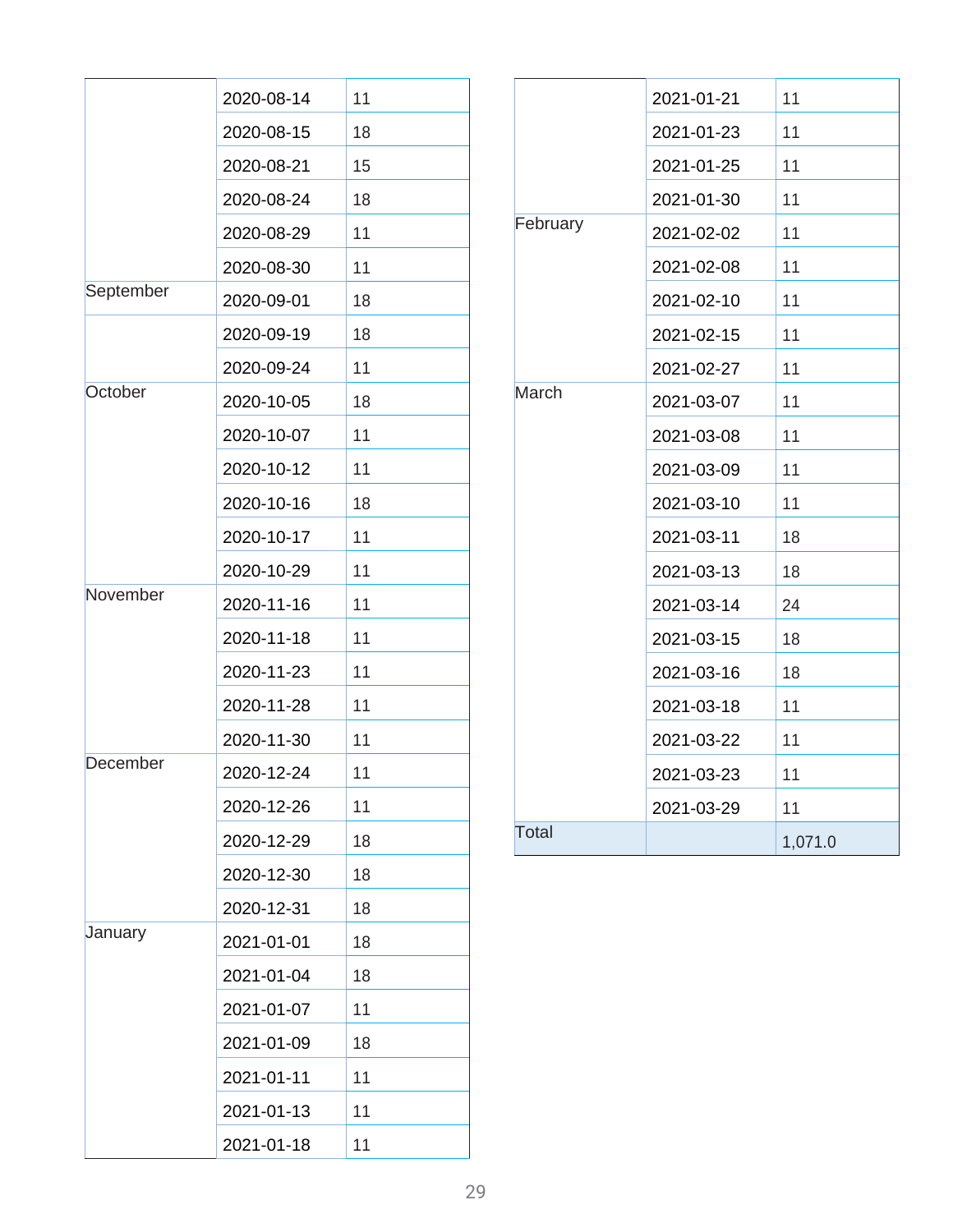| | | |
|---|---|---|
| | 2020-08-14 | 11 |
| | 2020-08-15 | 18 |
| | 2020-08-21 | 15 |
| | 2020-08-24 | 18 |
| | 2020-08-29 | 11 |
| | 2020-08-30 | 11 |
| September | 2020-09-01 | 18 |
| | 2020-09-19 | 18 |
| | 2020-09-24 | 11 |
| October | 2020-10-05 | 18 |
| | 2020-10-07 | 11 |
| | 2020-10-12 | 11 |
| | 2020-10-16 | 18 |
| | 2020-10-17 | 11 |
| | 2020-10-29 | 11 |
| November | 2020-11-16 | 11 |
| | 2020-11-18 | 11 |
| | 2020-11-23 | 11 |
| | 2020-11-28 | 11 |
| | 2020-11-30 | 11 |
| December | 2020-12-24 | 11 |
| | 2020-12-26 | 11 |
| | 2020-12-29 | 18 |
| | 2020-12-30 | 18 |
| | 2020-12-31 | 18 |
| January | 2021-01-01 | 18 |
| | 2021-01-04 | 18 |
| | 2021-01-07 | 11 |
| | 2021-01-09 | 18 |
| | 2021-01-11 | 11 |
| | 2021-01-13 | 11 |
| | 2021-01-18 | 11 |
| | 2021-01-21 | 11 |
| | 2021-01-23 | 11 |
| | 2021-01-25 | 11 |
| | 2021-01-30 | 11 |
| February | 2021-02-02 | 11 |
| | 2021-02-08 | 11 |
| | 2021-02-10 | 11 |
| | 2021-02-15 | 11 |
| | 2021-02-27 | 11 |
| March | 2021-03-07 | 11 |
| | 2021-03-08 | 11 |
| | 2021-03-09 | 11 |
| | 2021-03-10 | 11 |
| | 2021-03-11 | 18 |
| | 2021-03-13 | 18 |
| | 2021-03-14 | 24 |
| | 2021-03-15 | 18 |
| | 2021-03-16 | 18 |
| | 2021-03-18 | 11 |
| | 2021-03-22 | 11 |
| | 2021-03-23 | 11 |
| | 2021-03-29 | 11 |
| Total | | 1,071.0 |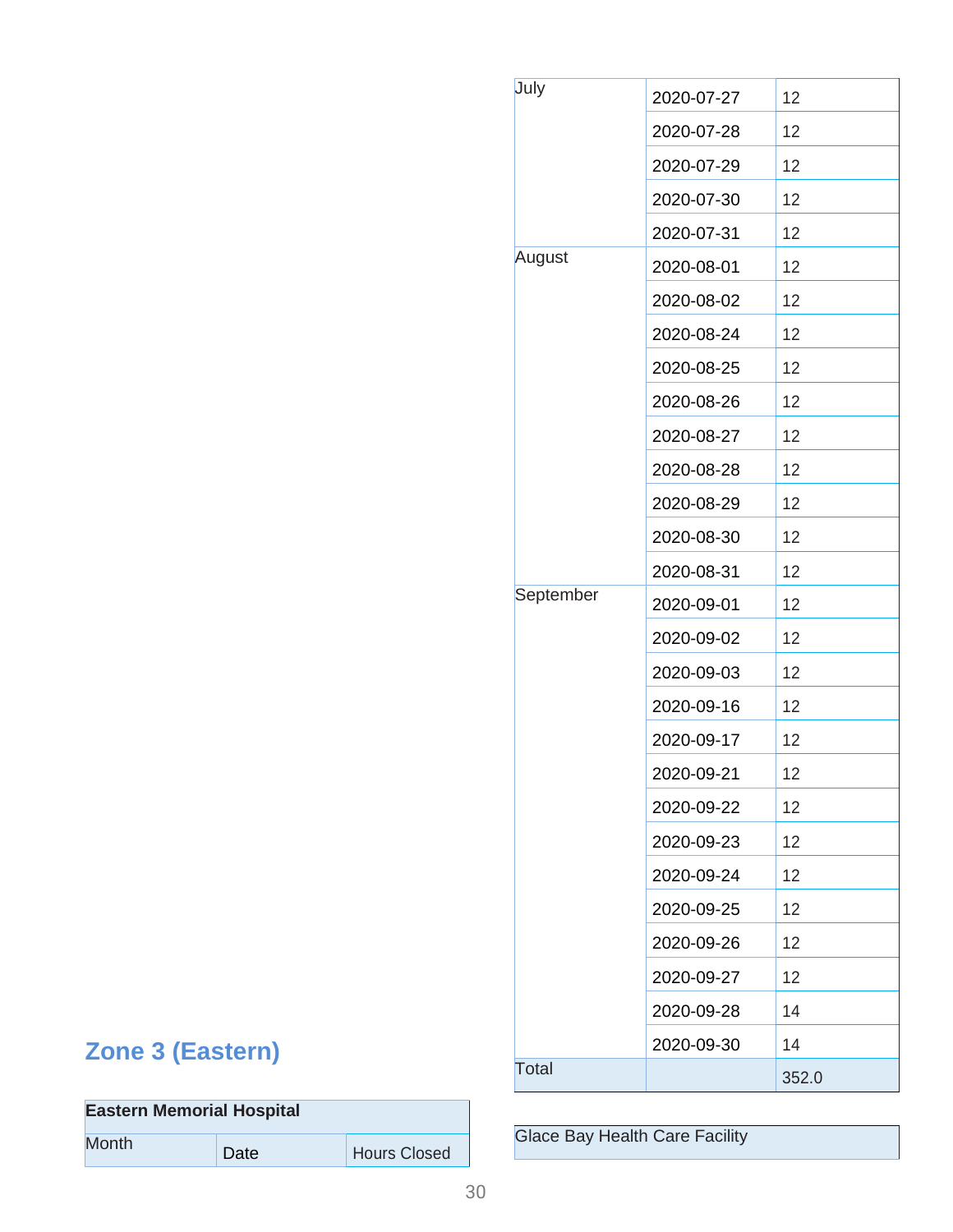| Month | Date | Hours Closed |
|---|---|---|
| July | 2020-07-27 | 12 |
| | 2020-07-28 | 12 |
| | 2020-07-29 | 12 |
| | 2020-07-30 | 12 |
| | 2020-07-31 | 12 |
| August | 2020-08-01 | 12 |
| | 2020-08-02 | 12 |
| | 2020-08-24 | 12 |
| | 2020-08-25 | 12 |
| | 2020-08-26 | 12 |
| | 2020-08-27 | 12 |
| | 2020-08-28 | 12 |
| | 2020-08-29 | 12 |
| | 2020-08-30 | 12 |
| | 2020-08-31 | 12 |
| September | 2020-09-01 | 12 |
| | 2020-09-02 | 12 |
| | 2020-09-03 | 12 |
| | 2020-09-16 | 12 |
| | 2020-09-17 | 12 |
| | 2020-09-21 | 12 |
| | 2020-09-22 | 12 |
| | 2020-09-23 | 12 |
| | 2020-09-24 | 12 |
| | 2020-09-25 | 12 |
| | 2020-09-26 | 12 |
| | 2020-09-27 | 12 |
| | 2020-09-28 | 14 |
| | 2020-09-30 | 14 |
| Total | | 352.0 |

**Glace Bay Health Care Facility**

## Zone 3 (Eastern)

| Eastern Memorial Hospital | | |
|---|---|---|
| Month | Date | Hours Closed |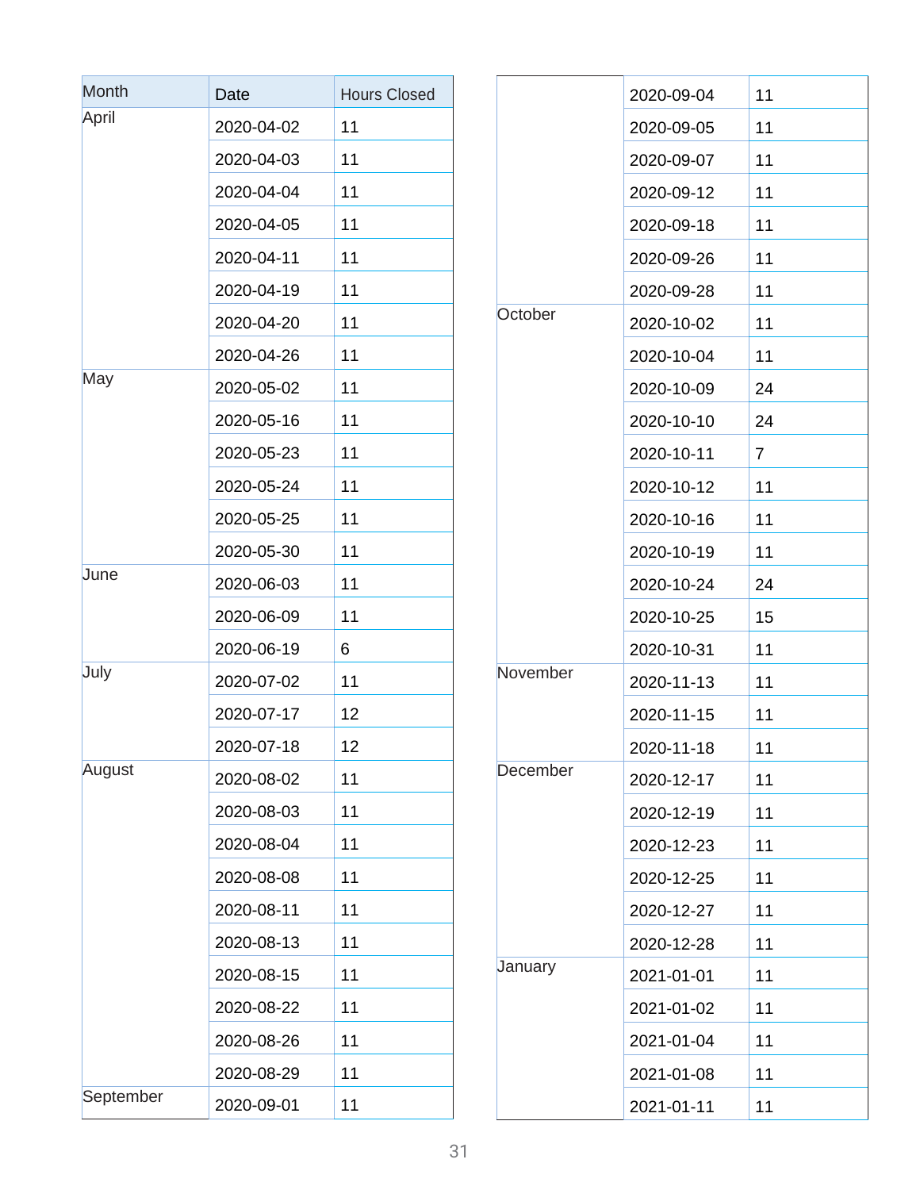| Month | Date | Hours Closed |
|---|---|---|
| April | 2020-04-02 | 11 |
| | 2020-04-03 | 11 |
| | 2020-04-04 | 11 |
| | 2020-04-05 | 11 |
| | 2020-04-11 | 11 |
| | 2020-04-19 | 11 |
| | 2020-04-20 | 11 |
| | 2020-04-26 | 11 |
| May | 2020-05-02 | 11 |
| | 2020-05-16 | 11 |
| | 2020-05-23 | 11 |
| | 2020-05-24 | 11 |
| | 2020-05-25 | 11 |
| | 2020-05-30 | 11 |
| June | 2020-06-03 | 11 |
| | 2020-06-09 | 11 |
| | 2020-06-19 | 6 |
| July | 2020-07-02 | 11 |
| | 2020-07-17 | 12 |
| | 2020-07-18 | 12 |
| August | 2020-08-02 | 11 |
| | 2020-08-03 | 11 |
| | 2020-08-04 | 11 |
| | 2020-08-08 | 11 |
| | 2020-08-11 | 11 |
| | 2020-08-13 | 11 |
| | 2020-08-15 | 11 |
| | 2020-08-22 | 11 |
| | 2020-08-26 | 11 |
| | 2020-08-29 | 11 |
| September | 2020-09-01 | 11 |
| | 2020-09-04 | 11 |
| | 2020-09-05 | 11 |
| | 2020-09-07 | 11 |
| | 2020-09-12 | 11 |
| | 2020-09-18 | 11 |
| | 2020-09-26 | 11 |
| | 2020-09-28 | 11 |
| October | 2020-10-02 | 11 |
| | 2020-10-04 | 11 |
| | 2020-10-09 | 24 |
| | 2020-10-10 | 24 |
| | 2020-10-11 | 7 |
| | 2020-10-12 | 11 |
| | 2020-10-16 | 11 |
| | 2020-10-19 | 11 |
| | 2020-10-24 | 24 |
| | 2020-10-25 | 15 |
| | 2020-10-31 | 11 |
| November | 2020-11-13 | 11 |
| | 2020-11-15 | 11 |
| | 2020-11-18 | 11 |
| December | 2020-12-17 | 11 |
| | 2020-12-19 | 11 |
| | 2020-12-23 | 11 |
| | 2020-12-25 | 11 |
| | 2020-12-27 | 11 |
| | 2020-12-28 | 11 |
| January | 2021-01-01 | 11 |
| | 2021-01-02 | 11 |
| | 2021-01-04 | 11 |
| | 2021-01-08 | 11 |
| | 2021-01-11 | 11 |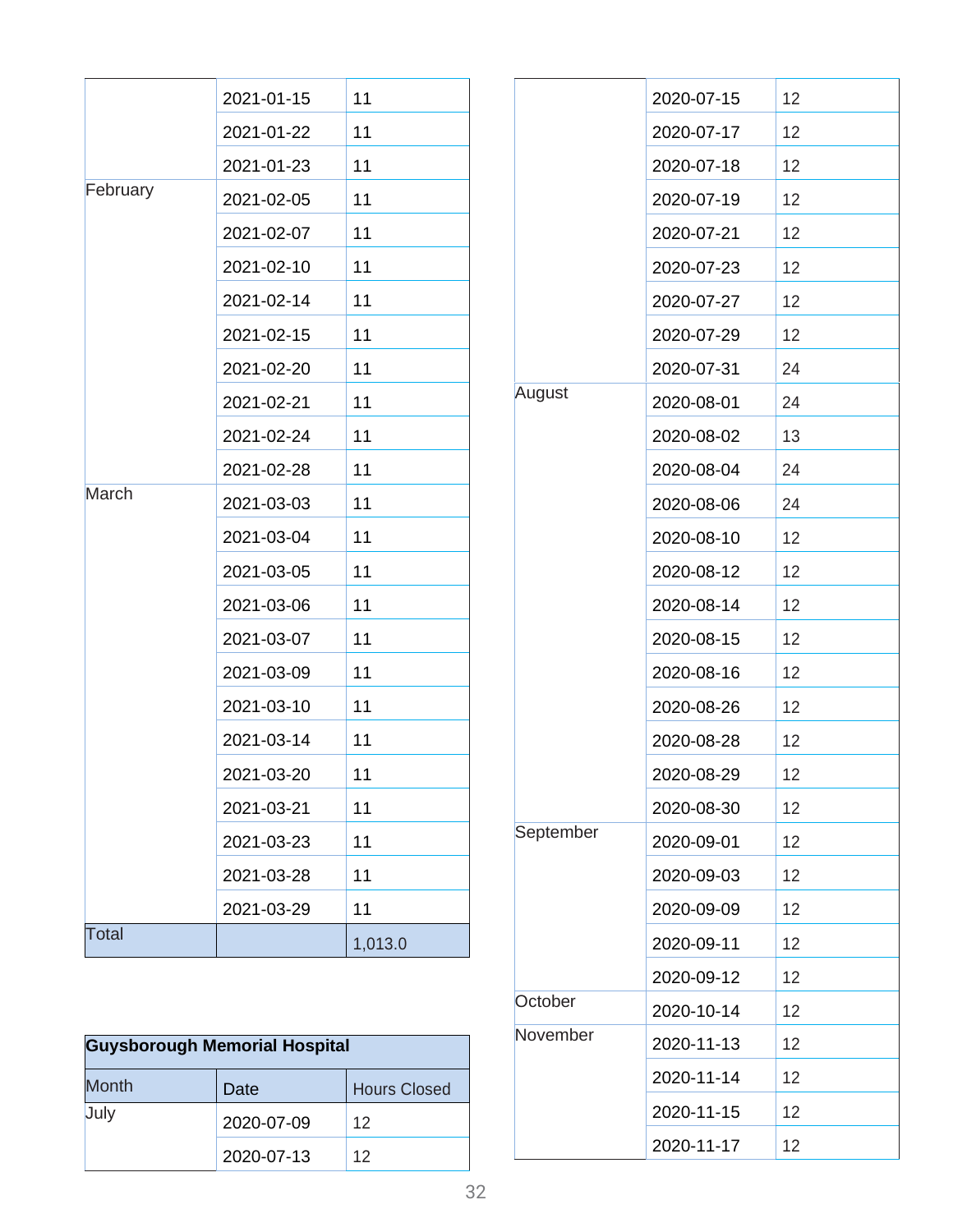| | | |
|---|---|---|
| | 2021-01-15 | 11 |
| | 2021-01-22 | 11 |
| | 2021-01-23 | 11 |
| February | 2021-02-05 | 11 |
| | 2021-02-07 | 11 |
| | 2021-02-10 | 11 |
| | 2021-02-14 | 11 |
| | 2021-02-15 | 11 |
| | 2021-02-20 | 11 |
| | 2021-02-21 | 11 |
| | 2021-02-24 | 11 |
| | 2021-02-28 | 11 |
| March | 2021-03-03 | 11 |
| | 2021-03-04 | 11 |
| | 2021-03-05 | 11 |
| | 2021-03-06 | 11 |
| | 2021-03-07 | 11 |
| | 2021-03-09 | 11 |
| | 2021-03-10 | 11 |
| | 2021-03-14 | 11 |
| | 2021-03-20 | 11 |
| | 2021-03-21 | 11 |
| | 2021-03-23 | 11 |
| | 2021-03-28 | 11 |
| | 2021-03-29 | 11 |
| Total | | 1,013.0 |

| **Guysborough Memorial Hospital** | | |
|---|---|---|
| Month | Date | Hours Closed |
| July | 2020-07-09 | 12 |
| | 2020-07-13 | 12 |
| | 2020-07-15 | 12 |
| | 2020-07-17 | 12 |
| | 2020-07-18 | 12 |
| | 2020-07-19 | 12 |
| | 2020-07-21 | 12 |
| | 2020-07-23 | 12 |
| | 2020-07-27 | 12 |
| | 2020-07-29 | 12 |
| | 2020-07-31 | 24 |
| August | 2020-08-01 | 24 |
| | 2020-08-02 | 13 |
| | 2020-08-04 | 24 |
| | 2020-08-06 | 24 |
| | 2020-08-10 | 12 |
| | 2020-08-12 | 12 |
| | 2020-08-14 | 12 |
| | 2020-08-15 | 12 |
| | 2020-08-16 | 12 |
| | 2020-08-26 | 12 |
| | 2020-08-28 | 12 |
| | 2020-08-29 | 12 |
| | 2020-08-30 | 12 |
| September | 2020-09-01 | 12 |
| | 2020-09-03 | 12 |
| | 2020-09-09 | 12 |
| | 2020-09-11 | 12 |
| | 2020-09-12 | 12 |
| October | 2020-10-14 | 12 |
| November | 2020-11-13 | 12 |
| | 2020-11-14 | 12 |
| | 2020-11-15 | 12 |
| | 2020-11-17 | 12 |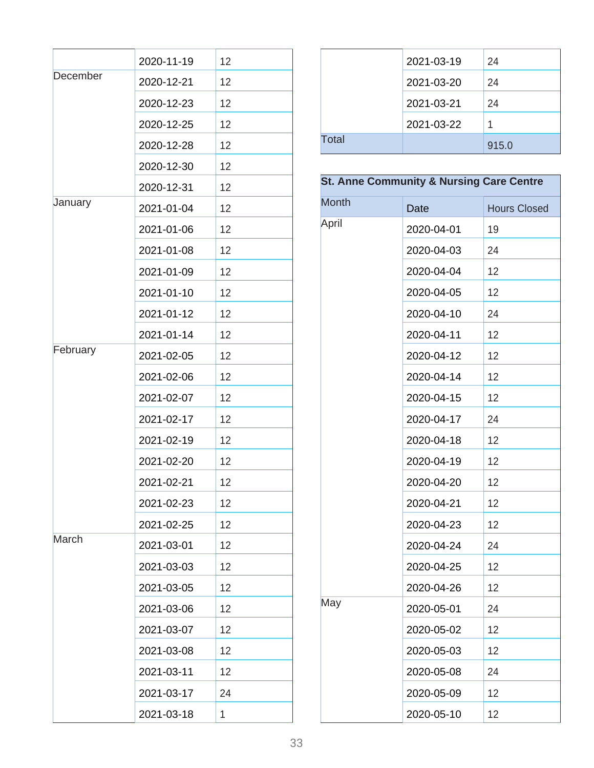| | | |
|---|---|---|
| | 2020-11-19 | 12 |
| December | 2020-12-21 | 12 |
| | 2020-12-23 | 12 |
| | 2020-12-25 | 12 |
| | 2020-12-28 | 12 |
| | 2020-12-30 | 12 |
| | 2020-12-31 | 12 |
| January | 2021-01-04 | 12 |
| | 2021-01-06 | 12 |
| | 2021-01-08 | 12 |
| | 2021-01-09 | 12 |
| | 2021-01-10 | 12 |
| | 2021-01-12 | 12 |
| | 2021-01-14 | 12 |
| February | 2021-02-05 | 12 |
| | 2021-02-06 | 12 |
| | 2021-02-07 | 12 |
| | 2021-02-17 | 12 |
| | 2021-02-19 | 12 |
| | 2021-02-20 | 12 |
| | 2021-02-21 | 12 |
| | 2021-02-23 | 12 |
| | 2021-02-25 | 12 |
| March | 2021-03-01 | 12 |
| | 2021-03-03 | 12 |
| | 2021-03-05 | 12 |
| | 2021-03-06 | 12 |
| | 2021-03-07 | 12 |
| | 2021-03-08 | 12 |
| | 2021-03-11 | 12 |
| | 2021-03-17 | 24 |
| | 2021-03-18 | 1 |
| | 2021-03-19 | 24 |
| | 2021-03-20 | 24 |
| | 2021-03-21 | 24 |
| | 2021-03-22 | 1 |
| Total | | 915.0 |

| St. Anne Community & Nursing Care Centre | | |
|---|---|---|
| Month | Date | Hours Closed |
| April | 2020-04-01 | 19 |
| | 2020-04-03 | 24 |
| | 2020-04-04 | 12 |
| | 2020-04-05 | 12 |
| | 2020-04-10 | 24 |
| | 2020-04-11 | 12 |
| | 2020-04-12 | 12 |
| | 2020-04-14 | 12 |
| | 2020-04-15 | 12 |
| | 2020-04-17 | 24 |
| | 2020-04-18 | 12 |
| | 2020-04-19 | 12 |
| | 2020-04-20 | 12 |
| | 2020-04-21 | 12 |
| | 2020-04-23 | 12 |
| | 2020-04-24 | 24 |
| | 2020-04-25 | 12 |
| | 2020-04-26 | 12 |
| May | 2020-05-01 | 24 |
| | 2020-05-02 | 12 |
| | 2020-05-03 | 12 |
| | 2020-05-08 | 24 |
| | 2020-05-09 | 12 |
| | 2020-05-10 | 12 |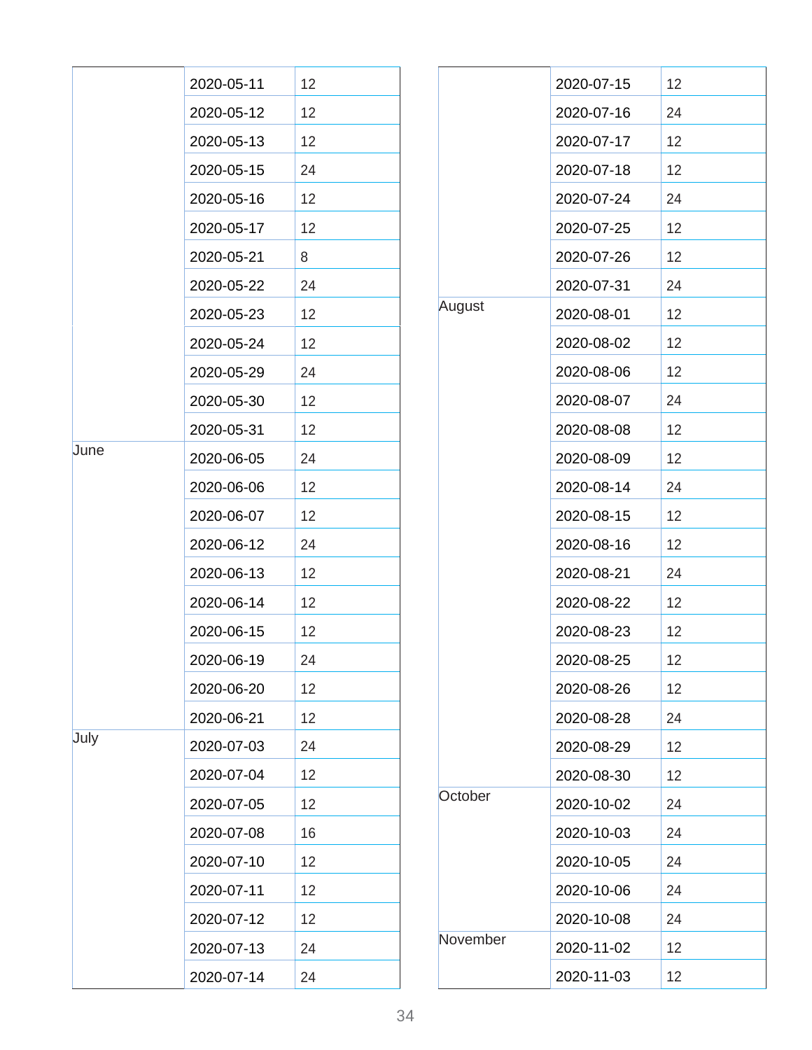| | | |
|---|---|---|
| | 2020-05-11 | 12 |
| | 2020-05-12 | 12 |
| | 2020-05-13 | 12 |
| | 2020-05-15 | 24 |
| | 2020-05-16 | 12 |
| | 2020-05-17 | 12 |
| | 2020-05-21 | 8 |
| | 2020-05-22 | 24 |
| | 2020-05-23 | 12 |
| | 2020-05-24 | 12 |
| | 2020-05-29 | 24 |
| | 2020-05-30 | 12 |
| | 2020-05-31 | 12 |
| June | 2020-06-05 | 24 |
| | 2020-06-06 | 12 |
| | 2020-06-07 | 12 |
| | 2020-06-12 | 24 |
| | 2020-06-13 | 12 |
| | 2020-06-14 | 12 |
| | 2020-06-15 | 12 |
| | 2020-06-19 | 24 |
| | 2020-06-20 | 12 |
| | 2020-06-21 | 12 |
| July | 2020-07-03 | 24 |
| | 2020-07-04 | 12 |
| | 2020-07-05 | 12 |
| | 2020-07-08 | 16 |
| | 2020-07-10 | 12 |
| | 2020-07-11 | 12 |
| | 2020-07-12 | 12 |
| | 2020-07-13 | 24 |
| | 2020-07-14 | 24 |
| | 2020-07-15 | 12 |
| | 2020-07-16 | 24 |
| | 2020-07-17 | 12 |
| | 2020-07-18 | 12 |
| | 2020-07-24 | 24 |
| | 2020-07-25 | 12 |
| | 2020-07-26 | 12 |
| | 2020-07-31 | 24 |
| August | 2020-08-01 | 12 |
| | 2020-08-02 | 12 |
| | 2020-08-06 | 12 |
| | 2020-08-07 | 24 |
| | 2020-08-08 | 12 |
| | 2020-08-09 | 12 |
| | 2020-08-14 | 24 |
| | 2020-08-15 | 12 |
| | 2020-08-16 | 12 |
| | 2020-08-21 | 24 |
| | 2020-08-22 | 12 |
| | 2020-08-23 | 12 |
| | 2020-08-25 | 12 |
| | 2020-08-26 | 12 |
| | 2020-08-28 | 24 |
| | 2020-08-29 | 12 |
| | 2020-08-30 | 12 |
| October | 2020-10-02 | 24 |
| | 2020-10-03 | 24 |
| | 2020-10-05 | 24 |
| | 2020-10-06 | 24 |
| | 2020-10-08 | 24 |
| November | 2020-11-02 | 12 |
| | 2020-11-03 | 12 |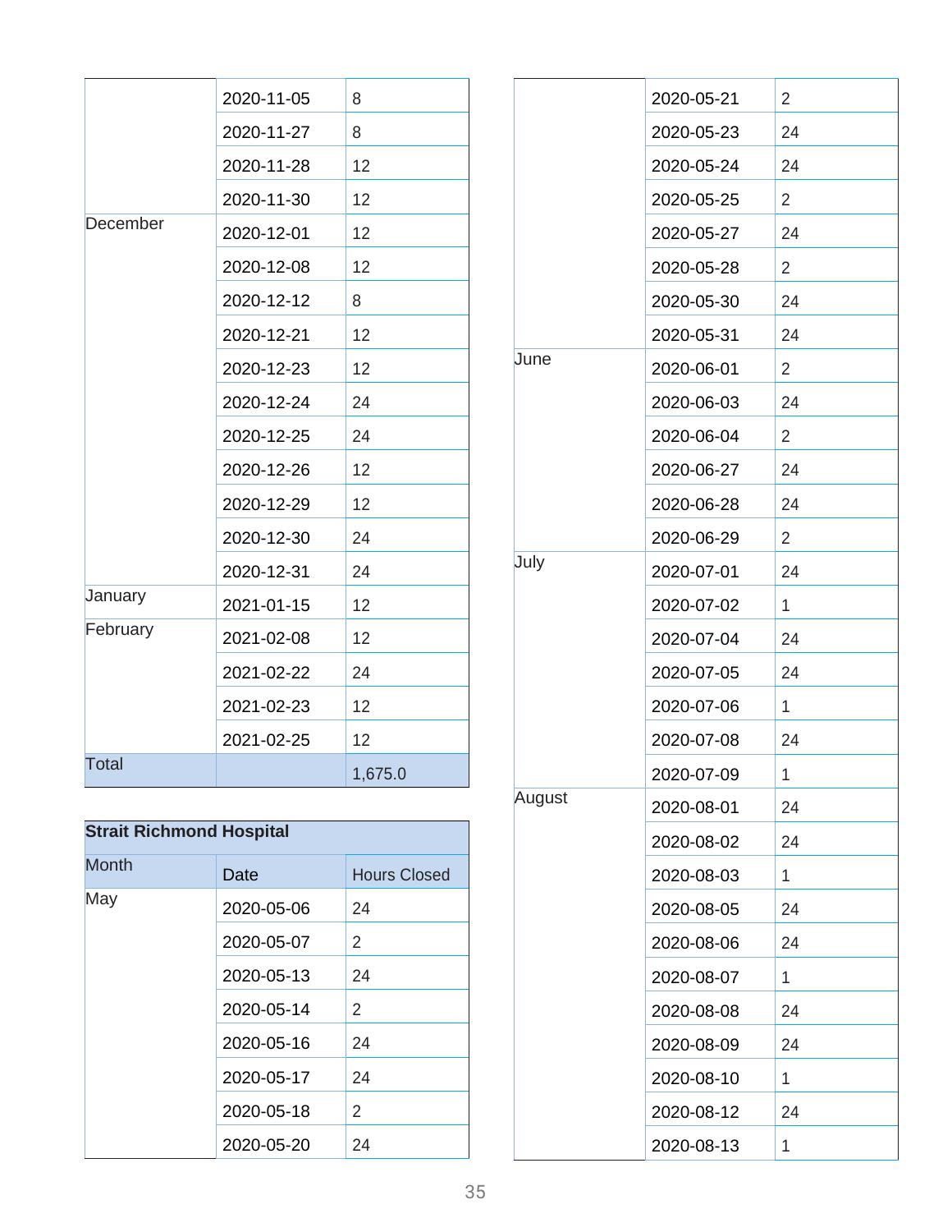| | | |
|---|---|---|
| | 2020-11-05 | 8 |
| | 2020-11-27 | 8 |
| | 2020-11-28 | 12 |
| | 2020-11-30 | 12 |
| December | 2020-12-01 | 12 |
| | 2020-12-08 | 12 |
| | 2020-12-12 | 8 |
| | 2020-12-21 | 12 |
| | 2020-12-23 | 12 |
| | 2020-12-24 | 24 |
| | 2020-12-25 | 24 |
| | 2020-12-26 | 12 |
| | 2020-12-29 | 12 |
| | 2020-12-30 | 24 |
| | 2020-12-31 | 24 |
| January | 2021-01-15 | 12 |
| February | 2021-02-08 | 12 |
| | 2021-02-22 | 24 |
| | 2021-02-23 | 12 |
| | 2021-02-25 | 12 |
| Total | | 1,675.0 |

**Strait Richmond Hospital**

| Month | Date | Hours Closed |
|---|---|---|
| May | 2020-05-06 | 24 |
| | 2020-05-07 | 2 |
| | 2020-05-13 | 24 |
| | 2020-05-14 | 2 |
| | 2020-05-16 | 24 |
| | 2020-05-17 | 24 |
| | 2020-05-18 | 2 |
| | 2020-05-20 | 24 |
| | 2020-05-21 | 2 |
| | 2020-05-23 | 24 |
| | 2020-05-24 | 24 |
| | 2020-05-25 | 2 |
| | 2020-05-27 | 24 |
| | 2020-05-28 | 2 |
| | 2020-05-30 | 24 |
| | 2020-05-31 | 24 |
| June | 2020-06-01 | 2 |
| | 2020-06-03 | 24 |
| | 2020-06-04 | 2 |
| | 2020-06-27 | 24 |
| | 2020-06-28 | 24 |
| | 2020-06-29 | 2 |
| July | 2020-07-01 | 24 |
| | 2020-07-02 | 1 |
| | 2020-07-04 | 24 |
| | 2020-07-05 | 24 |
| | 2020-07-06 | 1 |
| | 2020-07-08 | 24 |
| | 2020-07-09 | 1 |
| August | 2020-08-01 | 24 |
| | 2020-08-02 | 24 |
| | 2020-08-03 | 1 |
| | 2020-08-05 | 24 |
| | 2020-08-06 | 24 |
| | 2020-08-07 | 1 |
| | 2020-08-08 | 24 |
| | 2020-08-09 | 24 |
| | 2020-08-10 | 1 |
| | 2020-08-12 | 24 |
| | 2020-08-13 | 1 |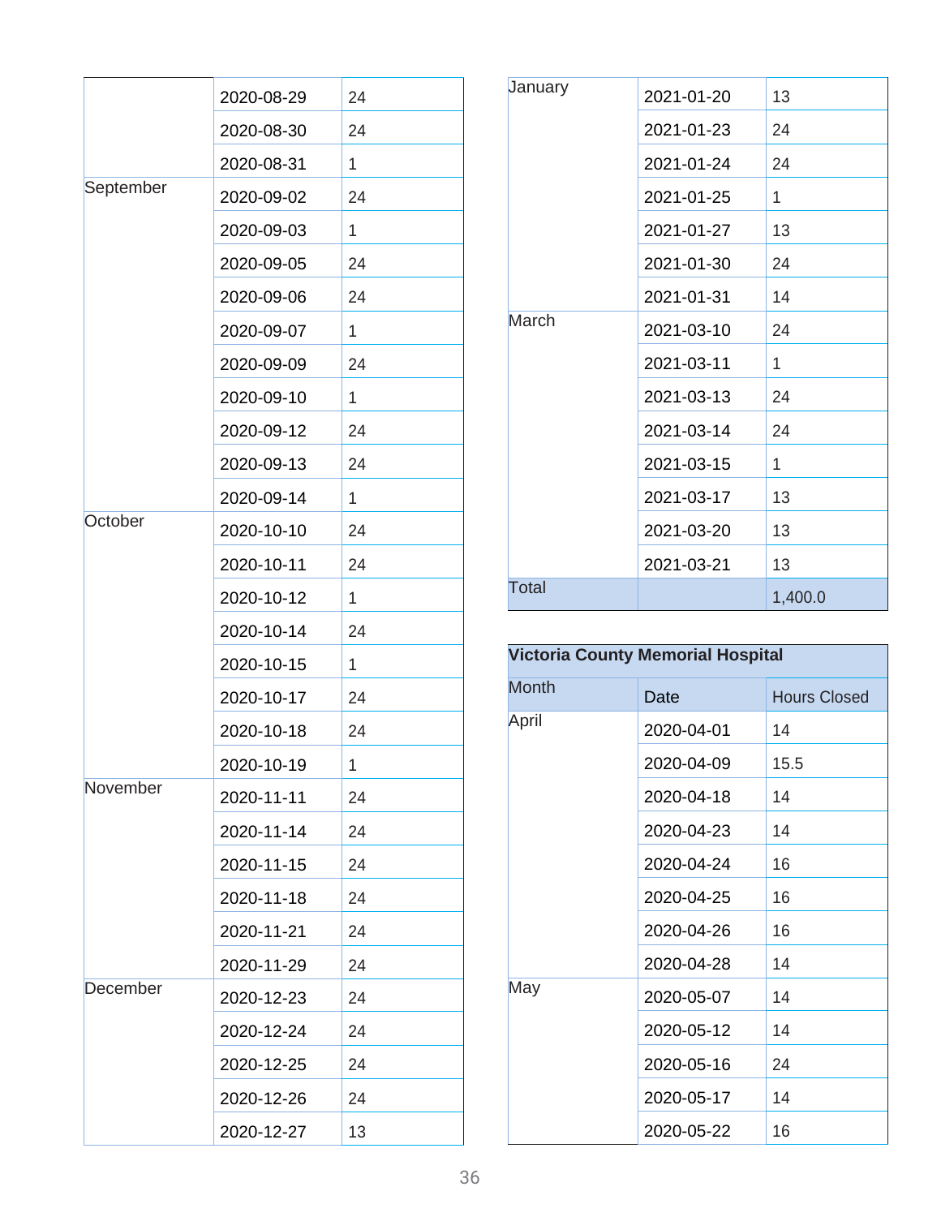| | | |
|---|---|---|
| | 2020-08-29 | 24 |
| | 2020-08-30 | 24 |
| | 2020-08-31 | 1 |
| September | 2020-09-02 | 24 |
| | 2020-09-03 | 1 |
| | 2020-09-05 | 24 |
| | 2020-09-06 | 24 |
| | 2020-09-07 | 1 |
| | 2020-09-09 | 24 |
| | 2020-09-10 | 1 |
| | 2020-09-12 | 24 |
| | 2020-09-13 | 24 |
| | 2020-09-14 | 1 |
| October | 2020-10-10 | 24 |
| | 2020-10-11 | 24 |
| | 2020-10-12 | 1 |
| | 2020-10-14 | 24 |
| | 2020-10-15 | 1 |
| | 2020-10-17 | 24 |
| | 2020-10-18 | 24 |
| | 2020-10-19 | 1 |
| November | 2020-11-11 | 24 |
| | 2020-11-14 | 24 |
| | 2020-11-15 | 24 |
| | 2020-11-18 | 24 |
| | 2020-11-21 | 24 |
| | 2020-11-29 | 24 |
| December | 2020-12-23 | 24 |
| | 2020-12-24 | 24 |
| | 2020-12-25 | 24 |
| | 2020-12-26 | 24 |
| | 2020-12-27 | 13 |
| January | 2021-01-20 | 13 |
| | 2021-01-23 | 24 |
| | 2021-01-24 | 24 |
| | 2021-01-25 | 1 |
| | 2021-01-27 | 13 |
| | 2021-01-30 | 24 |
| | 2021-01-31 | 14 |
| March | 2021-03-10 | 24 |
| | 2021-03-11 | 1 |
| | 2021-03-13 | 24 |
| | 2021-03-14 | 24 |
| | 2021-03-15 | 1 |
| | 2021-03-17 | 13 |
| | 2021-03-20 | 13 |
| | 2021-03-21 | 13 |
| Total | | 1,400.0 |

| Victoria County Memorial Hospital | | |
|---|---|---|
| Month | Date | Hours Closed |
| April | 2020-04-01 | 14 |
| | 2020-04-09 | 15.5 |
| | 2020-04-18 | 14 |
| | 2020-04-23 | 14 |
| | 2020-04-24 | 16 |
| | 2020-04-25 | 16 |
| | 2020-04-26 | 16 |
| | 2020-04-28 | 14 |
| May | 2020-05-07 | 14 |
| | 2020-05-12 | 14 |
| | 2020-05-16 | 24 |
| | 2020-05-17 | 14 |
| | 2020-05-22 | 16 |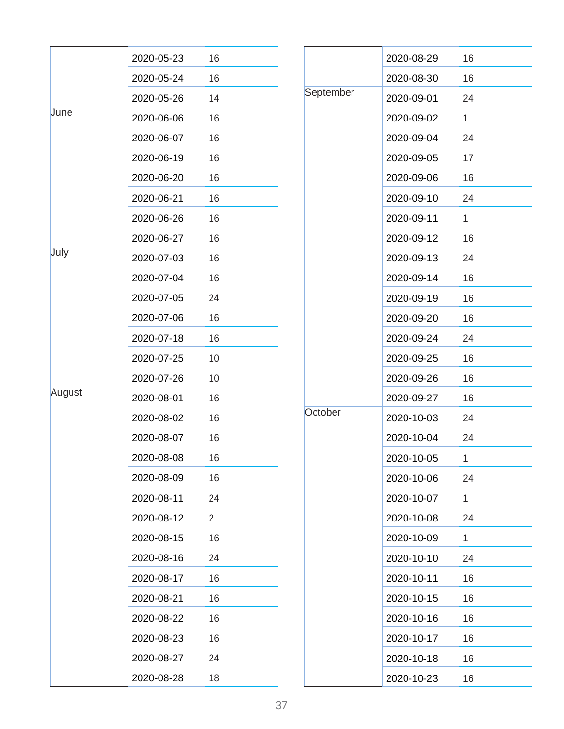| | | |
|---|---|---|
| | 2020-05-23 | 16 |
| | 2020-05-24 | 16 |
| | 2020-05-26 | 14 |
| June | 2020-06-06 | 16 |
| | 2020-06-07 | 16 |
| | 2020-06-19 | 16 |
| | 2020-06-20 | 16 |
| | 2020-06-21 | 16 |
| | 2020-06-26 | 16 |
| | 2020-06-27 | 16 |
| July | 2020-07-03 | 16 |
| | 2020-07-04 | 16 |
| | 2020-07-05 | 24 |
| | 2020-07-06 | 16 |
| | 2020-07-18 | 16 |
| | 2020-07-25 | 10 |
| | 2020-07-26 | 10 |
| August | 2020-08-01 | 16 |
| | 2020-08-02 | 16 |
| | 2020-08-07 | 16 |
| | 2020-08-08 | 16 |
| | 2020-08-09 | 16 |
| | 2020-08-11 | 24 |
| | 2020-08-12 | 2 |
| | 2020-08-15 | 16 |
| | 2020-08-16 | 24 |
| | 2020-08-17 | 16 |
| | 2020-08-21 | 16 |
| | 2020-08-22 | 16 |
| | 2020-08-23 | 16 |
| | 2020-08-27 | 24 |
| | 2020-08-28 | 18 |
| | 2020-08-29 | 16 |
| | 2020-08-30 | 16 |
| September | 2020-09-01 | 24 |
| | 2020-09-02 | 1 |
| | 2020-09-04 | 24 |
| | 2020-09-05 | 17 |
| | 2020-09-06 | 16 |
| | 2020-09-10 | 24 |
| | 2020-09-11 | 1 |
| | 2020-09-12 | 16 |
| | 2020-09-13 | 24 |
| | 2020-09-14 | 16 |
| | 2020-09-19 | 16 |
| | 2020-09-20 | 16 |
| | 2020-09-24 | 24 |
| | 2020-09-25 | 16 |
| | 2020-09-26 | 16 |
| | 2020-09-27 | 16 |
| October | 2020-10-03 | 24 |
| | 2020-10-04 | 24 |
| | 2020-10-05 | 1 |
| | 2020-10-06 | 24 |
| | 2020-10-07 | 1 |
| | 2020-10-08 | 24 |
| | 2020-10-09 | 1 |
| | 2020-10-10 | 24 |
| | 2020-10-11 | 16 |
| | 2020-10-15 | 16 |
| | 2020-10-16 | 16 |
| | 2020-10-17 | 16 |
| | 2020-10-18 | 16 |
| | 2020-10-23 | 16 |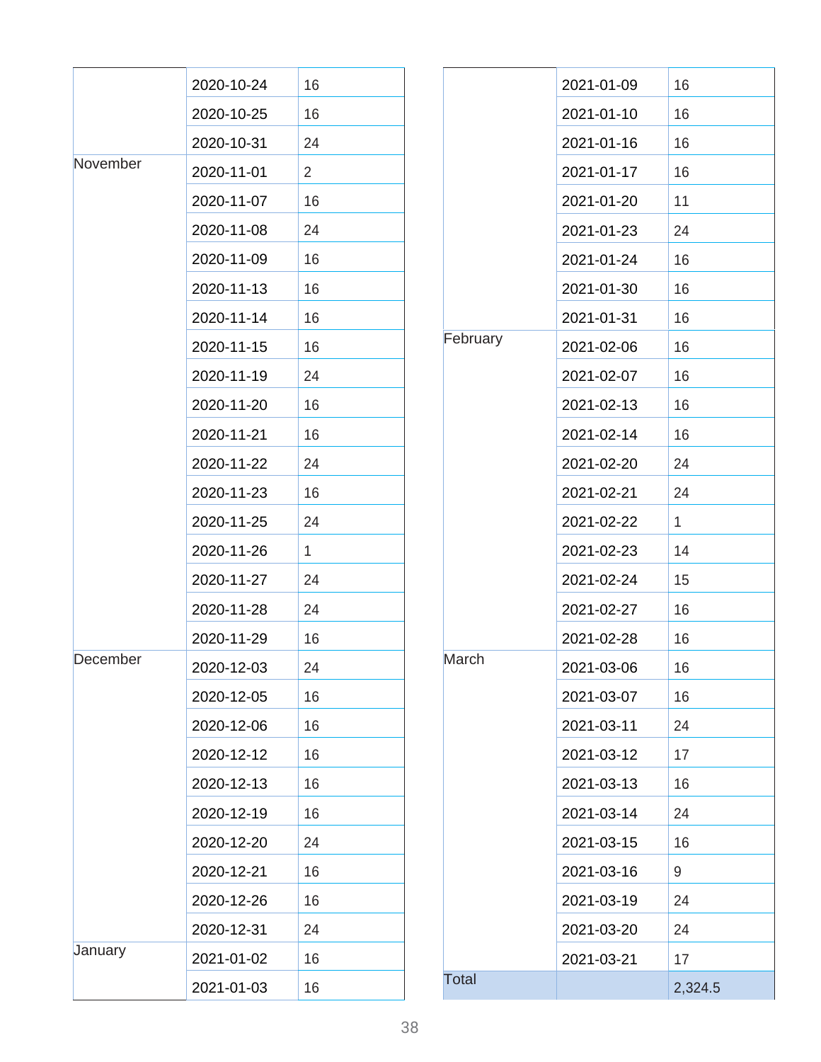| | | |
|---|---|---|
| | 2020-10-24 | 16 |
| | 2020-10-25 | 16 |
| | 2020-10-31 | 24 |
| November | 2020-11-01 | 2 |
| | 2020-11-07 | 16 |
| | 2020-11-08 | 24 |
| | 2020-11-09 | 16 |
| | 2020-11-13 | 16 |
| | 2020-11-14 | 16 |
| | 2020-11-15 | 16 |
| | 2020-11-19 | 24 |
| | 2020-11-20 | 16 |
| | 2020-11-21 | 16 |
| | 2020-11-22 | 24 |
| | 2020-11-23 | 16 |
| | 2020-11-25 | 24 |
| | 2020-11-26 | 1 |
| | 2020-11-27 | 24 |
| | 2020-11-28 | 24 |
| | 2020-11-29 | 16 |
| December | 2020-12-03 | 24 |
| | 2020-12-05 | 16 |
| | 2020-12-06 | 16 |
| | 2020-12-12 | 16 |
| | 2020-12-13 | 16 |
| | 2020-12-19 | 16 |
| | 2020-12-20 | 24 |
| | 2020-12-21 | 16 |
| | 2020-12-26 | 16 |
| | 2020-12-31 | 24 |
| January | 2021-01-02 | 16 |
| | 2021-01-03 | 16 |
| | 2021-01-09 | 16 |
| | 2021-01-10 | 16 |
| | 2021-01-16 | 16 |
| | 2021-01-17 | 16 |
| | 2021-01-20 | 11 |
| | 2021-01-23 | 24 |
| | 2021-01-24 | 16 |
| | 2021-01-30 | 16 |
| | 2021-01-31 | 16 |
| February | 2021-02-06 | 16 |
| | 2021-02-07 | 16 |
| | 2021-02-13 | 16 |
| | 2021-02-14 | 16 |
| | 2021-02-20 | 24 |
| | 2021-02-21 | 24 |
| | 2021-02-22 | 1 |
| | 2021-02-23 | 14 |
| | 2021-02-24 | 15 |
| | 2021-02-27 | 16 |
| | 2021-02-28 | 16 |
| March | 2021-03-06 | 16 |
| | 2021-03-07 | 16 |
| | 2021-03-11 | 24 |
| | 2021-03-12 | 17 |
| | 2021-03-13 | 16 |
| | 2021-03-14 | 24 |
| | 2021-03-15 | 16 |
| | 2021-03-16 | 9 |
| | 2021-03-19 | 24 |
| | 2021-03-20 | 24 |
| | 2021-03-21 | 17 |
| Total | | 2,324.5 |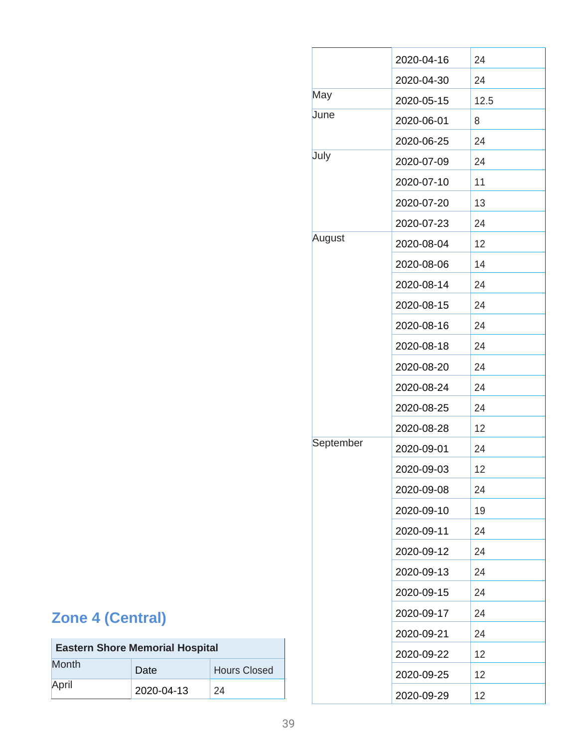## Zone 4 (Central)

| Eastern Shore Memorial Hospital | | |
|---|---|---|
| Month | Date | Hours Closed |
| April | 2020-04-13 | 24 |
| | 2020-04-16 | 24 |
| | 2020-04-30 | 24 |
| May | 2020-05-15 | 12.5 |
| June | 2020-06-01 | 8 |
| | 2020-06-25 | 24 |
| July | 2020-07-09 | 24 |
| | 2020-07-10 | 11 |
| | 2020-07-20 | 13 |
| | 2020-07-23 | 24 |
| August | 2020-08-04 | 12 |
| | 2020-08-06 | 14 |
| | 2020-08-14 | 24 |
| | 2020-08-15 | 24 |
| | 2020-08-16 | 24 |
| | 2020-08-18 | 24 |
| | 2020-08-20 | 24 |
| | 2020-08-24 | 24 |
| | 2020-08-25 | 24 |
| | 2020-08-28 | 12 |
| September | 2020-09-01 | 24 |
| | 2020-09-03 | 12 |
| | 2020-09-08 | 24 |
| | 2020-09-10 | 19 |
| | 2020-09-11 | 24 |
| | 2020-09-12 | 24 |
| | 2020-09-13 | 24 |
| | 2020-09-15 | 24 |
| | 2020-09-17 | 24 |
| | 2020-09-21 | 24 |
| | 2020-09-22 | 12 |
| | 2020-09-25 | 12 |
| | 2020-09-29 | 12 |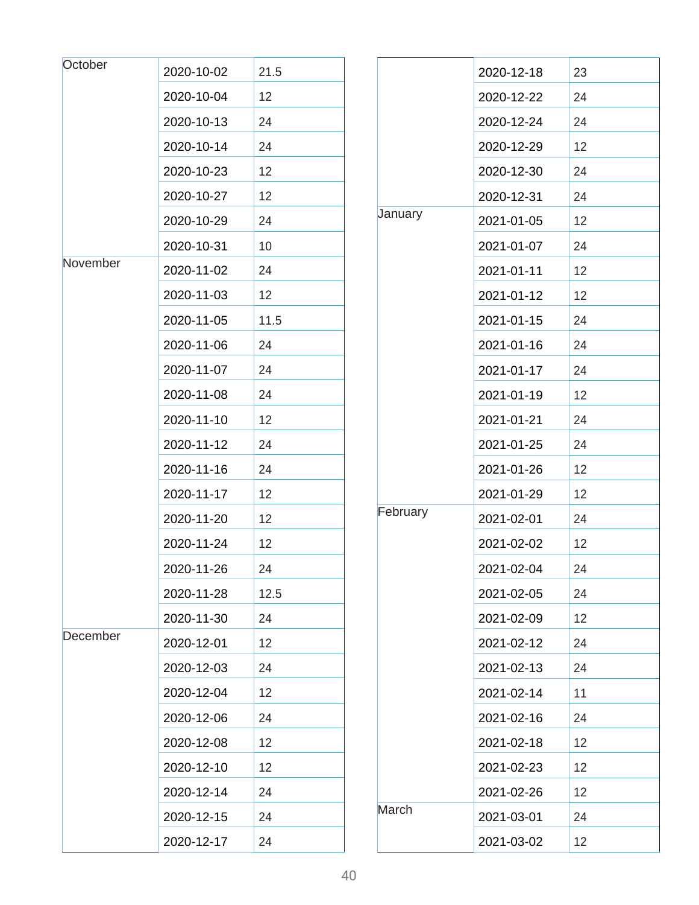| | | |
|---|---|---|
| October | 2020-10-02 | 21.5 |
| | 2020-10-04 | 12 |
| | 2020-10-13 | 24 |
| | 2020-10-14 | 24 |
| | 2020-10-23 | 12 |
| | 2020-10-27 | 12 |
| | 2020-10-29 | 24 |
| | 2020-10-31 | 10 |
| November | 2020-11-02 | 24 |
| | 2020-11-03 | 12 |
| | 2020-11-05 | 11.5 |
| | 2020-11-06 | 24 |
| | 2020-11-07 | 24 |
| | 2020-11-08 | 24 |
| | 2020-11-10 | 12 |
| | 2020-11-12 | 24 |
| | 2020-11-16 | 24 |
| | 2020-11-17 | 12 |
| | 2020-11-20 | 12 |
| | 2020-11-24 | 12 |
| | 2020-11-26 | 24 |
| | 2020-11-28 | 12.5 |
| | 2020-11-30 | 24 |
| December | 2020-12-01 | 12 |
| | 2020-12-03 | 24 |
| | 2020-12-04 | 12 |
| | 2020-12-06 | 24 |
| | 2020-12-08 | 12 |
| | 2020-12-10 | 12 |
| | 2020-12-14 | 24 |
| | 2020-12-15 | 24 |
| | 2020-12-17 | 24 |
| | 2020-12-18 | 23 |
| | 2020-12-22 | 24 |
| | 2020-12-24 | 24 |
| | 2020-12-29 | 12 |
| | 2020-12-30 | 24 |
| | 2020-12-31 | 24 |
| January | 2021-01-05 | 12 |
| | 2021-01-07 | 24 |
| | 2021-01-11 | 12 |
| | 2021-01-12 | 12 |
| | 2021-01-15 | 24 |
| | 2021-01-16 | 24 |
| | 2021-01-17 | 24 |
| | 2021-01-19 | 12 |
| | 2021-01-21 | 24 |
| | 2021-01-25 | 24 |
| | 2021-01-26 | 12 |
| | 2021-01-29 | 12 |
| February | 2021-02-01 | 24 |
| | 2021-02-02 | 12 |
| | 2021-02-04 | 24 |
| | 2021-02-05 | 24 |
| | 2021-02-09 | 12 |
| | 2021-02-12 | 24 |
| | 2021-02-13 | 24 |
| | 2021-02-14 | 11 |
| | 2021-02-16 | 24 |
| | 2021-02-18 | 12 |
| | 2021-02-23 | 12 |
| | 2021-02-26 | 12 |
| March | 2021-03-01 | 24 |
| | 2021-03-02 | 12 |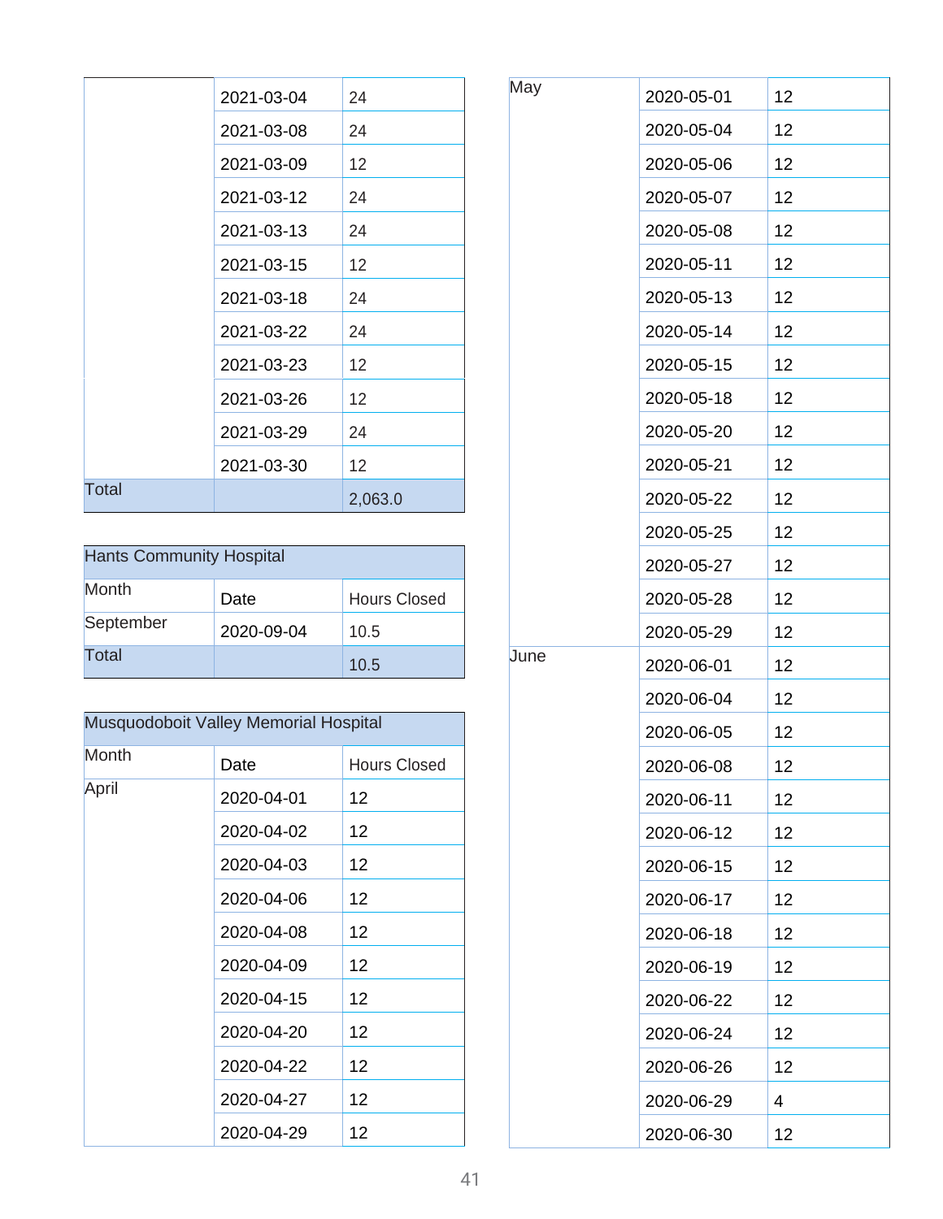| | | |
|---|---|---|
| | 2021-03-04 | 24 |
| | 2021-03-08 | 24 |
| | 2021-03-09 | 12 |
| | 2021-03-12 | 24 |
| | 2021-03-13 | 24 |
| | 2021-03-15 | 12 |
| | 2021-03-18 | 24 |
| | 2021-03-22 | 24 |
| | 2021-03-23 | 12 |
| | 2021-03-26 | 12 |
| | 2021-03-29 | 24 |
| | 2021-03-30 | 12 |
| Total | | 2,063.0 |

| Hants Community Hospital | | |
|---|---|---|
| Month | Date | Hours Closed |
| September | 2020-09-04 | 10.5 |
| Total | | 10.5 |

| Musquodoboit Valley Memorial Hospital | | |
|---|---|---|
| Month | Date | Hours Closed |
| April | 2020-04-01 | 12 |
| | 2020-04-02 | 12 |
| | 2020-04-03 | 12 |
| | 2020-04-06 | 12 |
| | 2020-04-08 | 12 |
| | 2020-04-09 | 12 |
| | 2020-04-15 | 12 |
| | 2020-04-20 | 12 |
| | 2020-04-22 | 12 |
| | 2020-04-27 | 12 |
| | 2020-04-29 | 12 |
| May | 2020-05-01 | 12 |
| | 2020-05-04 | 12 |
| | 2020-05-06 | 12 |
| | 2020-05-07 | 12 |
| | 2020-05-08 | 12 |
| | 2020-05-11 | 12 |
| | 2020-05-13 | 12 |
| | 2020-05-14 | 12 |
| | 2020-05-15 | 12 |
| | 2020-05-18 | 12 |
| | 2020-05-20 | 12 |
| | 2020-05-21 | 12 |
| | 2020-05-22 | 12 |
| | 2020-05-25 | 12 |
| | 2020-05-27 | 12 |
| | 2020-05-28 | 12 |
| | 2020-05-29 | 12 |
| June | 2020-06-01 | 12 |
| | 2020-06-04 | 12 |
| | 2020-06-05 | 12 |
| | 2020-06-08 | 12 |
| | 2020-06-11 | 12 |
| | 2020-06-12 | 12 |
| | 2020-06-15 | 12 |
| | 2020-06-17 | 12 |
| | 2020-06-18 | 12 |
| | 2020-06-19 | 12 |
| | 2020-06-22 | 12 |
| | 2020-06-24 | 12 |
| | 2020-06-26 | 12 |
| | 2020-06-29 | 4 |
| | 2020-06-30 | 12 |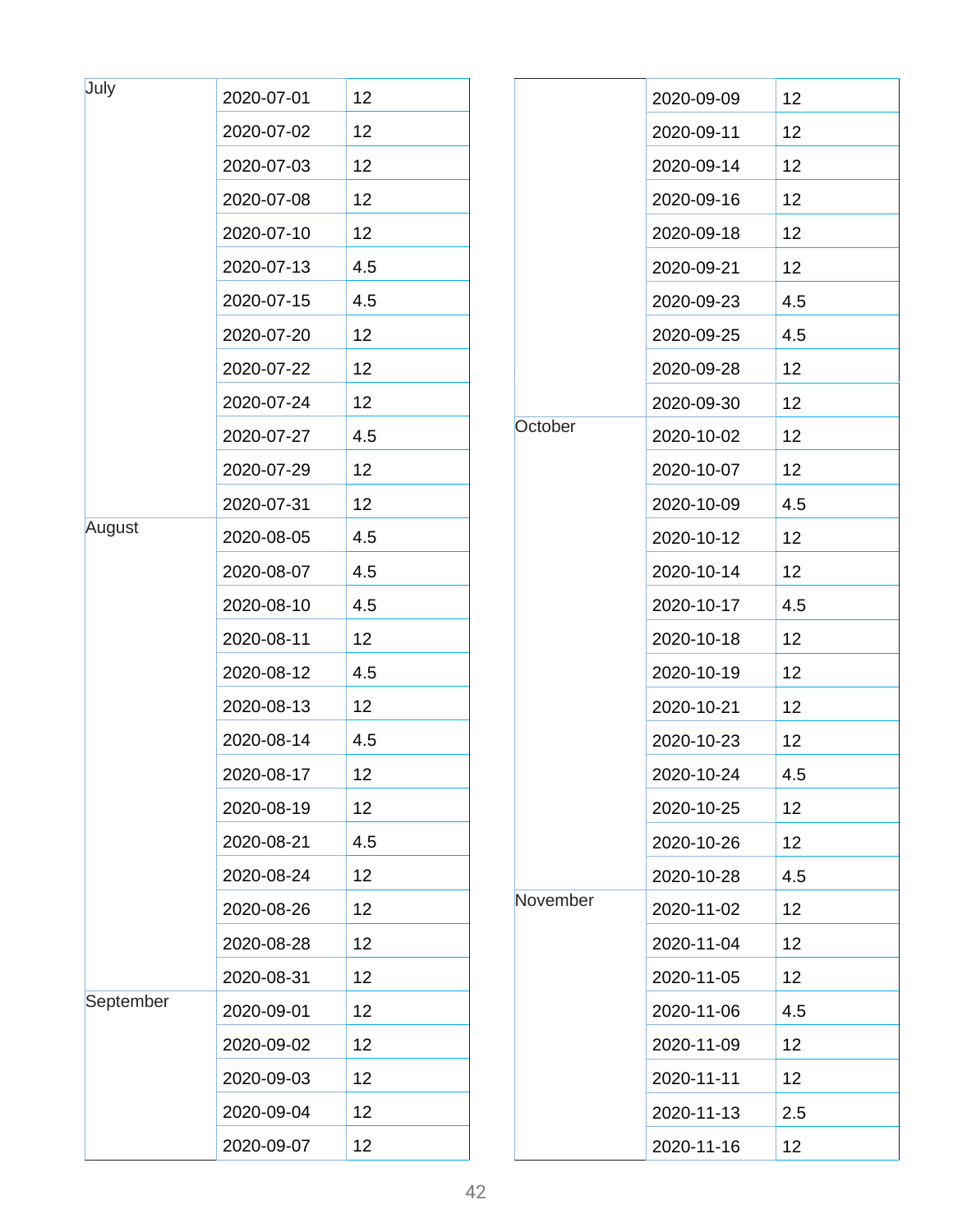| Month | Date | Value |
|---|---|---|
| July | 2020-07-01 | 12 |
| | 2020-07-02 | 12 |
| | 2020-07-03 | 12 |
| | 2020-07-08 | 12 |
| | 2020-07-10 | 12 |
| | 2020-07-13 | 4.5 |
| | 2020-07-15 | 4.5 |
| | 2020-07-20 | 12 |
| | 2020-07-22 | 12 |
| | 2020-07-24 | 12 |
| | 2020-07-27 | 4.5 |
| | 2020-07-29 | 12 |
| | 2020-07-31 | 12 |
| August | 2020-08-05 | 4.5 |
| | 2020-08-07 | 4.5 |
| | 2020-08-10 | 4.5 |
| | 2020-08-11 | 12 |
| | 2020-08-12 | 4.5 |
| | 2020-08-13 | 12 |
| | 2020-08-14 | 4.5 |
| | 2020-08-17 | 12 |
| | 2020-08-19 | 12 |
| | 2020-08-21 | 4.5 |
| | 2020-08-24 | 12 |
| | 2020-08-26 | 12 |
| | 2020-08-28 | 12 |
| | 2020-08-31 | 12 |
| September | 2020-09-01 | 12 |
| | 2020-09-02 | 12 |
| | 2020-09-03 | 12 |
| | 2020-09-04 | 12 |
| | 2020-09-07 | 12 |
| | 2020-09-09 | 12 |
| | 2020-09-11 | 12 |
| | 2020-09-14 | 12 |
| | 2020-09-16 | 12 |
| | 2020-09-18 | 12 |
| | 2020-09-21 | 12 |
| | 2020-09-23 | 4.5 |
| | 2020-09-25 | 4.5 |
| | 2020-09-28 | 12 |
| | 2020-09-30 | 12 |
| October | 2020-10-02 | 12 |
| | 2020-10-07 | 12 |
| | 2020-10-09 | 4.5 |
| | 2020-10-12 | 12 |
| | 2020-10-14 | 12 |
| | 2020-10-17 | 4.5 |
| | 2020-10-18 | 12 |
| | 2020-10-19 | 12 |
| | 2020-10-21 | 12 |
| | 2020-10-23 | 12 |
| | 2020-10-24 | 4.5 |
| | 2020-10-25 | 12 |
| | 2020-10-26 | 12 |
| | 2020-10-28 | 4.5 |
| November | 2020-11-02 | 12 |
| | 2020-11-04 | 12 |
| | 2020-11-05 | 12 |
| | 2020-11-06 | 4.5 |
| | 2020-11-09 | 12 |
| | 2020-11-11 | 12 |
| | 2020-11-13 | 2.5 |
| | 2020-11-16 | 12 |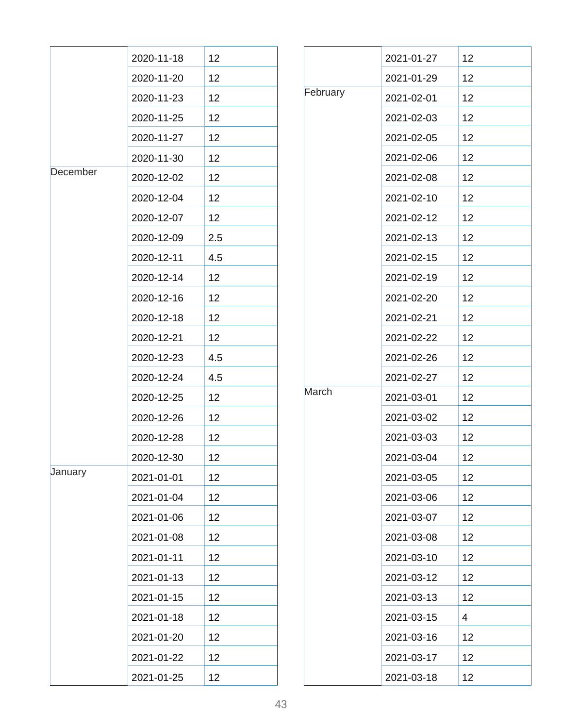| | | |
|---|---|---|
| | 2020-11-18 | 12 |
| | 2020-11-20 | 12 |
| | 2020-11-23 | 12 |
| | 2020-11-25 | 12 |
| | 2020-11-27 | 12 |
| | 2020-11-30 | 12 |
| December | 2020-12-02 | 12 |
| | 2020-12-04 | 12 |
| | 2020-12-07 | 12 |
| | 2020-12-09 | 2.5 |
| | 2020-12-11 | 4.5 |
| | 2020-12-14 | 12 |
| | 2020-12-16 | 12 |
| | 2020-12-18 | 12 |
| | 2020-12-21 | 12 |
| | 2020-12-23 | 4.5 |
| | 2020-12-24 | 4.5 |
| | 2020-12-25 | 12 |
| | 2020-12-26 | 12 |
| | 2020-12-28 | 12 |
| | 2020-12-30 | 12 |
| January | 2021-01-01 | 12 |
| | 2021-01-04 | 12 |
| | 2021-01-06 | 12 |
| | 2021-01-08 | 12 |
| | 2021-01-11 | 12 |
| | 2021-01-13 | 12 |
| | 2021-01-15 | 12 |
| | 2021-01-18 | 12 |
| | 2021-01-20 | 12 |
| | 2021-01-22 | 12 |
| | 2021-01-25 | 12 |
| | 2021-01-27 | 12 |
| | 2021-01-29 | 12 |
| February | 2021-02-01 | 12 |
| | 2021-02-03 | 12 |
| | 2021-02-05 | 12 |
| | 2021-02-06 | 12 |
| | 2021-02-08 | 12 |
| | 2021-02-10 | 12 |
| | 2021-02-12 | 12 |
| | 2021-02-13 | 12 |
| | 2021-02-15 | 12 |
| | 2021-02-19 | 12 |
| | 2021-02-20 | 12 |
| | 2021-02-21 | 12 |
| | 2021-02-22 | 12 |
| | 2021-02-26 | 12 |
| | 2021-02-27 | 12 |
| March | 2021-03-01 | 12 |
| | 2021-03-02 | 12 |
| | 2021-03-03 | 12 |
| | 2021-03-04 | 12 |
| | 2021-03-05 | 12 |
| | 2021-03-06 | 12 |
| | 2021-03-07 | 12 |
| | 2021-03-08 | 12 |
| | 2021-03-10 | 12 |
| | 2021-03-12 | 12 |
| | 2021-03-13 | 12 |
| | 2021-03-15 | 4 |
| | 2021-03-16 | 12 |
| | 2021-03-17 | 12 |
| | 2021-03-18 | 12 |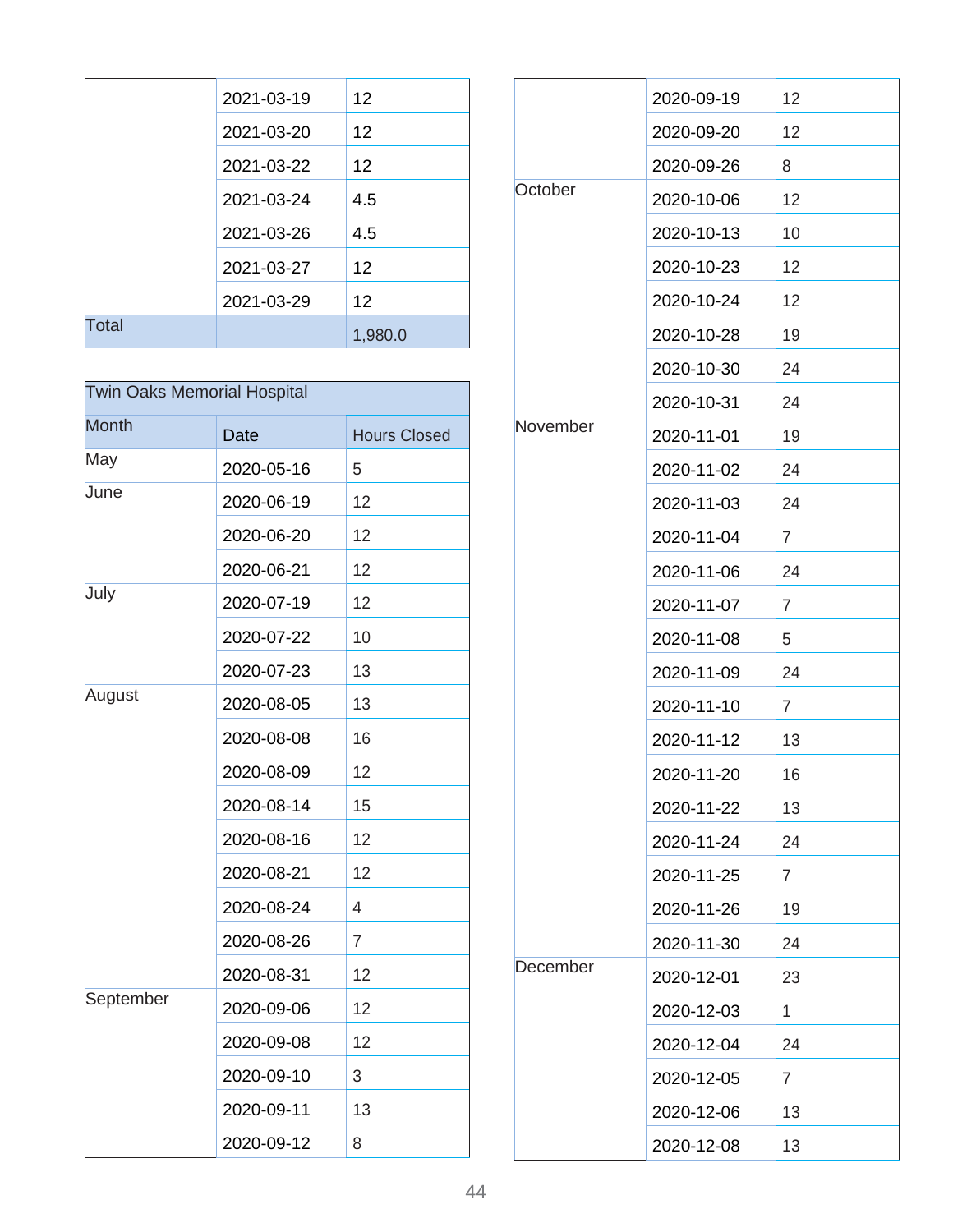| | | |
|---|---|---|
| | 2021-03-19 | 12 |
| | 2021-03-20 | 12 |
| | 2021-03-22 | 12 |
| | 2021-03-24 | 4.5 |
| | 2021-03-26 | 4.5 |
| | 2021-03-27 | 12 |
| | 2021-03-29 | 12 |
| Total | | 1,980.0 |

| Twin Oaks Memorial Hospital | | |
|---|---|---|
| Month | Date | Hours Closed |
| May | 2020-05-16 | 5 |
| June | 2020-06-19 | 12 |
| | 2020-06-20 | 12 |
| | 2020-06-21 | 12 |
| July | 2020-07-19 | 12 |
| | 2020-07-22 | 10 |
| | 2020-07-23 | 13 |
| August | 2020-08-05 | 13 |
| | 2020-08-08 | 16 |
| | 2020-08-09 | 12 |
| | 2020-08-14 | 15 |
| | 2020-08-16 | 12 |
| | 2020-08-21 | 12 |
| | 2020-08-24 | 4 |
| | 2020-08-26 | 7 |
| | 2020-08-31 | 12 |
| September | 2020-09-06 | 12 |
| | 2020-09-08 | 12 |
| | 2020-09-10 | 3 |
| | 2020-09-11 | 13 |
| | 2020-09-12 | 8 |
| | 2020-09-19 | 12 |
| | 2020-09-20 | 12 |
| | 2020-09-26 | 8 |
| October | 2020-10-06 | 12 |
| | 2020-10-13 | 10 |
| | 2020-10-23 | 12 |
| | 2020-10-24 | 12 |
| | 2020-10-28 | 19 |
| | 2020-10-30 | 24 |
| | 2020-10-31 | 24 |
| November | 2020-11-01 | 19 |
| | 2020-11-02 | 24 |
| | 2020-11-03 | 24 |
| | 2020-11-04 | 7 |
| | 2020-11-06 | 24 |
| | 2020-11-07 | 7 |
| | 2020-11-08 | 5 |
| | 2020-11-09 | 24 |
| | 2020-11-10 | 7 |
| | 2020-11-12 | 13 |
| | 2020-11-20 | 16 |
| | 2020-11-22 | 13 |
| | 2020-11-24 | 24 |
| | 2020-11-25 | 7 |
| | 2020-11-26 | 19 |
| | 2020-11-30 | 24 |
| December | 2020-12-01 | 23 |
| | 2020-12-03 | 1 |
| | 2020-12-04 | 24 |
| | 2020-12-05 | 7 |
| | 2020-12-06 | 13 |
| | 2020-12-08 | 13 |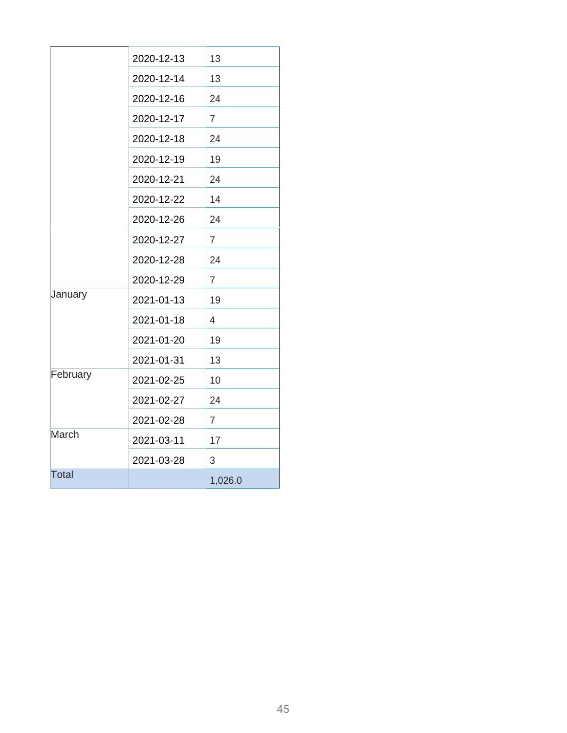| | | |
|---|---|---|
| | 2020-12-13 | 13 |
| | 2020-12-14 | 13 |
| | 2020-12-16 | 24 |
| | 2020-12-17 | 7 |
| | 2020-12-18 | 24 |
| | 2020-12-19 | 19 |
| | 2020-12-21 | 24 |
| | 2020-12-22 | 14 |
| | 2020-12-26 | 24 |
| | 2020-12-27 | 7 |
| | 2020-12-28 | 24 |
| | 2020-12-29 | 7 |
| January | 2021-01-13 | 19 |
| | 2021-01-18 | 4 |
| | 2021-01-20 | 19 |
| | 2021-01-31 | 13 |
| February | 2021-02-25 | 10 |
| | 2021-02-27 | 24 |
| | 2021-02-28 | 7 |
| March | 2021-03-11 | 17 |
| | 2021-03-28 | 3 |
| Total | | 1,026.0 |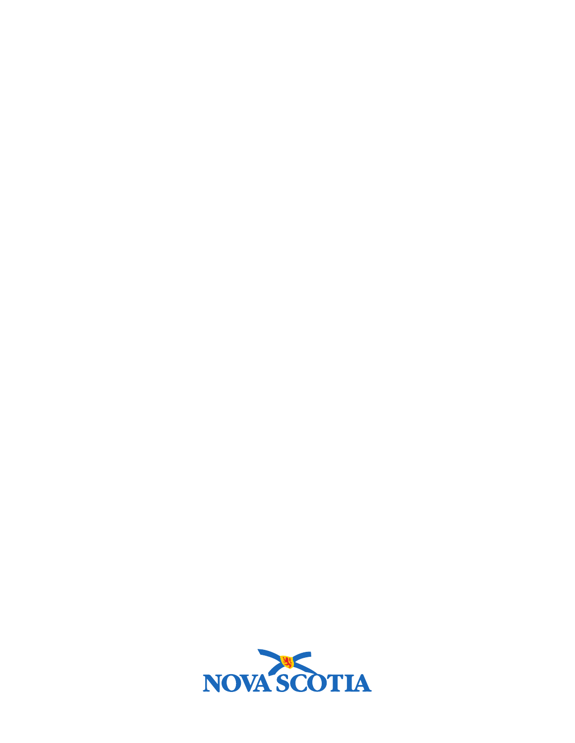NOVA SCOTIA